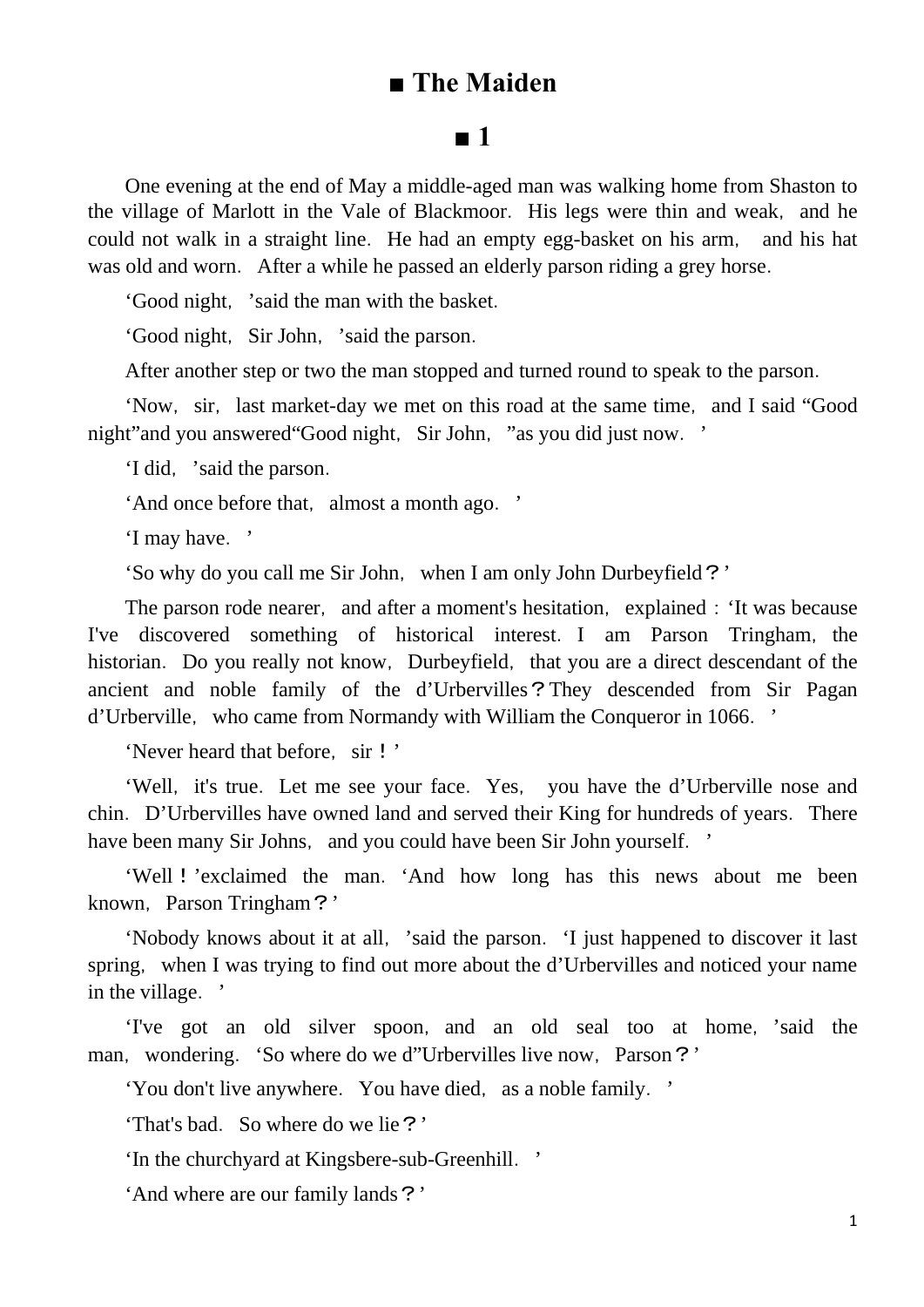# ■ The Maiden

## ■ 1

One evening at the end of May a middle-aged man was walking home from Shaston to the village of Marlott in the Vale of Blackmoor. His legs were thin and weak, and he could not walk in a straight line. He had an empty egg-basket on his arm, and his hat was old and worn. After a while he passed an elderly parson riding a grey horse.

'Good night,' said the man with the basket.

'Good night, Sir John,' said the parson.

After another step or two the man stopped and turned round to speak to the parson.

'Now, sir, last market-day we met on this road at the same time, and I said "Good night" and you answered "Good night, Sir John," as you did just now.'

'I did,' said the parson.

'And once before that, almost a month ago.'

'I may have.'

'So why do you call me Sir John, when I am only John Durbeyfield？'

The parson rode nearer, and after a moment's hesitation, explained：'It was because I've discovered something of historical interest. I am Parson Tringham, the historian. Do you really not know, Durbeyfield, that you are a direct descendant of the ancient and noble family of the d'Urbervilles？They descended from Sir Pagan d'Urberville, who came from Normandy with William the Conqueror in 1066.'

'Never heard that before, sir！'

'Well, it's true. Let me see your face. Yes, you have the d'Urberville nose and chin. D'Urbervilles have owned land and served their King for hundreds of years. There have been many Sir Johns, and you could have been Sir John yourself.'

'Well！' exclaimed the man. 'And how long has this news about me been known, Parson Tringham？'

'Nobody knows about it at all,' said the parson. 'I just happened to discover it last spring, when I was trying to find out more about the d'Urbervilles and noticed your name in the village.'

'I've got an old silver spoon, and an old seal too at home,' said the man, wondering. 'So where do we d"Urbervilles live now, Parson？'

'You don't live anywhere. You have died, as a noble family.'

'That's bad. So where do we lie？'

'In the churchyard at Kingsbere-sub-Greenhill.'

'And where are our family lands？'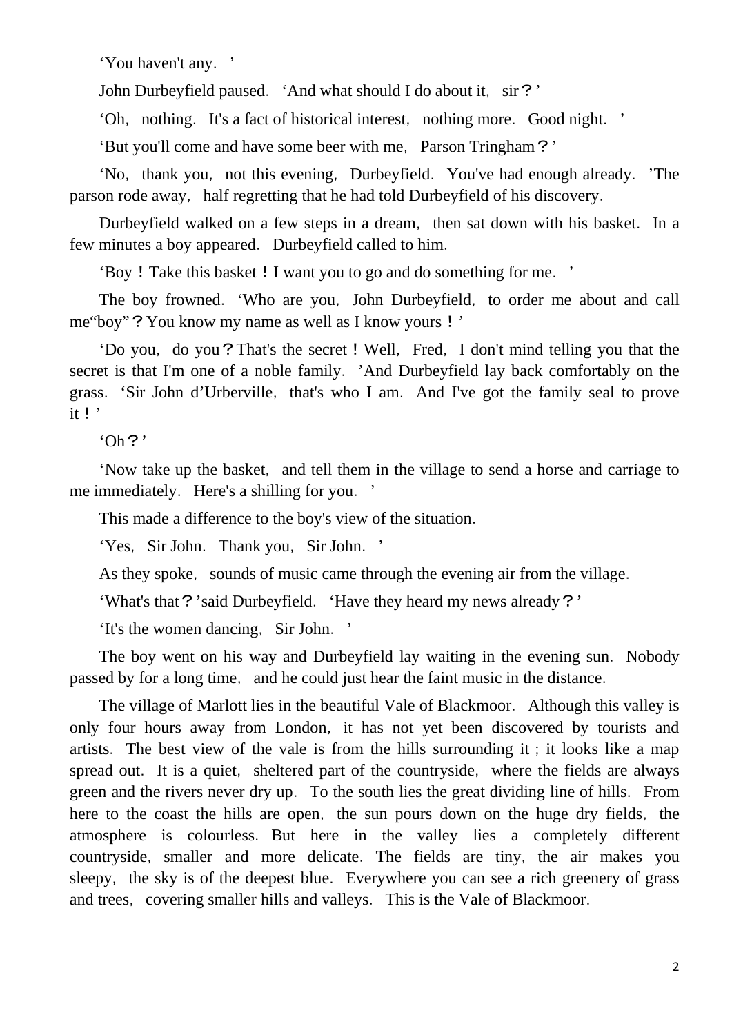'You haven't any. '

John Durbeyfield paused. 'And what should I do about it, sir？'

'Oh, nothing. It's a fact of historical interest, nothing more. Good night. '

'But you'll come and have some beer with me, Parson Tringham？'

'No, thank you, not this evening, Durbeyfield. You've had enough already. 'The parson rode away, half regretting that he had told Durbeyfield of his discovery.

Durbeyfield walked on a few steps in a dream, then sat down with his basket. In a few minutes a boy appeared. Durbeyfield called to him.

'Boy！Take this basket！I want you to go and do something for me. '

The boy frowned. 'Who are you, John Durbeyfield, to order me about and call me"boy"？You know my name as well as I know yours！'

'Do you, do you？That's the secret！Well, Fred, I don't mind telling you that the secret is that I'm one of a noble family. 'And Durbeyfield lay back comfortably on the grass. 'Sir John d'Urberville, that's who I am. And I've got the family seal to prove it！'

'Oh？'

'Now take up the basket, and tell them in the village to send a horse and carriage to me immediately. Here's a shilling for you. '

This made a difference to the boy's view of the situation.

'Yes, Sir John. Thank you, Sir John. '

As they spoke, sounds of music came through the evening air from the village.

'What's that？'said Durbeyfield. 'Have they heard my news already？'

'It's the women dancing, Sir John. '

The boy went on his way and Durbeyfield lay waiting in the evening sun. Nobody passed by for a long time, and he could just hear the faint music in the distance.

The village of Marlott lies in the beautiful Vale of Blackmoor. Although this valley is only four hours away from London, it has not yet been discovered by tourists and artists. The best view of the vale is from the hills surrounding it ; it looks like a map spread out. It is a quiet, sheltered part of the countryside, where the fields are always green and the rivers never dry up. To the south lies the great dividing line of hills. From here to the coast the hills are open, the sun pours down on the huge dry fields, the atmosphere is colourless. But here in the valley lies a completely different countryside, smaller and more delicate. The fields are tiny, the air makes you sleepy, the sky is of the deepest blue. Everywhere you can see a rich greenery of grass and trees, covering smaller hills and valleys. This is the Vale of Blackmoor.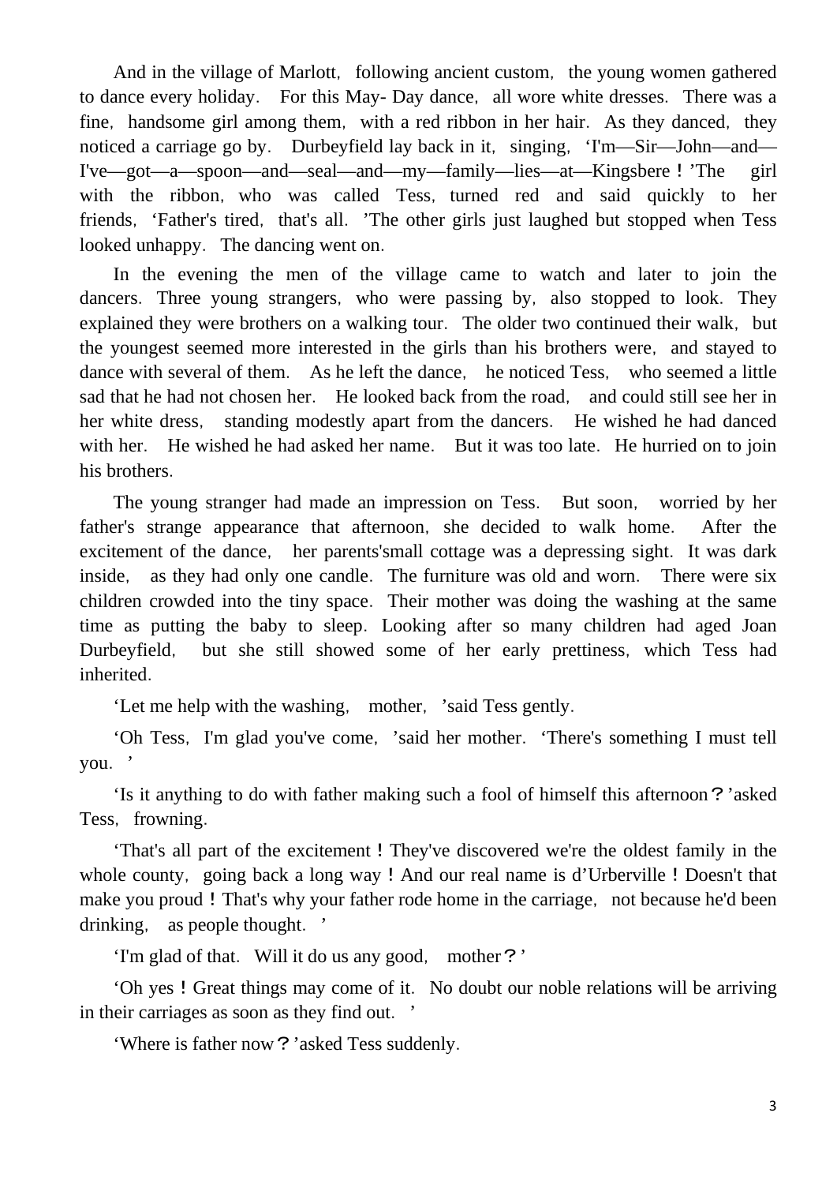And in the village of Marlott, following ancient custom, the young women gathered to dance every holiday. For this May- Day dance, all wore white dresses. There was a fine, handsome girl among them, with a red ribbon in her hair. As they danced, they noticed a carriage go by. Durbeyfield lay back in it, singing, 'I'm—Sir—John—and—I've—got—a—spoon—and—seal—and—my—family—lies—at—Kingsbere！'The girl with the ribbon, who was called Tess, turned red and said quickly to her friends, 'Father's tired, that's all. 'The other girls just laughed but stopped when Tess looked unhappy. The dancing went on.

In the evening the men of the village came to watch and later to join the dancers. Three young strangers, who were passing by, also stopped to look. They explained they were brothers on a walking tour. The older two continued their walk, but the youngest seemed more interested in the girls than his brothers were, and stayed to dance with several of them. As he left the dance, he noticed Tess, who seemed a little sad that he had not chosen her. He looked back from the road, and could still see her in her white dress, standing modestly apart from the dancers. He wished he had danced with her. He wished he had asked her name. But it was too late. He hurried on to join his brothers.

The young stranger had made an impression on Tess. But soon, worried by her father's strange appearance that afternoon, she decided to walk home. After the excitement of the dance, her parents'small cottage was a depressing sight. It was dark inside, as they had only one candle. The furniture was old and worn. There were six children crowded into the tiny space. Their mother was doing the washing at the same time as putting the baby to sleep. Looking after so many children had aged Joan Durbeyfield, but she still showed some of her early prettiness, which Tess had inherited.

'Let me help with the washing, mother, 'said Tess gently.

'Oh Tess, I'm glad you've come, 'said her mother. 'There's something I must tell you. '

'Is it anything to do with father making such a fool of himself this afternoon？'asked Tess, frowning.

'That's all part of the excitement！They've discovered we're the oldest family in the whole county, going back a long way！And our real name is d'Urberville！Doesn't that make you proud！That's why your father rode home in the carriage, not because he'd been drinking, as people thought. '

'I'm glad of that. Will it do us any good, mother？'

'Oh yes！Great things may come of it. No doubt our noble relations will be arriving in their carriages as soon as they find out. '

'Where is father now？'asked Tess suddenly.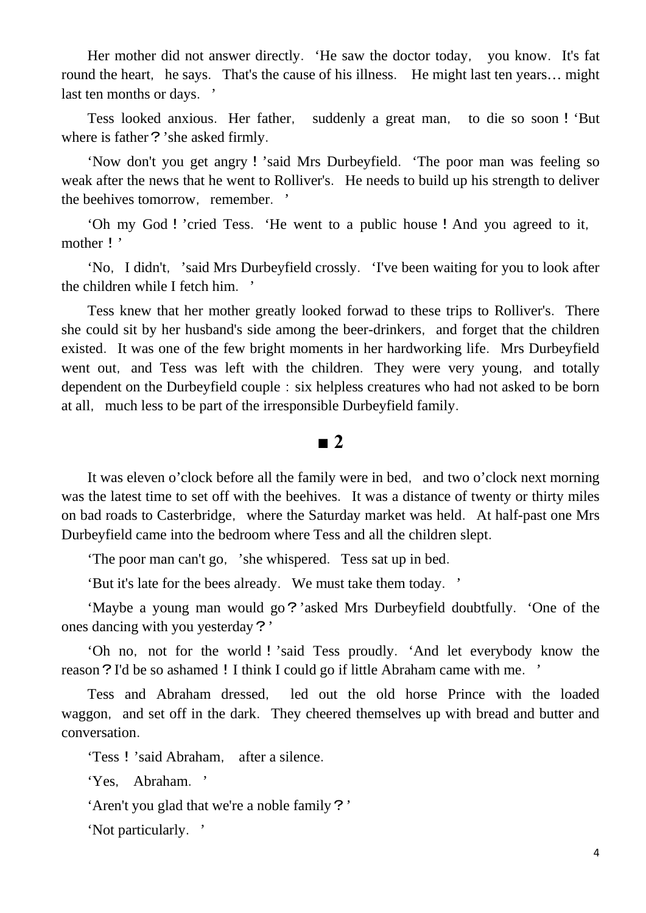Her mother did not answer directly. 'He saw the doctor today, you know. It's fat round the heart, he says. That's the cause of his illness. He might last ten years… might last ten months or days.'

Tess looked anxious. Her father, suddenly a great man, to die so soon! 'But where is father?' she asked firmly.

'Now don't you get angry!' said Mrs Durbeyfield. 'The poor man was feeling so weak after the news that he went to Rolliver's. He needs to build up his strength to deliver the beehives tomorrow, remember.'

'Oh my God!' cried Tess. 'He went to a public house! And you agreed to it, mother!'

'No, I didn't,' said Mrs Durbeyfield crossly. 'I've been waiting for you to look after the children while I fetch him.'

Tess knew that her mother greatly looked forwad to these trips to Rolliver's. There she could sit by her husband's side among the beer-drinkers, and forget that the children existed. It was one of the few bright moments in her hardworking life. Mrs Durbeyfield went out, and Tess was left with the children. They were very young, and totally dependent on the Durbeyfield couple: six helpless creatures who had not asked to be born at all, much less to be part of the irresponsible Durbeyfield family.

## ■ 2

It was eleven o'clock before all the family were in bed, and two o'clock next morning was the latest time to set off with the beehives. It was a distance of twenty or thirty miles on bad roads to Casterbridge, where the Saturday market was held. At half-past one Mrs Durbeyfield came into the bedroom where Tess and all the children slept.

'The poor man can't go,' she whispered. Tess sat up in bed.

'But it's late for the bees already. We must take them today.'

'Maybe a young man would go?' asked Mrs Durbeyfield doubtfully. 'One of the ones dancing with you yesterday?'

'Oh no, not for the world!' said Tess proudly. 'And let everybody know the reason? I'd be so ashamed! I think I could go if little Abraham came with me.'

Tess and Abraham dressed, led out the old horse Prince with the loaded waggon, and set off in the dark. They cheered themselves up with bread and butter and conversation.

'Tess!' said Abraham, after a silence.

'Yes, Abraham.'

'Aren't you glad that we're a noble family?'

'Not particularly.'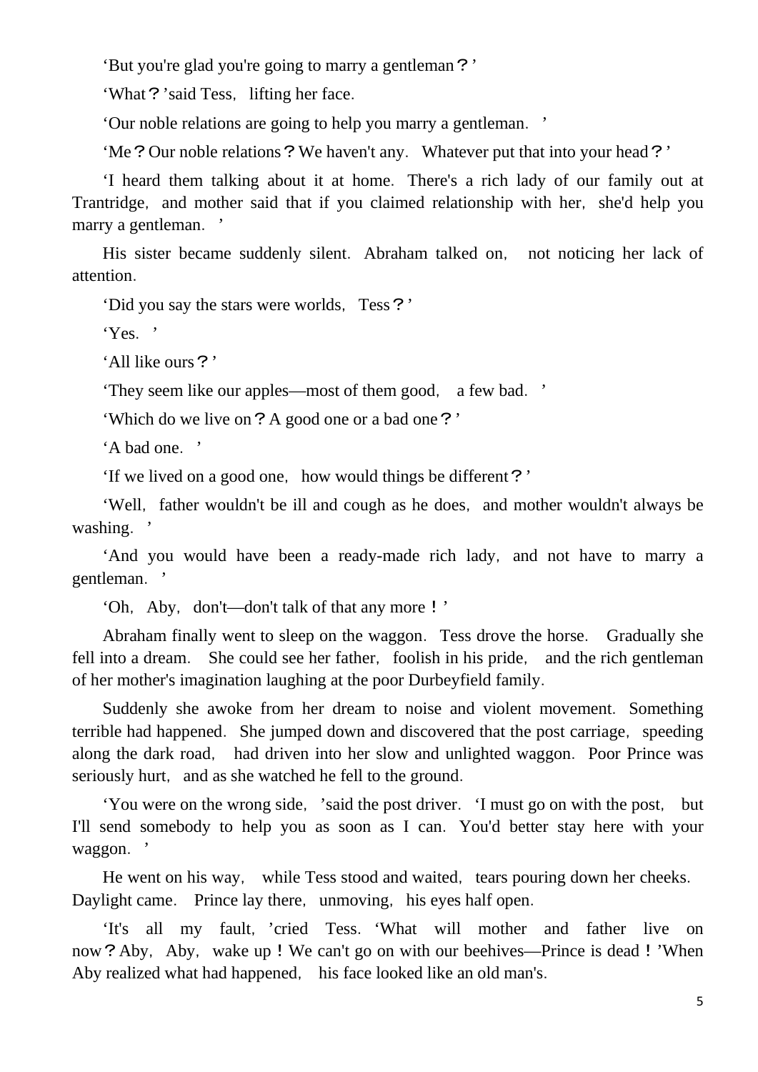'But you're glad you're going to marry a gentleman？'

'What？'said Tess，lifting her face.

'Our noble relations are going to help you marry a gentleman.'

'Me？Our noble relations？We haven't any. Whatever put that into your head？'

'I heard them talking about it at home. There's a rich lady of our family out at Trantridge，and mother said that if you claimed relationship with her，she'd help you marry a gentleman.'

His sister became suddenly silent. Abraham talked on，not noticing her lack of attention.

'Did you say the stars were worlds，Tess？'

'Yes.'

'All like ours？'

'They seem like our apples—most of them good，a few bad.'

'Which do we live on？A good one or a bad one？'

'A bad one.'

'If we lived on a good one，how would things be different？'

'Well，father wouldn't be ill and cough as he does，and mother wouldn't always be washing.'

'And you would have been a ready-made rich lady，and not have to marry a gentleman.'

'Oh，Aby，don't—don't talk of that any more！'

Abraham finally went to sleep on the waggon. Tess drove the horse. Gradually she fell into a dream. She could see her father，foolish in his pride，and the rich gentleman of her mother's imagination laughing at the poor Durbeyfield family.

Suddenly she awoke from her dream to noise and violent movement. Something terrible had happened. She jumped down and discovered that the post carriage，speeding along the dark road，had driven into her slow and unlighted waggon. Poor Prince was seriously hurt，and as she watched he fell to the ground.

'You were on the wrong side，'said the post driver. 'I must go on with the post，but I'll send somebody to help you as soon as I can. You'd better stay here with your waggon.'

He went on his way，while Tess stood and waited，tears pouring down her cheeks. Daylight came. Prince lay there，unmoving，his eyes half open.

'It's all my fault，'cried Tess. 'What will mother and father live on now？Aby，Aby，wake up！We can't go on with our beehives—Prince is dead！'When Aby realized what had happened，his face looked like an old man's.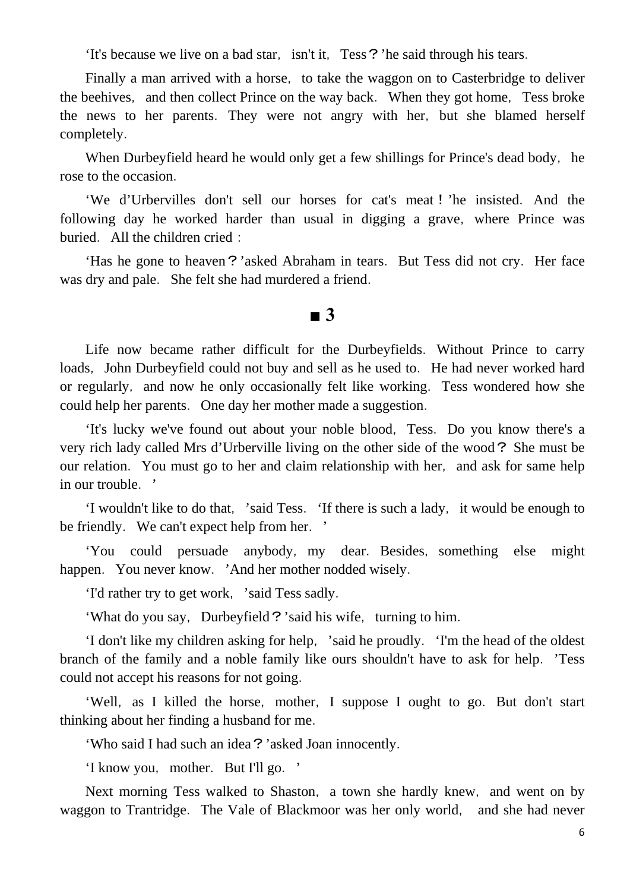'It's because we live on a bad star, isn't it, Tess？'he said through his tears.

Finally a man arrived with a horse, to take the waggon on to Casterbridge to deliver the beehives, and then collect Prince on the way back. When they got home, Tess broke the news to her parents. They were not angry with her, but she blamed herself completely.

When Durbeyfield heard he would only get a few shillings for Prince's dead body, he rose to the occasion.

'We d'Urbervilles don't sell our horses for cat's meat！'he insisted. And the following day he worked harder than usual in digging a grave, where Prince was buried. All the children cried：

'Has he gone to heaven？'asked Abraham in tears. But Tess did not cry. Her face was dry and pale. She felt she had murdered a friend.

## ■ 3

Life now became rather difficult for the Durbeyfields. Without Prince to carry loads, John Durbeyfield could not buy and sell as he used to. He had never worked hard or regularly, and now he only occasionally felt like working. Tess wondered how she could help her parents. One day her mother made a suggestion.

'It's lucky we've found out about your noble blood, Tess. Do you know there's a very rich lady called Mrs d'Urberville living on the other side of the wood？ She must be our relation. You must go to her and claim relationship with her, and ask for same help in our trouble.'

'I wouldn't like to do that,'said Tess. 'If there is such a lady, it would be enough to be friendly. We can't expect help from her.'

'You could persuade anybody, my dear. Besides, something else might happen. You never know.'And her mother nodded wisely.

'I'd rather try to get work,'said Tess sadly.

'What do you say, Durbeyfield？'said his wife, turning to him.

'I don't like my children asking for help,'said he proudly. 'I'm the head of the oldest branch of the family and a noble family like ours shouldn't have to ask for help.'Tess could not accept his reasons for not going.

'Well, as I killed the horse, mother, I suppose I ought to go. But don't start thinking about her finding a husband for me.

'Who said I had such an idea？'asked Joan innocently.

'I know you, mother. But I'll go.'

Next morning Tess walked to Shaston, a town she hardly knew, and went on by waggon to Trantridge. The Vale of Blackmoor was her only world, and she had never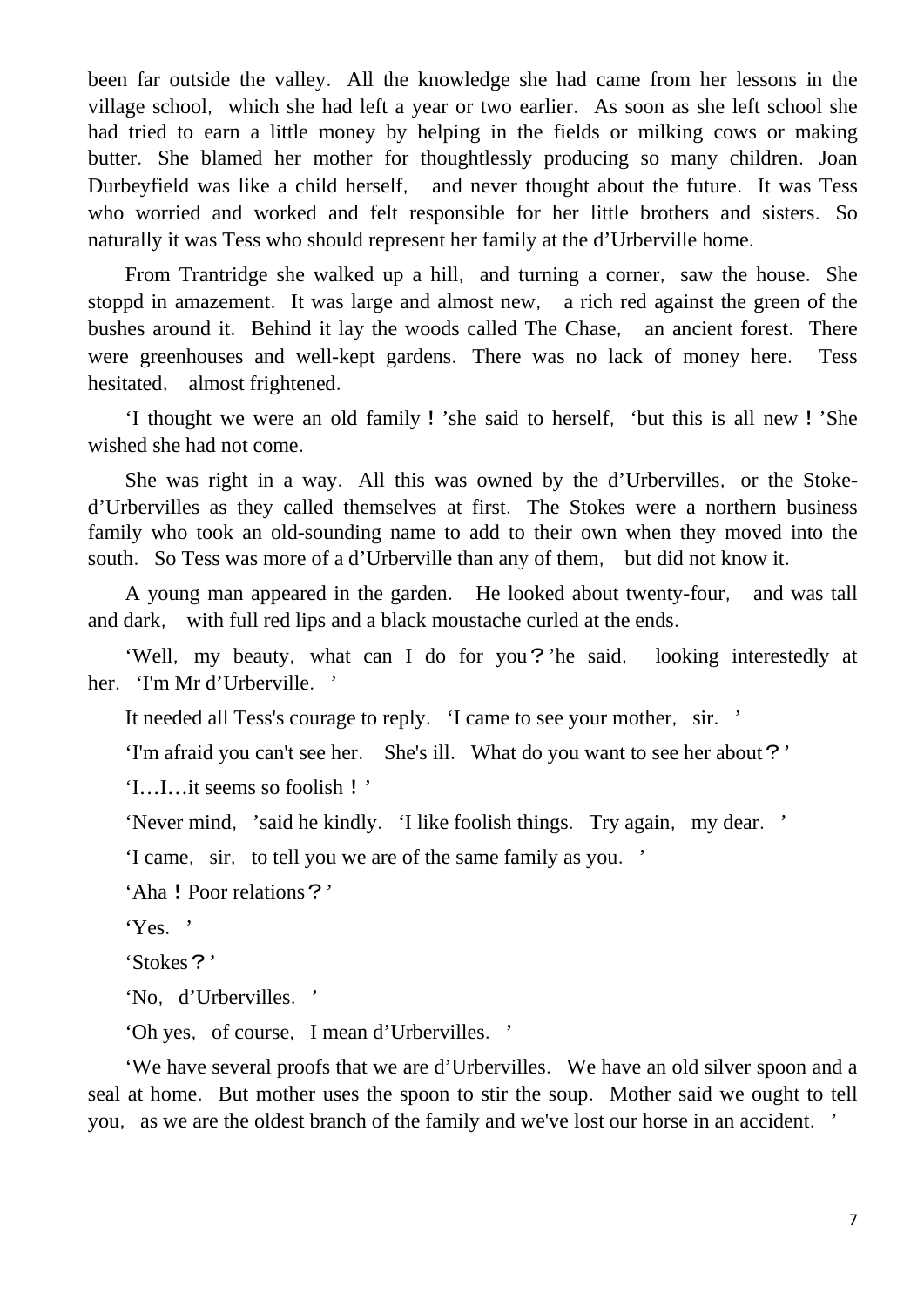been far outside the valley. All the knowledge she had came from her lessons in the village school, which she had left a year or two earlier. As soon as she left school she had tried to earn a little money by helping in the fields or milking cows or making butter. She blamed her mother for thoughtlessly producing so many children. Joan Durbeyfield was like a child herself, and never thought about the future. It was Tess who worried and worked and felt responsible for her little brothers and sisters. So naturally it was Tess who should represent her family at the d'Urberville home.

From Trantridge she walked up a hill, and turning a corner, saw the house. She stoppd in amazement. It was large and almost new, a rich red against the green of the bushes around it. Behind it lay the woods called The Chase, an ancient forest. There were greenhouses and well-kept gardens. There was no lack of money here. Tess hesitated, almost frightened.

'I thought we were an old family!'she said to herself, 'but this is all new!'She wished she had not come.

She was right in a way. All this was owned by the d'Urbervilles, or the Stoke-d'Urbervilles as they called themselves at first. The Stokes were a northern business family who took an old-sounding name to add to their own when they moved into the south. So Tess was more of a d'Urberville than any of them, but did not know it.

A young man appeared in the garden. He looked about twenty-four, and was tall and dark, with full red lips and a black moustache curled at the ends.

'Well, my beauty, what can I do for you?'he said, looking interestedly at her. 'I'm Mr d'Urberville.'

It needed all Tess's courage to reply. 'I came to see your mother, sir.'

'I'm afraid you can't see her. She's ill. What do you want to see her about?'

'I…I…it seems so foolish!'

'Never mind,'said he kindly. 'I like foolish things. Try again, my dear.'

'I came, sir, to tell you we are of the same family as you.'

'Aha! Poor relations?'

'Yes.'

'Stokes?'

'No, d'Urbervilles.'

'Oh yes, of course, I mean d'Urbervilles.'

'We have several proofs that we are d'Urbervilles. We have an old silver spoon and a seal at home. But mother uses the spoon to stir the soup. Mother said we ought to tell you, as we are the oldest branch of the family and we've lost our horse in an accident.'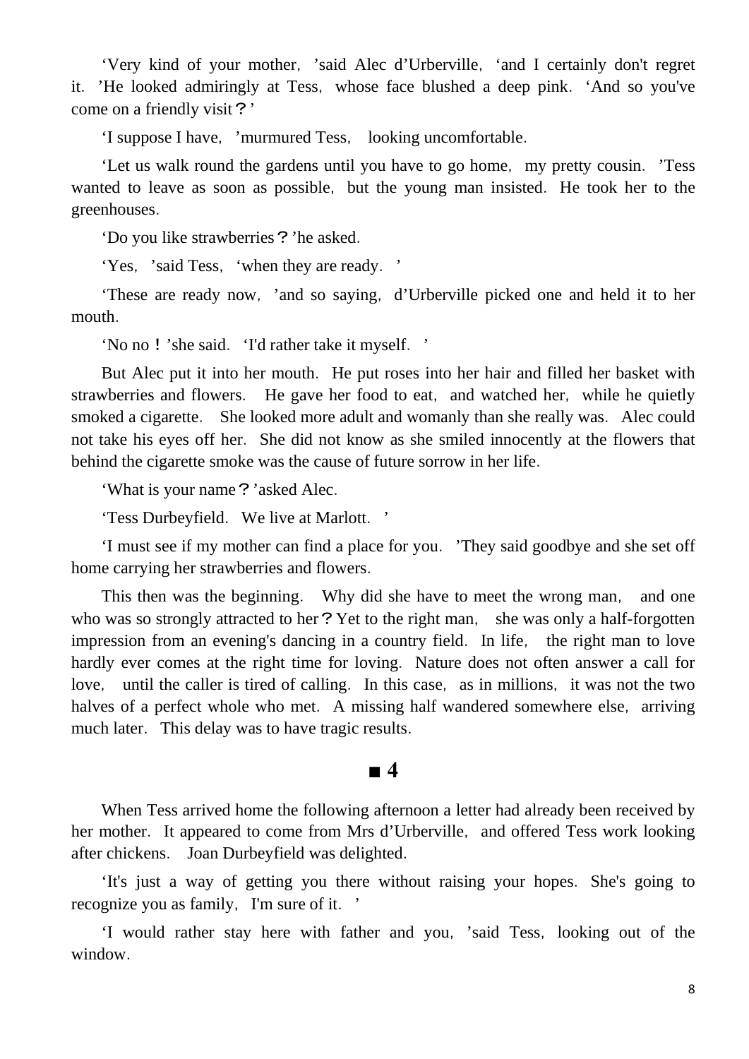'Very kind of your mother,' said Alec d'Urberville, 'and I certainly don't regret it.' He looked admiringly at Tess, whose face blushed a deep pink. 'And so you've come on a friendly visit?'

'I suppose I have,' murmured Tess, looking uncomfortable.

'Let us walk round the gardens until you have to go home, my pretty cousin.' Tess wanted to leave as soon as possible, but the young man insisted. He took her to the greenhouses.

'Do you like strawberries?' he asked.

'Yes,' said Tess, 'when they are ready.'

'These are ready now,' and so saying, d'Urberville picked one and held it to her mouth.

'No no!' she said. 'I'd rather take it myself.'

But Alec put it into her mouth. He put roses into her hair and filled her basket with strawberries and flowers. He gave her food to eat, and watched her, while he quietly smoked a cigarette. She looked more adult and womanly than she really was. Alec could not take his eyes off her. She did not know as she smiled innocently at the flowers that behind the cigarette smoke was the cause of future sorrow in her life.

'What is your name?' asked Alec.

'Tess Durbeyfield. We live at Marlott.'

'I must see if my mother can find a place for you.' They said goodbye and she set off home carrying her strawberries and flowers.

This then was the beginning. Why did she have to meet the wrong man, and one who was so strongly attracted to her? Yet to the right man, she was only a half-forgotten impression from an evening's dancing in a country field. In life, the right man to love hardly ever comes at the right time for loving. Nature does not often answer a call for love, until the caller is tired of calling. In this case, as in millions, it was not the two halves of a perfect whole who met. A missing half wandered somewhere else, arriving much later. This delay was to have tragic results.

## ■ 4

When Tess arrived home the following afternoon a letter had already been received by her mother. It appeared to come from Mrs d'Urberville, and offered Tess work looking after chickens. Joan Durbeyfield was delighted.

'It's just a way of getting you there without raising your hopes. She's going to recognize you as family, I'm sure of it.'

'I would rather stay here with father and you,' said Tess, looking out of the window.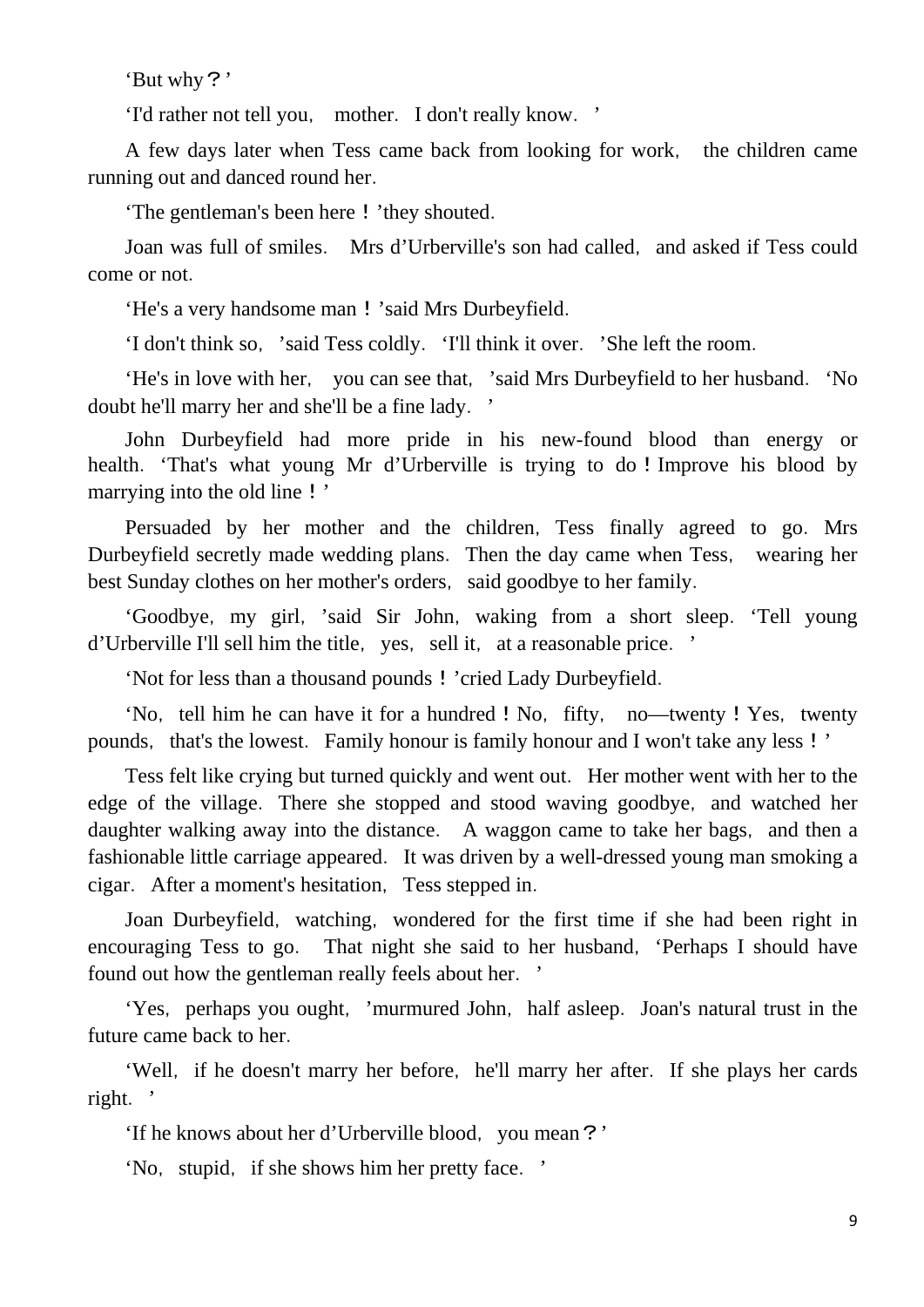'But why?'

'I'd rather not tell you, mother. I don't really know.'

A few days later when Tess came back from looking for work, the children came running out and danced round her.

'The gentleman's been here!' they shouted.

Joan was full of smiles. Mrs d'Urberville's son had called, and asked if Tess could come or not.

'He's a very handsome man!' said Mrs Durbeyfield.

'I don't think so,' said Tess coldly. 'I'll think it over.' She left the room.

'He's in love with her, you can see that,' said Mrs Durbeyfield to her husband. 'No doubt he'll marry her and she'll be a fine lady.'

John Durbeyfield had more pride in his new-found blood than energy or health. 'That's what young Mr d'Urberville is trying to do! Improve his blood by marrying into the old line!'

Persuaded by her mother and the children, Tess finally agreed to go. Mrs Durbeyfield secretly made wedding plans. Then the day came when Tess, wearing her best Sunday clothes on her mother's orders, said goodbye to her family.

'Goodbye, my girl,' said Sir John, waking from a short sleep. 'Tell young d'Urberville I'll sell him the title, yes, sell it, at a reasonable price.'

'Not for less than a thousand pounds!' cried Lady Durbeyfield.

'No, tell him he can have it for a hundred! No, fifty, no—twenty! Yes, twenty pounds, that's the lowest. Family honour is family honour and I won't take any less!'

Tess felt like crying but turned quickly and went out. Her mother went with her to the edge of the village. There she stopped and stood waving goodbye, and watched her daughter walking away into the distance. A waggon came to take her bags, and then a fashionable little carriage appeared. It was driven by a well-dressed young man smoking a cigar. After a moment's hesitation, Tess stepped in.

Joan Durbeyfield, watching, wondered for the first time if she had been right in encouraging Tess to go. That night she said to her husband, 'Perhaps I should have found out how the gentleman really feels about her.'

'Yes, perhaps you ought,' murmured John, half asleep. Joan's natural trust in the future came back to her.

'Well, if he doesn't marry her before, he'll marry her after. If she plays her cards right.'

'If he knows about her d'Urberville blood, you mean?'

'No, stupid, if she shows him her pretty face.'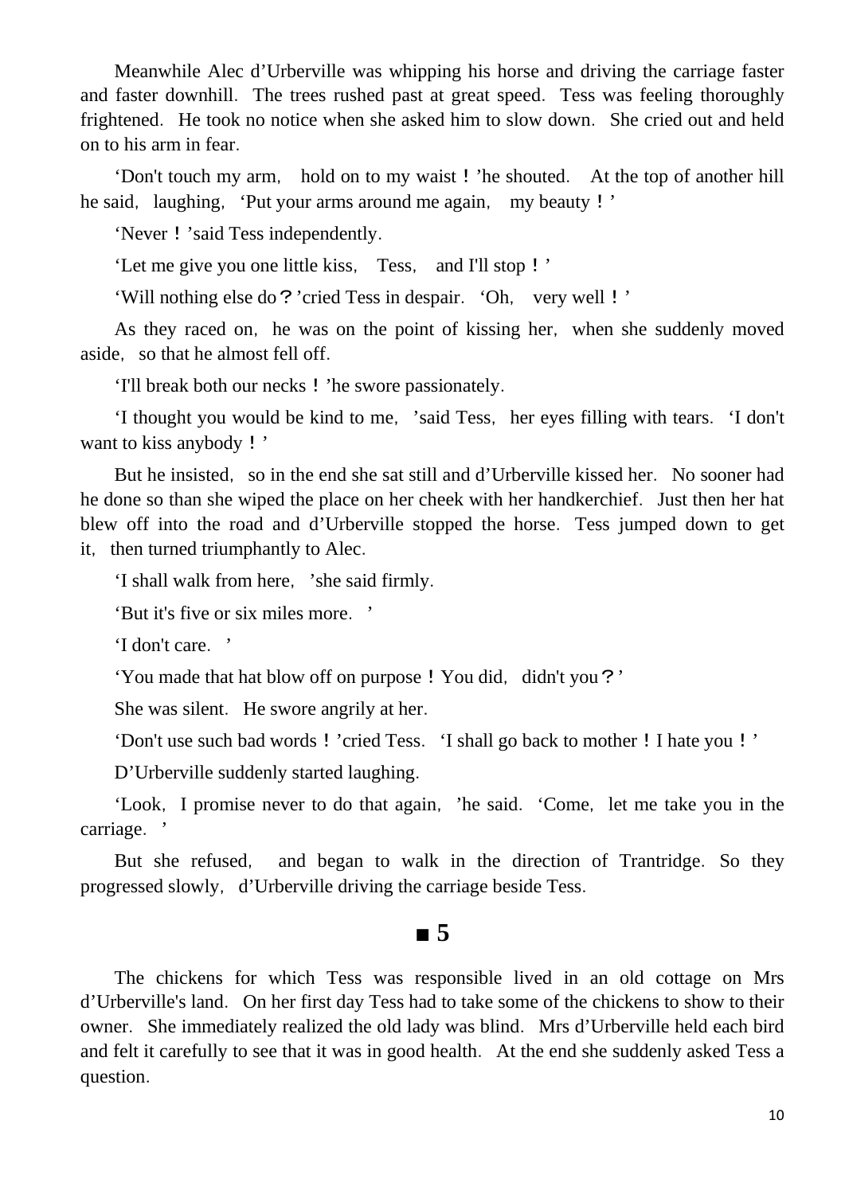Meanwhile Alec d'Urberville was whipping his horse and driving the carriage faster and faster downhill. The trees rushed past at great speed. Tess was feeling thoroughly frightened. He took no notice when she asked him to slow down. She cried out and held on to his arm in fear.

'Don't touch my arm, hold on to my waist！'he shouted. At the top of another hill he said, laughing, 'Put your arms around me again, my beauty！'

'Never！'said Tess independently.

'Let me give you one little kiss, Tess, and I'll stop！'

'Will nothing else do？'cried Tess in despair. 'Oh, very well！'

As they raced on, he was on the point of kissing her, when she suddenly moved aside, so that he almost fell off.

'I'll break both our necks！'he swore passionately.

'I thought you would be kind to me,'said Tess, her eyes filling with tears. 'I don't want to kiss anybody！'

But he insisted, so in the end she sat still and d'Urberville kissed her. No sooner had he done so than she wiped the place on her cheek with her handkerchief. Just then her hat blew off into the road and d'Urberville stopped the horse. Tess jumped down to get it, then turned triumphantly to Alec.

'I shall walk from here,'she said firmly.

'But it's five or six miles more.'

'I don't care.'

'You made that hat blow off on purpose！You did, didn't you？'

She was silent. He swore angrily at her.

'Don't use such bad words！'cried Tess. 'I shall go back to mother！I hate you！'

D'Urberville suddenly started laughing.

'Look, I promise never to do that again,'he said. 'Come, let me take you in the carriage.'

But she refused, and began to walk in the direction of Trantridge. So they progressed slowly, d'Urberville driving the carriage beside Tess.

## ■ 5

The chickens for which Tess was responsible lived in an old cottage on Mrs d'Urberville's land. On her first day Tess had to take some of the chickens to show to their owner. She immediately realized the old lady was blind. Mrs d'Urberville held each bird and felt it carefully to see that it was in good health. At the end she suddenly asked Tess a question.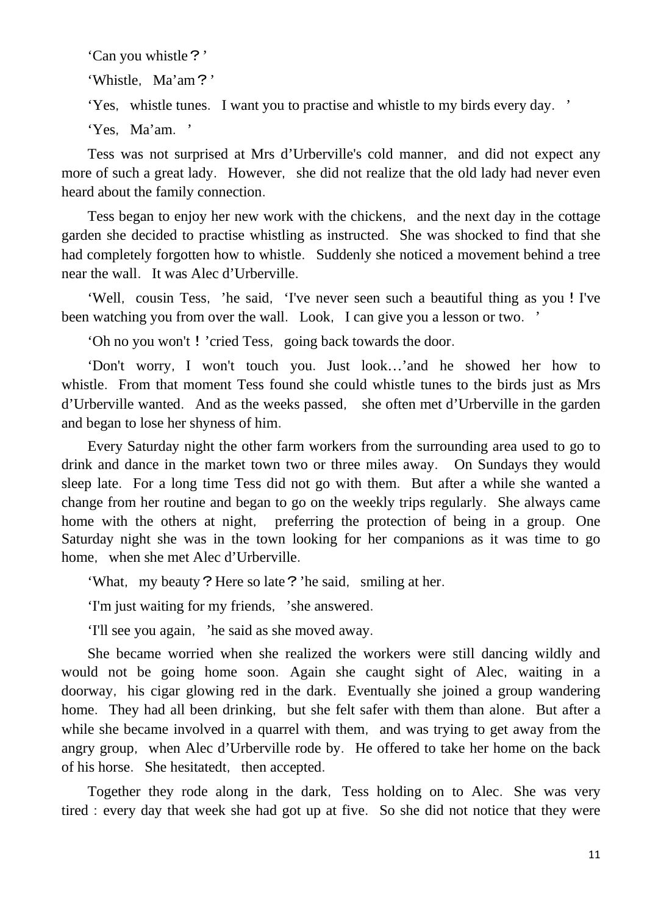'Can you whistle？'

'Whistle，Ma'am？'

'Yes，whistle tunes．I want you to practise and whistle to my birds every day．'

'Yes，Ma'am．'

Tess was not surprised at Mrs d'Urberville's cold manner，and did not expect any more of such a great lady．However，she did not realize that the old lady had never even heard about the family connection．

Tess began to enjoy her new work with the chickens，and the next day in the cottage garden she decided to practise whistling as instructed．She was shocked to find that she had completely forgotten how to whistle．Suddenly she noticed a movement behind a tree near the wall．It was Alec d'Urberville．

'Well，cousin Tess，'he said，'I've never seen such a beautiful thing as you！I've been watching you from over the wall．Look，I can give you a lesson or two．'

'Oh no you won't！'cried Tess，going back towards the door．

'Don't worry，I won't touch you．Just look…'and he showed her how to whistle．From that moment Tess found she could whistle tunes to the birds just as Mrs d'Urberville wanted．And as the weeks passed，she often met d'Urberville in the garden and began to lose her shyness of him．

Every Saturday night the other farm workers from the surrounding area used to go to drink and dance in the market town two or three miles away．On Sundays they would sleep late．For a long time Tess did not go with them．But after a while she wanted a change from her routine and began to go on the weekly trips regularly．She always came home with the others at night，preferring the protection of being in a group．One Saturday night she was in the town looking for her companions as it was time to go home，when she met Alec d'Urberville．

'What，my beauty？Here so late？'he said，smiling at her．

'I'm just waiting for my friends，'she answered．

'I'll see you again，'he said as she moved away．

She became worried when she realized the workers were still dancing wildly and would not be going home soon．Again she caught sight of Alec，waiting in a doorway，his cigar glowing red in the dark．Eventually she joined a group wandering home．They had all been drinking，but she felt safer with them than alone．But after a while she became involved in a quarrel with them，and was trying to get away from the angry group，when Alec d'Urberville rode by．He offered to take her home on the back of his horse．She hesitatedt，then accepted．

Together they rode along in the dark，Tess holding on to Alec．She was very tired：every day that week she had got up at five．So she did not notice that they were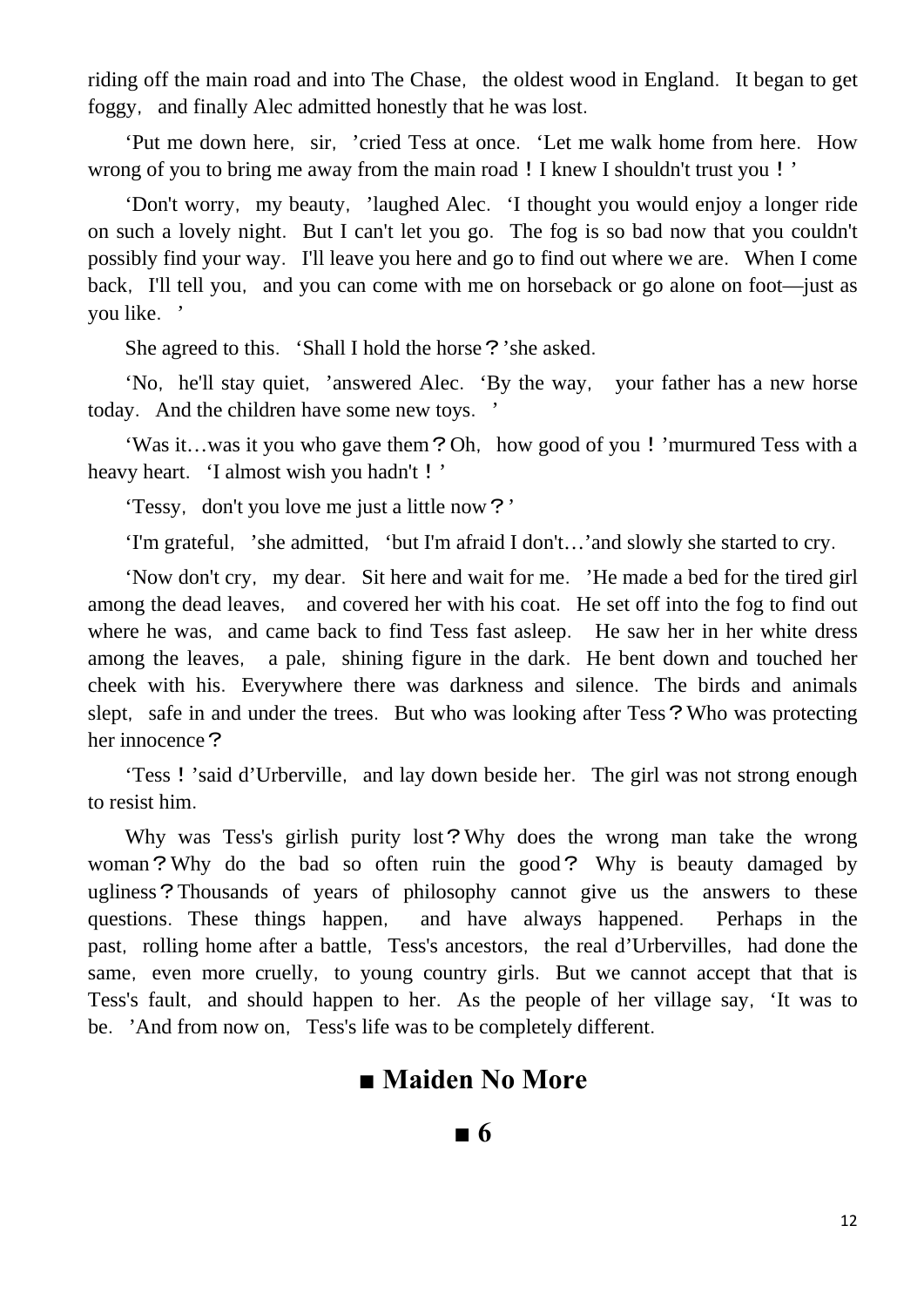riding off the main road and into The Chase, the oldest wood in England. It began to get foggy, and finally Alec admitted honestly that he was lost.

'Put me down here, sir,' cried Tess at once. 'Let me walk home from here. How wrong of you to bring me away from the main road! I knew I shouldn't trust you!'

'Don't worry, my beauty,' laughed Alec. 'I thought you would enjoy a longer ride on such a lovely night. But I can't let you go. The fog is so bad now that you couldn't possibly find your way. I'll leave you here and go to find out where we are. When I come back, I'll tell you, and you can come with me on horseback or go alone on foot—just as you like.'

She agreed to this. 'Shall I hold the horse?' she asked.

'No, he'll stay quiet,' answered Alec. 'By the way, your father has a new horse today. And the children have some new toys.'

'Was it…was it you who gave them? Oh, how good of you!' murmured Tess with a heavy heart. 'I almost wish you hadn't!'

'Tessy, don't you love me just a little now?'

'I'm grateful,' she admitted, 'but I'm afraid I don't…' and slowly she started to cry.

'Now don't cry, my dear. Sit here and wait for me.' He made a bed for the tired girl among the dead leaves, and covered her with his coat. He set off into the fog to find out where he was, and came back to find Tess fast asleep. He saw her in her white dress among the leaves, a pale, shining figure in the dark. He bent down and touched her cheek with his. Everywhere there was darkness and silence. The birds and animals slept, safe in and under the trees. But who was looking after Tess? Who was protecting her innocence?

'Tess!' said d'Urberville, and lay down beside her. The girl was not strong enough to resist him.

Why was Tess's girlish purity lost? Why does the wrong man take the wrong woman? Why do the bad so often ruin the good? Why is beauty damaged by ugliness? Thousands of years of philosophy cannot give us the answers to these questions. These things happen, and have always happened. Perhaps in the past, rolling home after a battle, Tess's ancestors, the real d'Urbervilles, had done the same, even more cruelly, to young country girls. But we cannot accept that that is Tess's fault, and should happen to her. As the people of her village say, 'It was to be.' And from now on, Tess's life was to be completely different.

## ■ Maiden No More

## ■ 6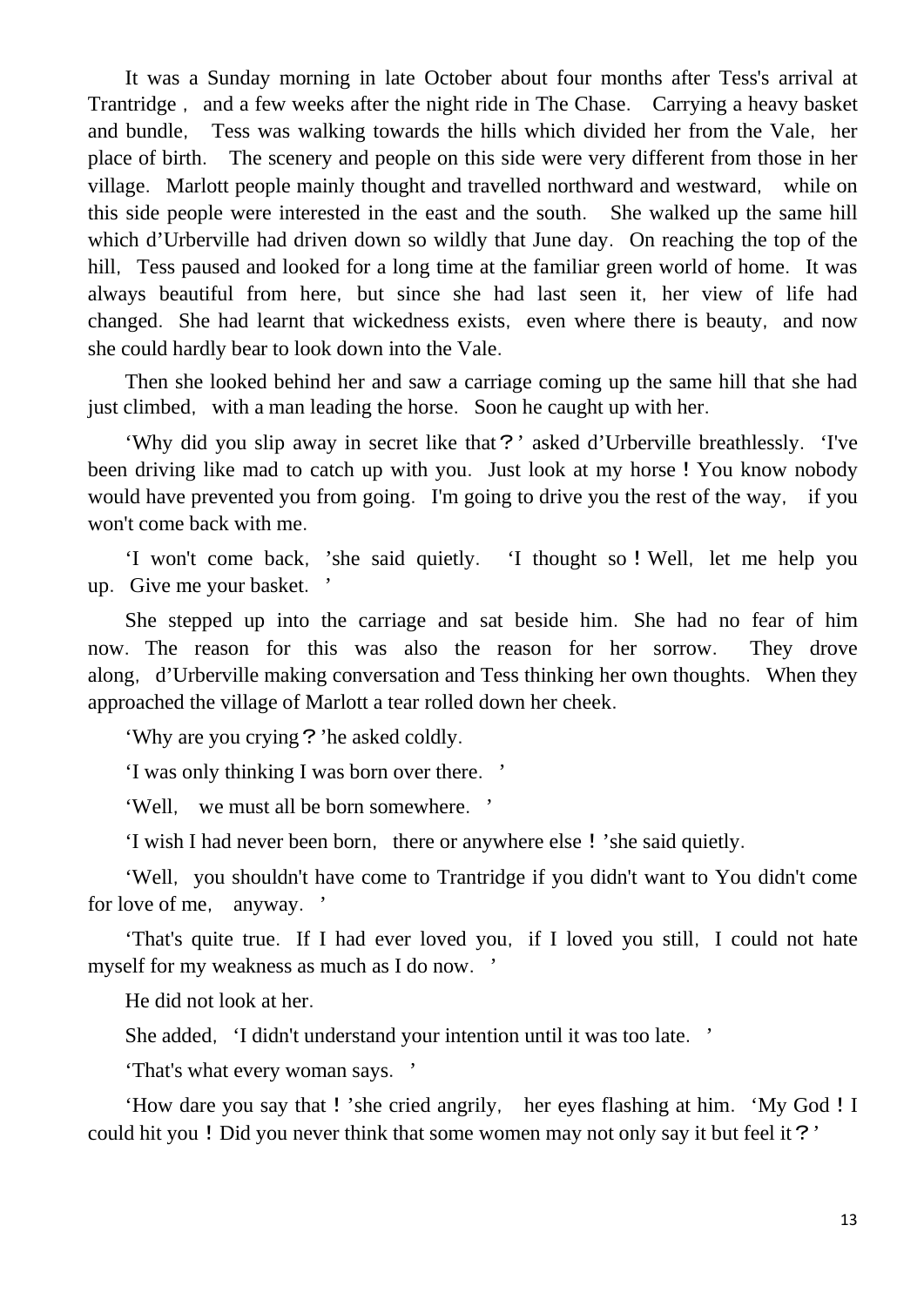It was a Sunday morning in late October about four months after Tess's arrival at Trantridge， and a few weeks after the night ride in The Chase． Carrying a heavy basket and bundle， Tess was walking towards the hills which divided her from the Vale，her place of birth． The scenery and people on this side were very different from those in her village．Marlott people mainly thought and travelled northward and westward， while on this side people were interested in the east and the south． She walked up the same hill which d’Urberville had driven down so wildly that June day．On reaching the top of the hill，Tess paused and looked for a long time at the familiar green world of home．It was always beautiful from here，but since she had last seen it，her view of life had changed．She had learnt that wickedness exists，even where there is beauty，and now she could hardly bear to look down into the Vale．

Then she looked behind her and saw a carriage coming up the same hill that she had just climbed，with a man leading the horse． Soon he caught up with her．

‘Why did you slip away in secret like that？’ asked d’Urberville breathlessly．‘I've been driving like mad to catch up with you．Just look at my horse！You know nobody would have prevented you from going．I'm going to drive you the rest of the way， if you won't come back with me．

‘I won't come back，’she said quietly． ‘I thought so！Well，let me help you up．Give me your basket．’

She stepped up into the carriage and sat beside him．She had no fear of him now．The reason for this was also the reason for her sorrow． They drove along，d’Urberville making conversation and Tess thinking her own thoughts．When they approached the village of Marlott a tear rolled down her cheek．

‘Why are you crying？’he asked coldly．

‘I was only thinking I was born over there．’

‘Well， we must all be born somewhere．’

‘I wish I had never been born，there or anywhere else！’she said quietly．

‘Well，you shouldn't have come to Trantridge if you didn't want to You didn't come for love of me， anyway．’

‘That's quite true．If I had ever loved you，if I loved you still，I could not hate myself for my weakness as much as I do now．’

He did not look at her．

She added，‘I didn't understand your intention until it was too late．’

‘That's what every woman says．’

‘How dare you say that！’she cried angrily， her eyes flashing at him．‘My God！I could hit you！Did you never think that some women may not only say it but feel it？’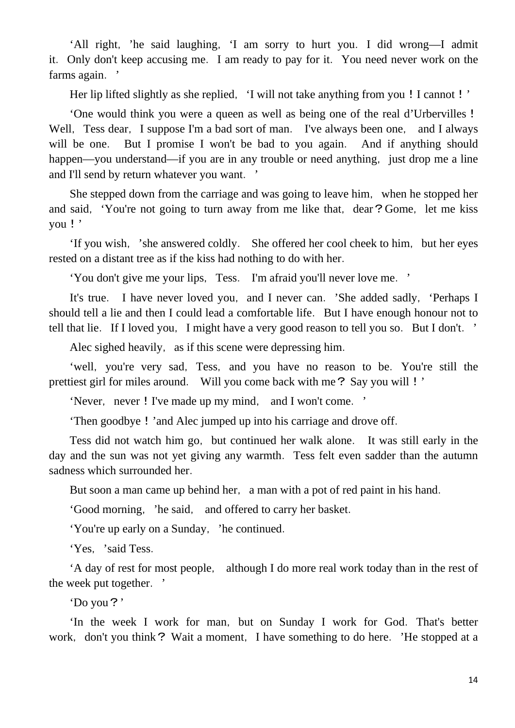‘All right, ’he said laughing, ‘I am sorry to hurt you. I did wrong—I admit it. Only don't keep accusing me. I am ready to pay for it. You need never work on the farms again. ’

Her lip lifted slightly as she replied, ‘I will not take anything from you！I cannot！’

‘One would think you were a queen as well as being one of the real d’Urbervilles！ Well, Tess dear, I suppose I'm a bad sort of man. I've always been one, and I always will be one. But I promise I won't be bad to you again. And if anything should happen—you understand—if you are in any trouble or need anything, just drop me a line and I'll send by return whatever you want. ’

She stepped down from the carriage and was going to leave him, when he stopped her and said, ‘You're not going to turn away from me like that, dear？Gome, let me kiss you！’

‘If you wish, ’she answered coldly. She offered her cool cheek to him, but her eyes rested on a distant tree as if the kiss had nothing to do with her.

‘You don't give me your lips, Tess. I'm afraid you'll never love me. ’

It's true. I have never loved you, and I never can. ’She added sadly, ‘Perhaps I should tell a lie and then I could lead a comfortable life. But I have enough honour not to tell that lie. If I loved you, I might have a very good reason to tell you so. But I don't. ’

Alec sighed heavily, as if this scene were depressing him.

‘well, you're very sad, Tess, and you have no reason to be. You're still the prettiest girl for miles around. Will you come back with me？ Say you will！’

‘Never, never！I've made up my mind, and I won't come. ’

‘Then goodbye！’and Alec jumped up into his carriage and drove off.

Tess did not watch him go, but continued her walk alone. It was still early in the day and the sun was not yet giving any warmth. Tess felt even sadder than the autumn sadness which surrounded her.

But soon a man came up behind her, a man with a pot of red paint in his hand.

‘Good morning, ’he said, and offered to carry her basket.

‘You're up early on a Sunday, ’he continued.

‘Yes, ’said Tess.

‘A day of rest for most people, although I do more real work today than in the rest of the week put together. ’

‘Do you？’

‘In the week I work for man, but on Sunday I work for God. That's better work, don't you think？ Wait a moment, I have something to do here. ’He stopped at a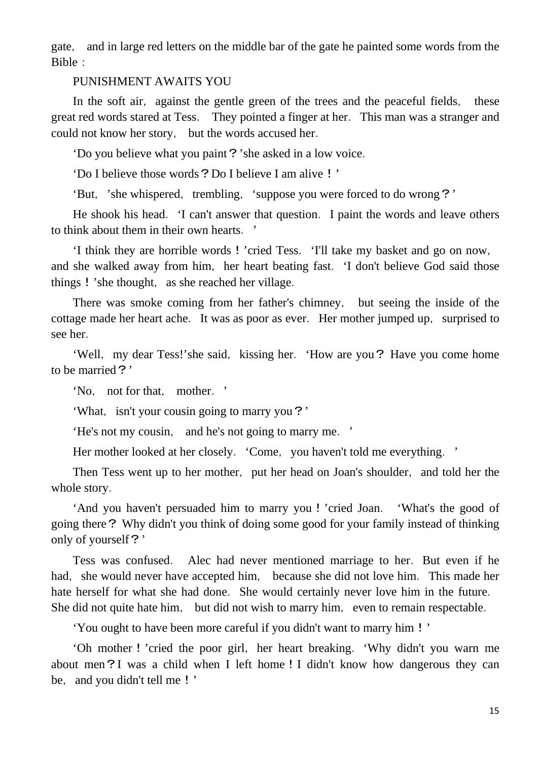gate, and in large red letters on the middle bar of the gate he painted some words from the Bible:

PUNISHMENT AWAITS YOU

In the soft air, against the gentle green of the trees and the peaceful fields, these great red words stared at Tess. They pointed a finger at her. This man was a stranger and could not know her story, but the words accused her.

'Do you believe what you paint?' she asked in a low voice.

'Do I believe those words? Do I believe I am alive!'

'But,' she whispered, trembling, 'suppose you were forced to do wrong?'

He shook his head. 'I can't answer that question. I paint the words and leave others to think about them in their own hearts.'

'I think they are horrible words!' cried Tess. 'I'll take my basket and go on now, and she walked away from him, her heart beating fast. 'I don't believe God said those things!' she thought, as she reached her village.

There was smoke coming from her father's chimney, but seeing the inside of the cottage made her heart ache. It was as poor as ever. Her mother jumped up, surprised to see her.

'Well, my dear Tess!' she said, kissing her. 'How are you? Have you come home to be married?'

'No, not for that, mother.'

'What, isn't your cousin going to marry you?'

'He's not my cousin, and he's not going to marry me.'

Her mother looked at her closely. 'Come, you haven't told me everything.'

Then Tess went up to her mother, put her head on Joan's shoulder, and told her the whole story.

'And you haven't persuaded him to marry you!' cried Joan. 'What's the good of going there? Why didn't you think of doing some good for your family instead of thinking only of yourself?'

Tess was confused. Alec had never mentioned marriage to her. But even if he had, she would never have accepted him, because she did not love him. This made her hate herself for what she had done. She would certainly never love him in the future. She did not quite hate him, but did not wish to marry him, even to remain respectable.

'You ought to have been more careful if you didn't want to marry him!'

'Oh mother!' cried the poor girl, her heart breaking. 'Why didn't you warn me about men? I was a child when I left home! I didn't know how dangerous they can be, and you didn't tell me!'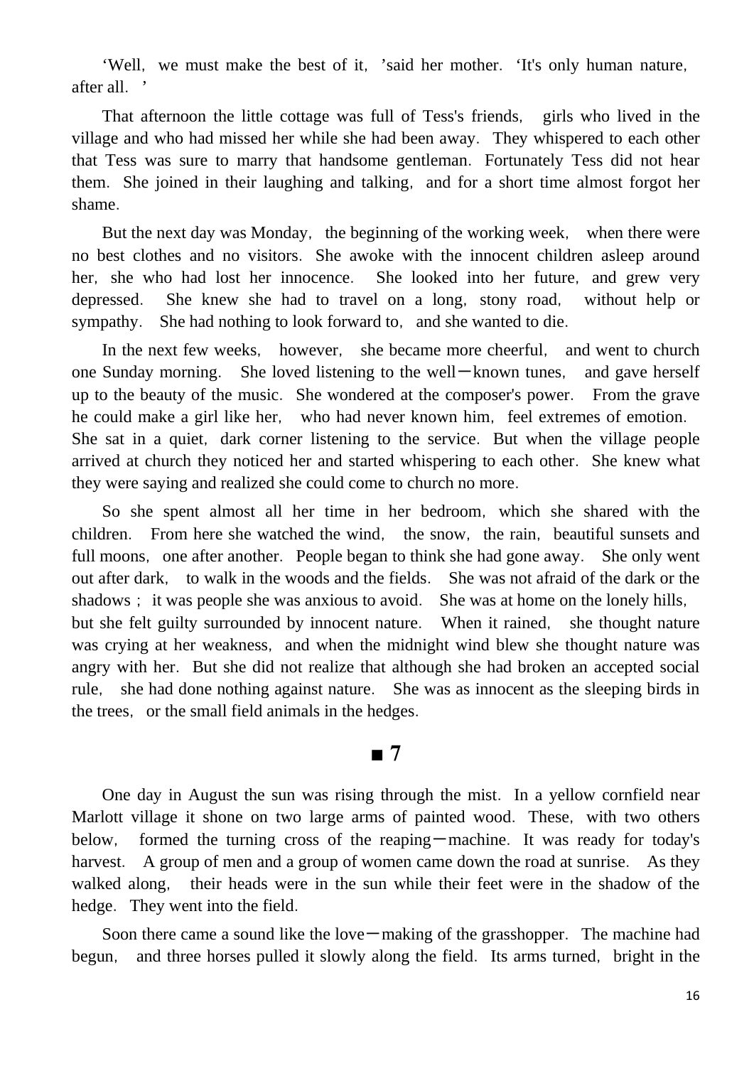'Well, we must make the best of it,' said her mother. 'It's only human nature, after all.'

That afternoon the little cottage was full of Tess's friends, girls who lived in the village and who had missed her while she had been away. They whispered to each other that Tess was sure to marry that handsome gentleman. Fortunately Tess did not hear them. She joined in their laughing and talking, and for a short time almost forgot her shame.

But the next day was Monday, the beginning of the working week, when there were no best clothes and no visitors. She awoke with the innocent children asleep around her, she who had lost her innocence. She looked into her future, and grew very depressed. She knew she had to travel on a long, stony road, without help or sympathy. She had nothing to look forward to, and she wanted to die.

In the next few weeks, however, she became more cheerful, and went to church one Sunday morning. She loved listening to the well—known tunes, and gave herself up to the beauty of the music. She wondered at the composer's power. From the grave he could make a girl like her, who had never known him, feel extremes of emotion. She sat in a quiet, dark corner listening to the service. But when the village people arrived at church they noticed her and started whispering to each other. She knew what they were saying and realized she could come to church no more.

So she spent almost all her time in her bedroom, which she shared with the children. From here she watched the wind, the snow, the rain, beautiful sunsets and full moons, one after another. People began to think she had gone away. She only went out after dark, to walk in the woods and the fields. She was not afraid of the dark or the shadows; it was people she was anxious to avoid. She was at home on the lonely hills, but she felt guilty surrounded by innocent nature. When it rained, she thought nature was crying at her weakness, and when the midnight wind blew she thought nature was angry with her. But she did not realize that although she had broken an accepted social rule, she had done nothing against nature. She was as innocent as the sleeping birds in the trees, or the small field animals in the hedges.

## ■ 7

One day in August the sun was rising through the mist. In a yellow cornfield near Marlott village it shone on two large arms of painted wood. These, with two others below, formed the turning cross of the reaping—machine. It was ready for today's harvest. A group of men and a group of women came down the road at sunrise. As they walked along, their heads were in the sun while their feet were in the shadow of the hedge. They went into the field.

Soon there came a sound like the love—making of the grasshopper. The machine had begun, and three horses pulled it slowly along the field. Its arms turned, bright in the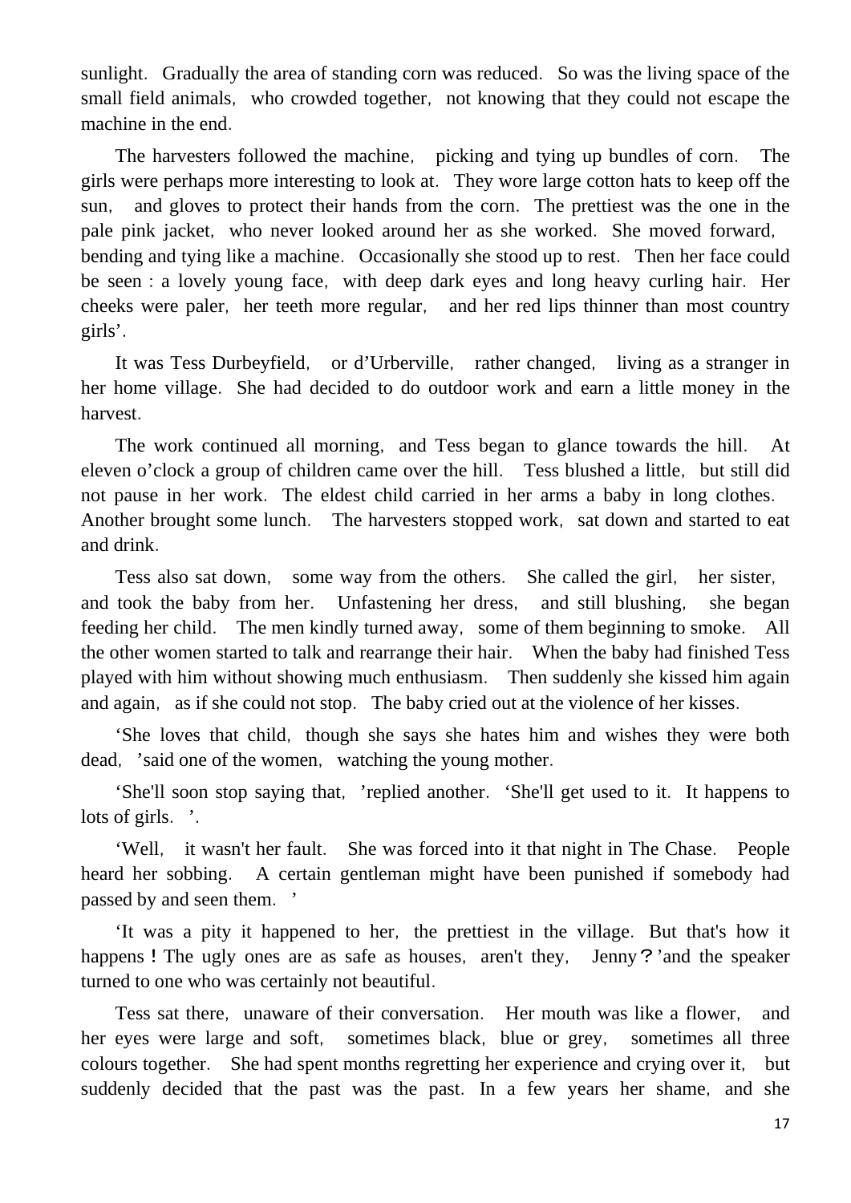sunlight. Gradually the area of standing corn was reduced. So was the living space of the small field animals, who crowded together, not knowing that they could not escape the machine in the end.

The harvesters followed the machine, picking and tying up bundles of corn. The girls were perhaps more interesting to look at. They wore large cotton hats to keep off the sun, and gloves to protect their hands from the corn. The prettiest was the one in the pale pink jacket, who never looked around her as she worked. She moved forward, bending and tying like a machine. Occasionally she stood up to rest. Then her face could be seen : a lovely young face, with deep dark eyes and long heavy curling hair. Her cheeks were paler, her teeth more regular, and her red lips thinner than most country girls'.

It was Tess Durbeyfield, or d'Urberville, rather changed, living as a stranger in her home village. She had decided to do outdoor work and earn a little money in the harvest.

The work continued all morning, and Tess began to glance towards the hill. At eleven o'clock a group of children came over the hill. Tess blushed a little, but still did not pause in her work. The eldest child carried in her arms a baby in long clothes. Another brought some lunch. The harvesters stopped work, sat down and started to eat and drink.

Tess also sat down, some way from the others. She called the girl, her sister, and took the baby from her. Unfastening her dress, and still blushing, she began feeding her child. The men kindly turned away, some of them beginning to smoke. All the other women started to talk and rearrange their hair. When the baby had finished Tess played with him without showing much enthusiasm. Then suddenly she kissed him again and again, as if she could not stop. The baby cried out at the violence of her kisses.

'She loves that child, though she says she hates him and wishes they were both dead, 'said one of the women, watching the young mother.

'She'll soon stop saying that, 'replied another. 'She'll get used to it. It happens to lots of girls. '.

'Well, it wasn't her fault. She was forced into it that night in The Chase. People heard her sobbing. A certain gentleman might have been punished if somebody had passed by and seen them. '

'It was a pity it happened to her, the prettiest in the village. But that's how it happens! The ugly ones are as safe as houses, aren't they, Jenny?'and the speaker turned to one who was certainly not beautiful.

Tess sat there, unaware of their conversation. Her mouth was like a flower, and her eyes were large and soft, sometimes black, blue or grey, sometimes all three colours together. She had spent months regretting her experience and crying over it, but suddenly decided that the past was the past. In a few years her shame, and she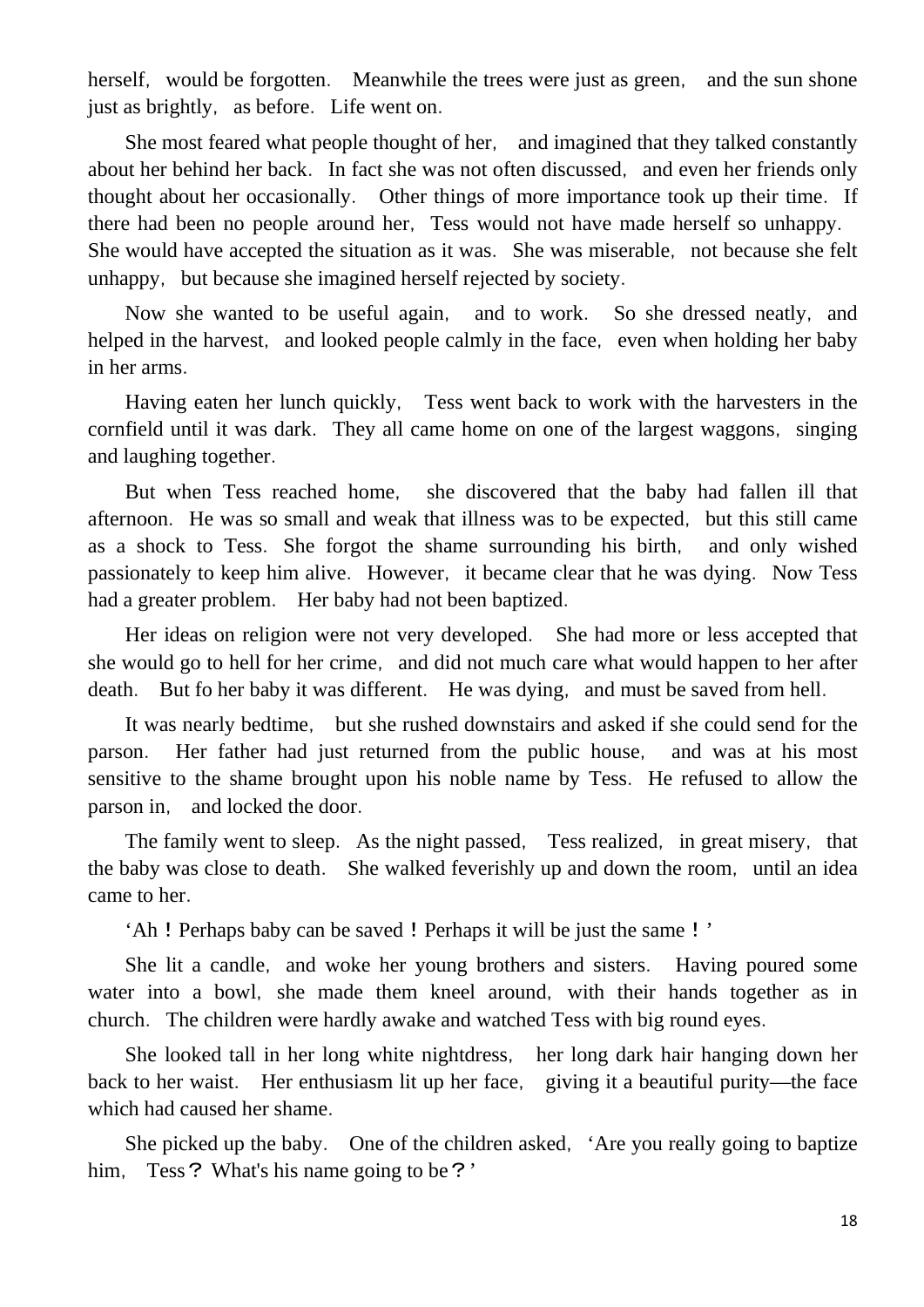herself, would be forgotten. Meanwhile the trees were just as green, and the sun shone just as brightly, as before. Life went on.

She most feared what people thought of her, and imagined that they talked constantly about her behind her back. In fact she was not often discussed, and even her friends only thought about her occasionally. Other things of more importance took up their time. If there had been no people around her, Tess would not have made herself so unhappy. She would have accepted the situation as it was. She was miserable, not because she felt unhappy, but because she imagined herself rejected by society.

Now she wanted to be useful again, and to work. So she dressed neatly, and helped in the harvest, and looked people calmly in the face, even when holding her baby in her arms.

Having eaten her lunch quickly, Tess went back to work with the harvesters in the cornfield until it was dark. They all came home on one of the largest waggons, singing and laughing together.

But when Tess reached home, she discovered that the baby had fallen ill that afternoon. He was so small and weak that illness was to be expected, but this still came as a shock to Tess. She forgot the shame surrounding his birth, and only wished passionately to keep him alive. However, it became clear that he was dying. Now Tess had a greater problem. Her baby had not been baptized.

Her ideas on religion were not very developed. She had more or less accepted that she would go to hell for her crime, and did not much care what would happen to her after death. But fo her baby it was different. He was dying, and must be saved from hell.

It was nearly bedtime, but she rushed downstairs and asked if she could send for the parson. Her father had just returned from the public house, and was at his most sensitive to the shame brought upon his noble name by Tess. He refused to allow the parson in, and locked the door.

The family went to sleep. As the night passed, Tess realized, in great misery, that the baby was close to death. She walked feverishly up and down the room, until an idea came to her.

'Ah！Perhaps baby can be saved！Perhaps it will be just the same！'

She lit a candle, and woke her young brothers and sisters. Having poured some water into a bowl, she made them kneel around, with their hands together as in church. The children were hardly awake and watched Tess with big round eyes.

She looked tall in her long white nightdress, her long dark hair hanging down her back to her waist. Her enthusiasm lit up her face, giving it a beautiful purity—the face which had caused her shame.

She picked up the baby. One of the children asked, 'Are you really going to baptize him, Tess？ What's his name going to be？'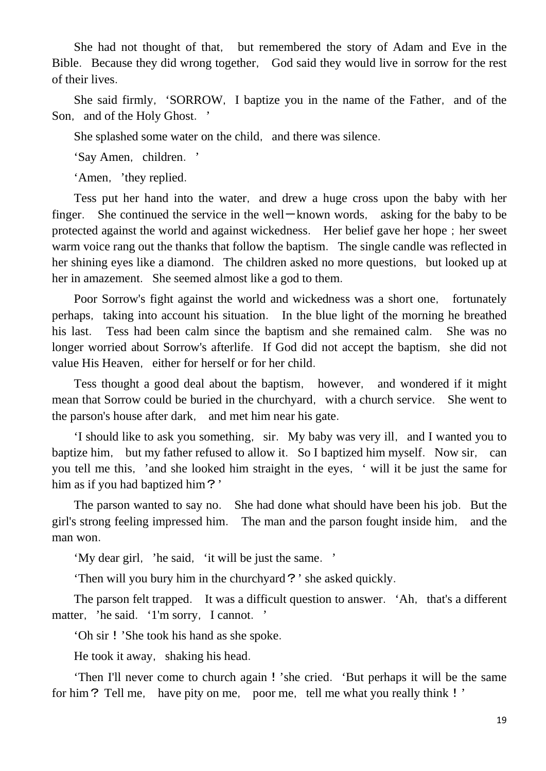She had not thought of that, but remembered the story of Adam and Eve in the Bible. Because they did wrong together, God said they would live in sorrow for the rest of their lives.

She said firmly, 'SORROW, I baptize you in the name of the Father, and of the Son, and of the Holy Ghost. '

She splashed some water on the child, and there was silence.

'Say Amen, children. '

'Amen, 'they replied.

Tess put her hand into the water, and drew a huge cross upon the baby with her finger. She continued the service in the well－known words, asking for the baby to be protected against the world and against wickedness. Her belief gave her hope ; her sweet warm voice rang out the thanks that follow the baptism. The single candle was reflected in her shining eyes like a diamond. The children asked no more questions, but looked up at her in amazement. She seemed almost like a god to them.

Poor Sorrow's fight against the world and wickedness was a short one, fortunately perhaps, taking into account his situation. In the blue light of the morning he breathed his last. Tess had been calm since the baptism and she remained calm. She was no longer worried about Sorrow's afterlife. If God did not accept the baptism, she did not value His Heaven, either for herself or for her child.

Tess thought a good deal about the baptism, however, and wondered if it might mean that Sorrow could be buried in the churchyard, with a church service. She went to the parson's house after dark, and met him near his gate.

'I should like to ask you something, sir. My baby was very ill, and I wanted you to baptize him, but my father refused to allow it. So I baptized him myself. Now sir, can you tell me this, 'and she looked him straight in the eyes, ' will it be just the same for him as if you had baptized him？'

The parson wanted to say no. She had done what should have been his job. But the girl's strong feeling impressed him. The man and the parson fought inside him, and the man won.

'My dear girl, 'he said, 'it will be just the same. '

'Then will you bury him in the churchyard？' she asked quickly.

The parson felt trapped. It was a difficult question to answer. 'Ah, that's a different matter, 'he said. '1'm sorry, I cannot. '

'Oh sir！'She took his hand as she spoke.

He took it away, shaking his head.

'Then I'll never come to church again！'she cried. 'But perhaps it will be the same for him？ Tell me, have pity on me, poor me, tell me what you really think！'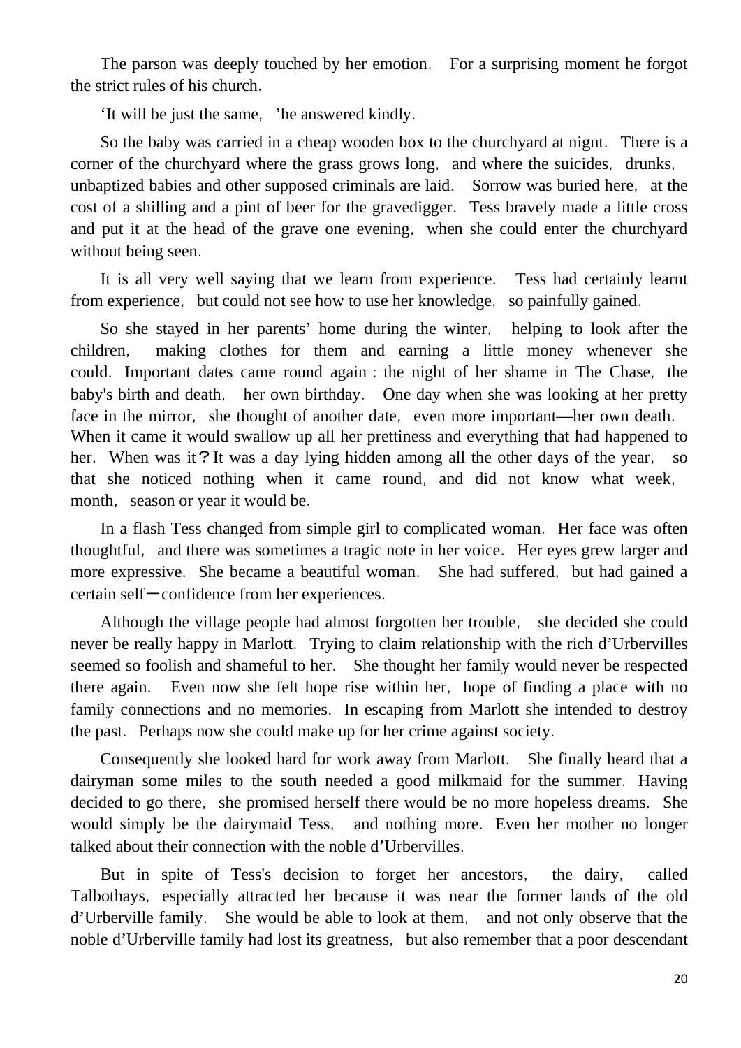The parson was deeply touched by her emotion. For a surprising moment he forgot the strict rules of his church.

'It will be just the same,' he answered kindly.

So the baby was carried in a cheap wooden box to the churchyard at nignt. There is a corner of the churchyard where the grass grows long, and where the suicides, drunks, unbaptized babies and other supposed criminals are laid. Sorrow was buried here, at the cost of a shilling and a pint of beer for the gravedigger. Tess bravely made a little cross and put it at the head of the grave one evening, when she could enter the churchyard without being seen.

It is all very well saying that we learn from experience. Tess had certainly learnt from experience, but could not see how to use her knowledge, so painfully gained.

So she stayed in her parents' home during the winter, helping to look after the children, making clothes for them and earning a little money whenever she could. Important dates came round again : the night of her shame in The Chase, the baby's birth and death, her own birthday. One day when she was looking at her pretty face in the mirror, she thought of another date, even more important—her own death. When it came it would swallow up all her prettiness and everything that had happened to her. When was it？It was a day lying hidden among all the other days of the year, so that she noticed nothing when it came round, and did not know what week, month, season or year it would be.

In a flash Tess changed from simple girl to complicated woman. Her face was often thoughtful, and there was sometimes a tragic note in her voice. Her eyes grew larger and more expressive. She became a beautiful woman. She had suffered, but had gained a certain self－confidence from her experiences.

Although the village people had almost forgotten her trouble, she decided she could never be really happy in Marlott. Trying to claim relationship with the rich d'Urbervilles seemed so foolish and shameful to her. She thought her family would never be respected there again. Even now she felt hope rise within her, hope of finding a place with no family connections and no memories. In escaping from Marlott she intended to destroy the past. Perhaps now she could make up for her crime against society.

Consequently she looked hard for work away from Marlott. She finally heard that a dairyman some miles to the south needed a good milkmaid for the summer. Having decided to go there, she promised herself there would be no more hopeless dreams. She would simply be the dairymaid Tess, and nothing more. Even her mother no longer talked about their connection with the noble d'Urbervilles.

But in spite of Tess's decision to forget her ancestors, the dairy, called Talbothays, especially attracted her because it was near the former lands of the old d'Urberville family. She would be able to look at them, and not only observe that the noble d'Urberville family had lost its greatness, but also remember that a poor descendant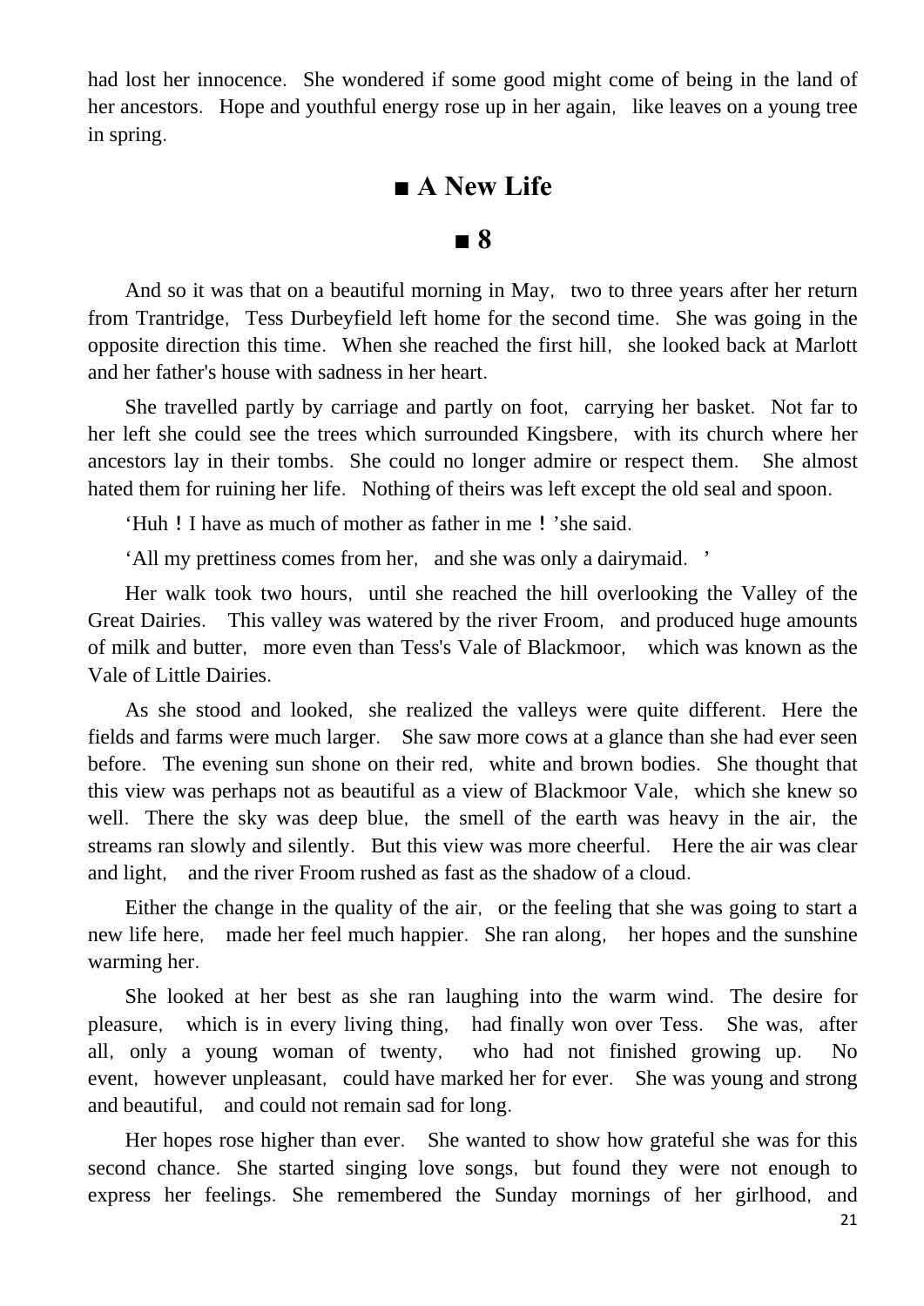had lost her innocence. She wondered if some good might come of being in the land of her ancestors. Hope and youthful energy rose up in her again, like leaves on a young tree in spring.

## ■ A New Life

## ■ 8

And so it was that on a beautiful morning in May, two to three years after her return from Trantridge, Tess Durbeyfield left home for the second time. She was going in the opposite direction this time. When she reached the first hill, she looked back at Marlott and her father's house with sadness in her heart.

She travelled partly by carriage and partly on foot, carrying her basket. Not far to her left she could see the trees which surrounded Kingsbere, with its church where her ancestors lay in their tombs. She could no longer admire or respect them. She almost hated them for ruining her life. Nothing of theirs was left except the old seal and spoon.

'Huh! I have as much of mother as father in me!' she said.

'All my prettiness comes from her, and she was only a dairymaid.'

Her walk took two hours, until she reached the hill overlooking the Valley of the Great Dairies. This valley was watered by the river Froom, and produced huge amounts of milk and butter, more even than Tess's Vale of Blackmoor, which was known as the Vale of Little Dairies.

As she stood and looked, she realized the valleys were quite different. Here the fields and farms were much larger. She saw more cows at a glance than she had ever seen before. The evening sun shone on their red, white and brown bodies. She thought that this view was perhaps not as beautiful as a view of Blackmoor Vale, which she knew so well. There the sky was deep blue, the smell of the earth was heavy in the air, the streams ran slowly and silently. But this view was more cheerful. Here the air was clear and light, and the river Froom rushed as fast as the shadow of a cloud.

Either the change in the quality of the air, or the feeling that she was going to start a new life here, made her feel much happier. She ran along, her hopes and the sunshine warming her.

She looked at her best as she ran laughing into the warm wind. The desire for pleasure, which is in every living thing, had finally won over Tess. She was, after all, only a young woman of twenty, who had not finished growing up. No event, however unpleasant, could have marked her for ever. She was young and strong and beautiful, and could not remain sad for long.

Her hopes rose higher than ever. She wanted to show how grateful she was for this second chance. She started singing love songs, but found they were not enough to express her feelings. She remembered the Sunday mornings of her girlhood, and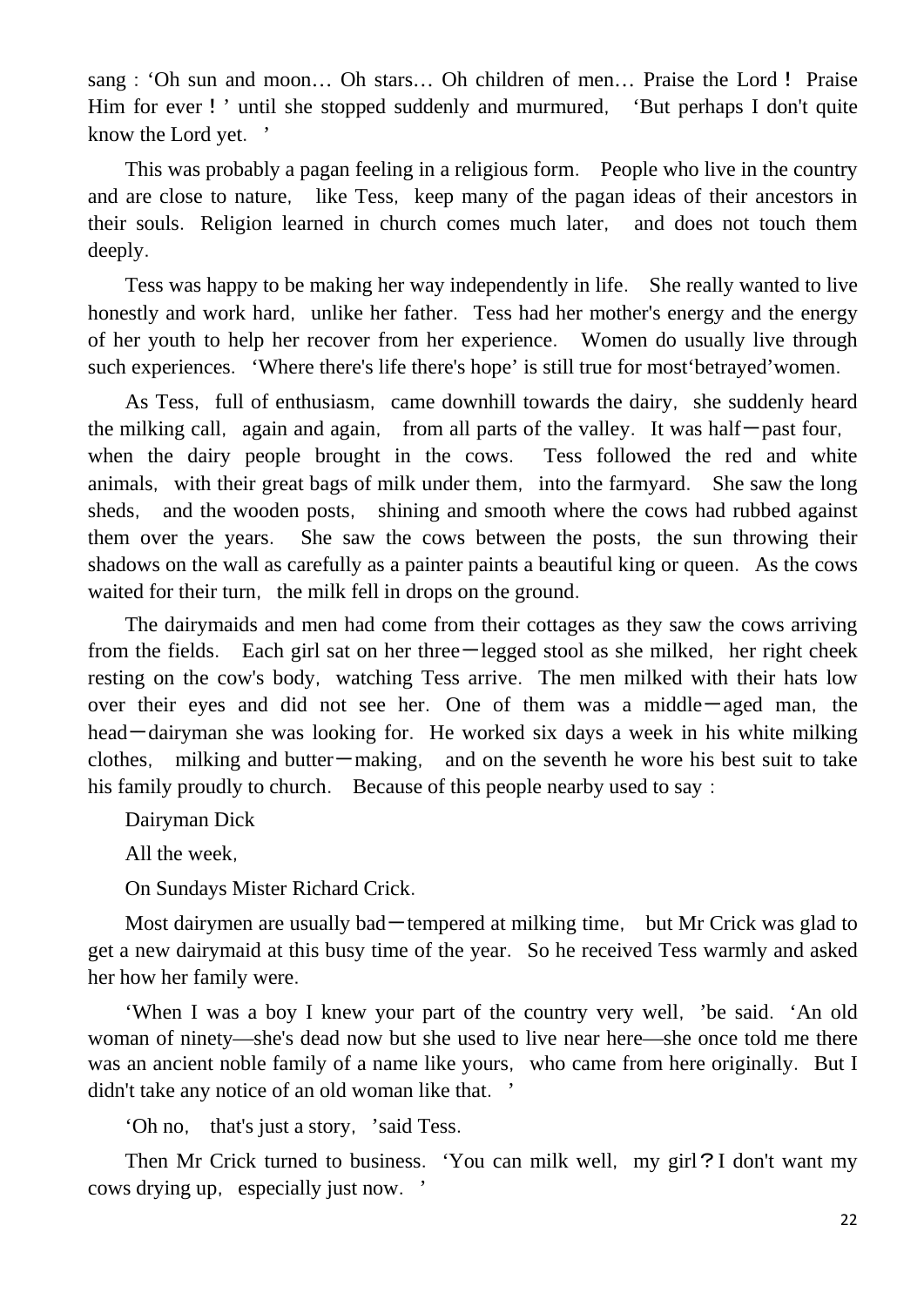sang : 'Oh sun and moon… Oh stars… Oh children of men… Praise the Lord！ Praise Him for ever！' until she stopped suddenly and murmured, 'But perhaps I don't quite know the Lord yet. '

This was probably a pagan feeling in a religious form. People who live in the country and are close to nature, like Tess, keep many of the pagan ideas of their ancestors in their souls. Religion learned in church comes much later, and does not touch them deeply.

Tess was happy to be making her way independently in life. She really wanted to live honestly and work hard, unlike her father. Tess had her mother's energy and the energy of her youth to help her recover from her experience. Women do usually live through such experiences. 'Where there's life there's hope' is still true for most'betrayed'women.

As Tess, full of enthusiasm, came downhill towards the dairy, she suddenly heard the milking call, again and again, from all parts of the valley. It was half－past four, when the dairy people brought in the cows. Tess followed the red and white animals, with their great bags of milk under them, into the farmyard. She saw the long sheds, and the wooden posts, shining and smooth where the cows had rubbed against them over the years. She saw the cows between the posts, the sun throwing their shadows on the wall as carefully as a painter paints a beautiful king or queen. As the cows waited for their turn, the milk fell in drops on the ground.

The dairymaids and men had come from their cottages as they saw the cows arriving from the fields. Each girl sat on her three－legged stool as she milked, her right cheek resting on the cow's body, watching Tess arrive. The men milked with their hats low over their eyes and did not see her. One of them was a middle－aged man, the head－dairyman she was looking for. He worked six days a week in his white milking clothes, milking and butter－making, and on the seventh he wore his best suit to take his family proudly to church. Because of this people nearby used to say :

Dairyman Dick

All the week,

On Sundays Mister Richard Crick.

Most dairymen are usually bad－tempered at milking time, but Mr Crick was glad to get a new dairymaid at this busy time of the year. So he received Tess warmly and asked her how her family were.

'When I was a boy I knew your part of the country very well, 'be said. 'An old woman of ninety—she's dead now but she used to live near here—she once told me there was an ancient noble family of a name like yours, who came from here originally. But I didn't take any notice of an old woman like that. '

'Oh no, that's just a story, 'said Tess.

Then Mr Crick turned to business. 'You can milk well, my girl？I don't want my cows drying up, especially just now. '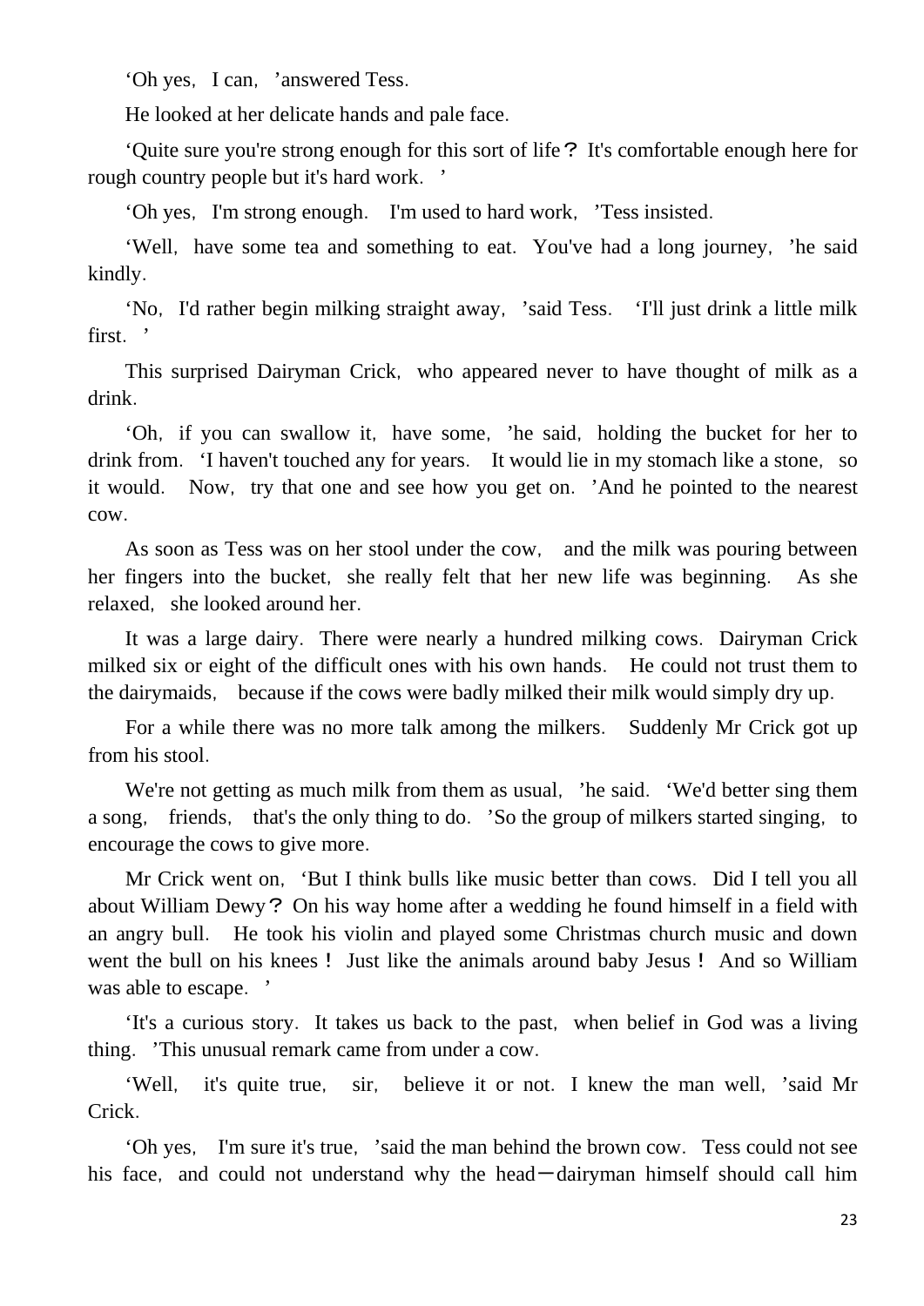'Oh yes, I can, 'answered Tess.

He looked at her delicate hands and pale face.

'Quite sure you're strong enough for this sort of life? It's comfortable enough here for rough country people but it's hard work. '

'Oh yes, I'm strong enough. I'm used to hard work, 'Tess insisted.

'Well, have some tea and something to eat. You've had a long journey, 'he said kindly.

'No, I'd rather begin milking straight away, 'said Tess. 'I'll just drink a little milk first. '

This surprised Dairyman Crick, who appeared never to have thought of milk as a drink.

'Oh, if you can swallow it, have some, 'he said, holding the bucket for her to drink from. 'I haven't touched any for years. It would lie in my stomach like a stone, so it would. Now, try that one and see how you get on. 'And he pointed to the nearest cow.

As soon as Tess was on her stool under the cow, and the milk was pouring between her fingers into the bucket, she really felt that her new life was beginning. As she relaxed, she looked around her.

It was a large dairy. There were nearly a hundred milking cows. Dairyman Crick milked six or eight of the difficult ones with his own hands. He could not trust them to the dairymaids, because if the cows were badly milked their milk would simply dry up.

For a while there was no more talk among the milkers. Suddenly Mr Crick got up from his stool.

We're not getting as much milk from them as usual, 'he said. 'We'd better sing them a song, friends, that's the only thing to do. 'So the group of milkers started singing, to encourage the cows to give more.

Mr Crick went on, 'But I think bulls like music better than cows. Did I tell you all about William Dewy? On his way home after a wedding he found himself in a field with an angry bull. He took his violin and played some Christmas church music and down went the bull on his knees! Just like the animals around baby Jesus! And so William was able to escape. '

'It's a curious story. It takes us back to the past, when belief in God was a living thing. 'This unusual remark came from under a cow.

'Well, it's quite true, sir, believe it or not. I knew the man well, 'said Mr Crick.

'Oh yes, I'm sure it's true, 'said the man behind the brown cow. Tess could not see his face, and could not understand why the head–dairyman himself should call him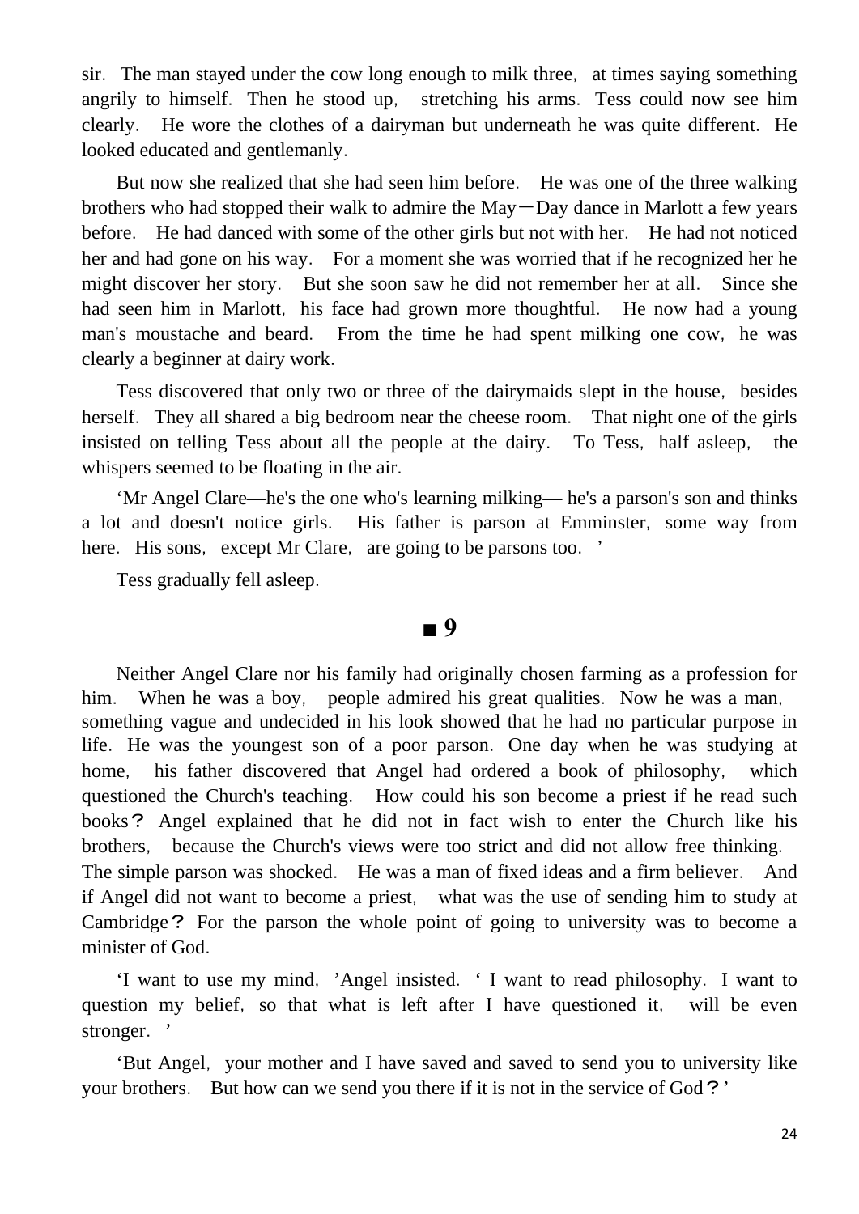sir. The man stayed under the cow long enough to milk three, at times saying something angrily to himself. Then he stood up, stretching his arms. Tess could now see him clearly. He wore the clothes of a dairyman but underneath he was quite different. He looked educated and gentlemanly.

But now she realized that she had seen him before. He was one of the three walking brothers who had stopped their walk to admire the May—Day dance in Marlott a few years before. He had danced with some of the other girls but not with her. He had not noticed her and had gone on his way. For a moment she was worried that if he recognized her he might discover her story. But she soon saw he did not remember her at all. Since she had seen him in Marlott, his face had grown more thoughtful. He now had a young man's moustache and beard. From the time he had spent milking one cow, he was clearly a beginner at dairy work.

Tess discovered that only two or three of the dairymaids slept in the house, besides herself. They all shared a big bedroom near the cheese room. That night one of the girls insisted on telling Tess about all the people at the dairy. To Tess, half asleep, the whispers seemed to be floating in the air.

'Mr Angel Clare—he's the one who's learning milking— he's a parson's son and thinks a lot and doesn't notice girls. His father is parson at Emminster, some way from here. His sons, except Mr Clare, are going to be parsons too. '

Tess gradually fell asleep.

## ■ 9

Neither Angel Clare nor his family had originally chosen farming as a profession for him. When he was a boy, people admired his great qualities. Now he was a man, something vague and undecided in his look showed that he had no particular purpose in life. He was the youngest son of a poor parson. One day when he was studying at home, his father discovered that Angel had ordered a book of philosophy, which questioned the Church's teaching. How could his son become a priest if he read such books? Angel explained that he did not in fact wish to enter the Church like his brothers, because the Church's views were too strict and did not allow free thinking. The simple parson was shocked. He was a man of fixed ideas and a firm believer. And if Angel did not want to become a priest, what was the use of sending him to study at Cambridge? For the parson the whole point of going to university was to become a minister of God.

'I want to use my mind, 'Angel insisted. ' I want to read philosophy. I want to question my belief, so that what is left after I have questioned it, will be even stronger. '

'But Angel, your mother and I have saved and saved to send you to university like your brothers. But how can we send you there if it is not in the service of God?'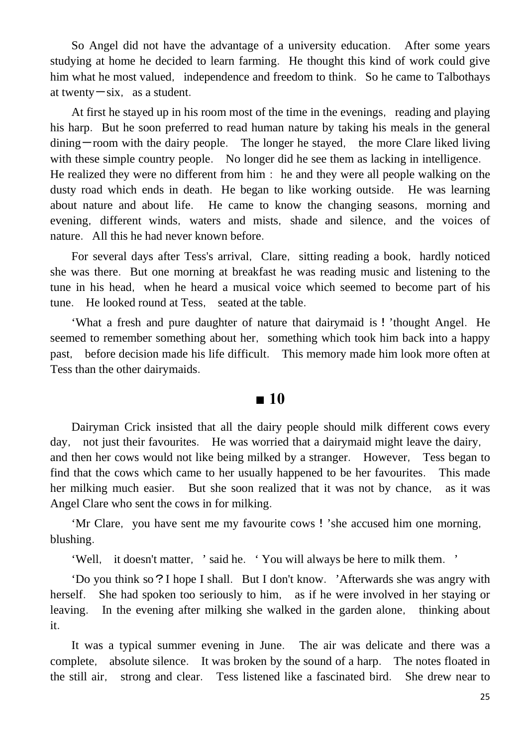So Angel did not have the advantage of a university education. After some years studying at home he decided to learn farming. He thought this kind of work could give him what he most valued, independence and freedom to think. So he came to Talbothays at twenty－six, as a student.

At first he stayed up in his room most of the time in the evenings, reading and playing his harp. But he soon preferred to read human nature by taking his meals in the general dining－room with the dairy people. The longer he stayed, the more Clare liked living with these simple country people. No longer did he see them as lacking in intelligence. He realized they were no different from him : he and they were all people walking on the dusty road which ends in death. He began to like working outside. He was learning about nature and about life. He came to know the changing seasons, morning and evening, different winds, waters and mists, shade and silence, and the voices of nature. All this he had never known before.

For several days after Tess's arrival, Clare, sitting reading a book, hardly noticed she was there. But one morning at breakfast he was reading music and listening to the tune in his head, when he heard a musical voice which seemed to become part of his tune. He looked round at Tess, seated at the table.

'What a fresh and pure daughter of nature that dairymaid is！'thought Angel. He seemed to remember something about her, something which took him back into a happy past, before decision made his life difficult. This memory made him look more often at Tess than the other dairymaids.

## ■ 10

Dairyman Crick insisted that all the dairy people should milk different cows every day, not just their favourites. He was worried that a dairymaid might leave the dairy, and then her cows would not like being milked by a stranger. However, Tess began to find that the cows which came to her usually happened to be her favourites. This made her milking much easier. But she soon realized that it was not by chance, as it was Angel Clare who sent the cows in for milking.

'Mr Clare, you have sent me my favourite cows！'she accused him one morning, blushing.

'Well, it doesn't matter,' said he. 'You will always be here to milk them.'

'Do you think so？I hope I shall. But I don't know.'Afterwards she was angry with herself. She had spoken too seriously to him, as if he were involved in her staying or leaving. In the evening after milking she walked in the garden alone, thinking about it.

It was a typical summer evening in June. The air was delicate and there was a complete, absolute silence. It was broken by the sound of a harp. The notes floated in the still air, strong and clear. Tess listened like a fascinated bird. She drew near to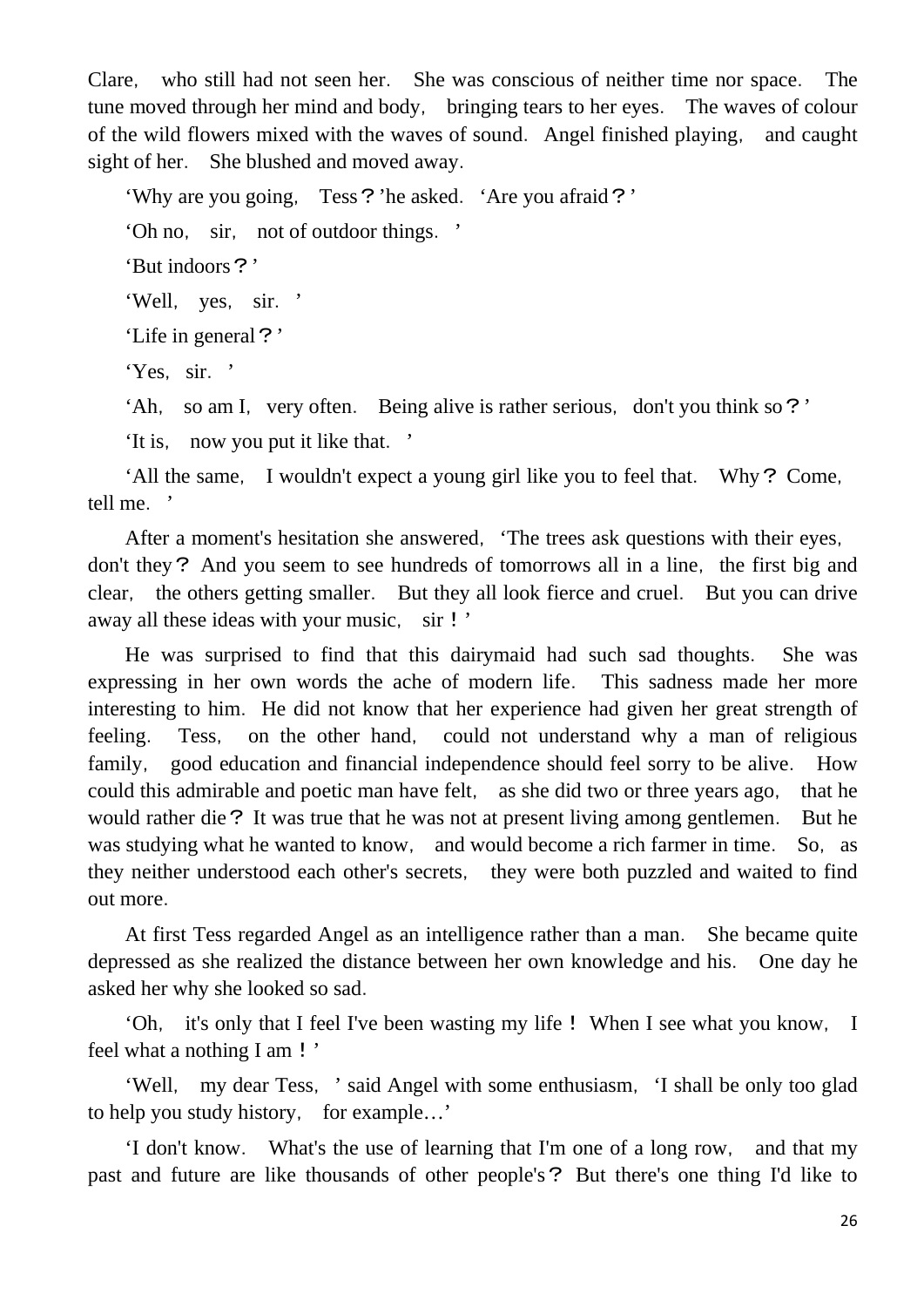Clare, who still had not seen her. She was conscious of neither time nor space. The tune moved through her mind and body, bringing tears to her eyes. The waves of colour of the wild flowers mixed with the waves of sound. Angel finished playing, and caught sight of her. She blushed and moved away.

'Why are you going, Tess？'he asked. 'Are you afraid？'

'Oh no, sir, not of outdoor things.'

'But indoors？'

'Well, yes, sir.'

'Life in general？'

'Yes, sir.'

'Ah, so am I, very often. Being alive is rather serious, don't you think so？'

'It is, now you put it like that.'

'All the same, I wouldn't expect a young girl like you to feel that. Why？ Come, tell me.'

After a moment's hesitation she answered, 'The trees ask questions with their eyes, don't they？ And you seem to see hundreds of tomorrows all in a line, the first big and clear, the others getting smaller. But they all look fierce and cruel. But you can drive away all these ideas with your music, sir！'

He was surprised to find that this dairymaid had such sad thoughts. She was expressing in her own words the ache of modern life. This sadness made her more interesting to him. He did not know that her experience had given her great strength of feeling. Tess, on the other hand, could not understand why a man of religious family, good education and financial independence should feel sorry to be alive. How could this admirable and poetic man have felt, as she did two or three years ago, that he would rather die？ It was true that he was not at present living among gentlemen. But he was studying what he wanted to know, and would become a rich farmer in time. So, as they neither understood each other's secrets, they were both puzzled and waited to find out more.

At first Tess regarded Angel as an intelligence rather than a man. She became quite depressed as she realized the distance between her own knowledge and his. One day he asked her why she looked so sad.

'Oh, it's only that I feel I've been wasting my life！ When I see what you know, I feel what a nothing I am！'

'Well, my dear Tess,' said Angel with some enthusiasm, 'I shall be only too glad to help you study history, for example…'

'I don't know. What's the use of learning that I'm one of a long row, and that my past and future are like thousands of other people's？ But there's one thing I'd like to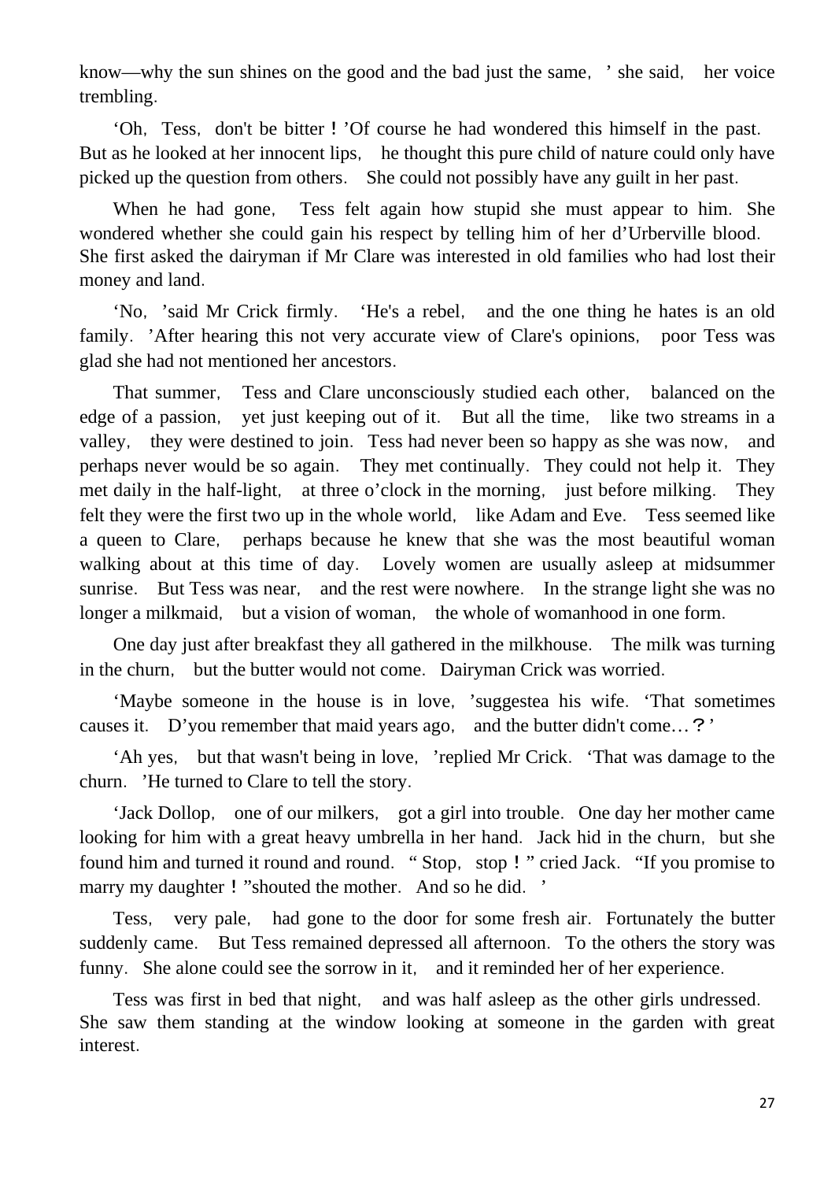know—why the sun shines on the good and the bad just the same, ' she said, her voice trembling.

'Oh, Tess, don't be bitter ! 'Of course he had wondered this himself in the past. But as he looked at her innocent lips, he thought this pure child of nature could only have picked up the question from others. She could not possibly have any guilt in her past.

When he had gone, Tess felt again how stupid she must appear to him. She wondered whether she could gain his respect by telling him of her d'Urberville blood. She first asked the dairyman if Mr Clare was interested in old families who had lost their money and land.

'No, 'said Mr Crick firmly. 'He's a rebel, and the one thing he hates is an old family. 'After hearing this not very accurate view of Clare's opinions, poor Tess was glad she had not mentioned her ancestors.

That summer, Tess and Clare unconsciously studied each other, balanced on the edge of a passion, yet just keeping out of it. But all the time, like two streams in a valley, they were destined to join. Tess had never been so happy as she was now, and perhaps never would be so again. They met continually. They could not help it. They met daily in the half-light, at three o'clock in the morning, just before milking. They felt they were the first two up in the whole world, like Adam and Eve. Tess seemed like a queen to Clare, perhaps because he knew that she was the most beautiful woman walking about at this time of day. Lovely women are usually asleep at midsummer sunrise. But Tess was near, and the rest were nowhere. In the strange light she was no longer a milkmaid, but a vision of woman, the whole of womanhood in one form.

One day just after breakfast they all gathered in the milkhouse. The milk was turning in the churn, but the butter would not come. Dairyman Crick was worried.

'Maybe someone in the house is in love, 'suggestea his wife. 'That sometimes causes it. D'you remember that maid years ago, and the butter didn't come…？'

'Ah yes, but that wasn't being in love, 'replied Mr Crick. 'That was damage to the churn. 'He turned to Clare to tell the story.

'Jack Dollop, one of our milkers, got a girl into trouble. One day her mother came looking for him with a great heavy umbrella in her hand. Jack hid in the churn, but she found him and turned it round and round. " Stop, stop ! " cried Jack. "If you promise to marry my daughter ! "shouted the mother. And so he did. '

Tess, very pale, had gone to the door for some fresh air. Fortunately the butter suddenly came. But Tess remained depressed all afternoon. To the others the story was funny. She alone could see the sorrow in it, and it reminded her of her experience.

Tess was first in bed that night, and was half asleep as the other girls undressed. She saw them standing at the window looking at someone in the garden with great interest.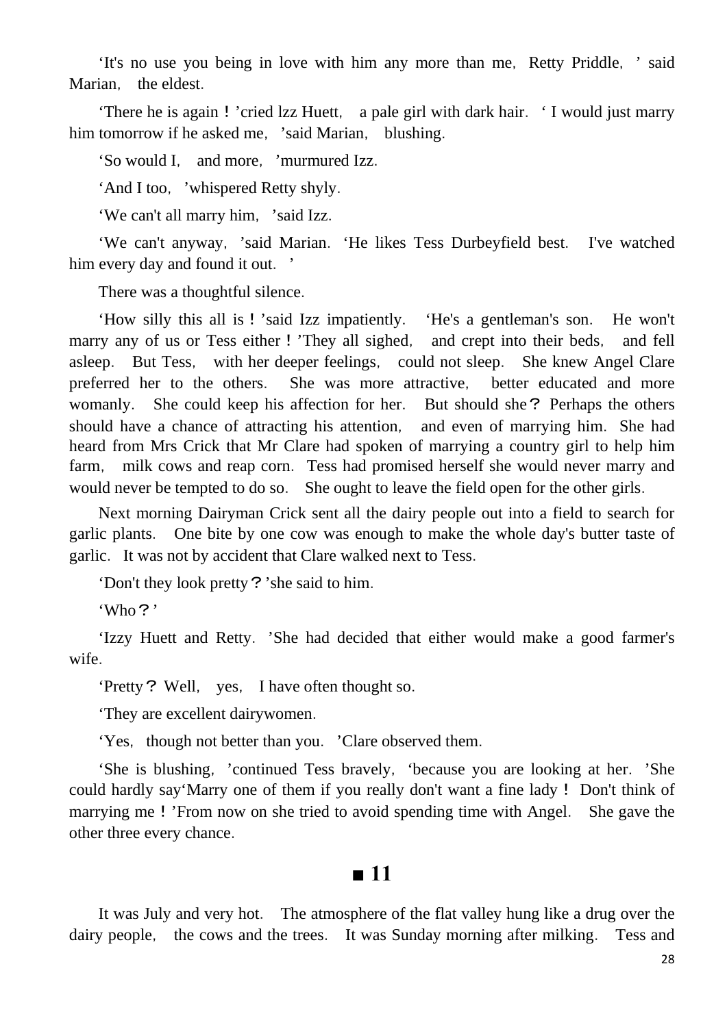'It's no use you being in love with him any more than me, Retty Priddle, ' said Marian, the eldest.

'There he is again ! 'cried lzz Huett, a pale girl with dark hair. ' I would just marry him tomorrow if he asked me, 'said Marian, blushing.

'So would I, and more, 'murmured Izz.

'And I too, 'whispered Retty shyly.

'We can't all marry him, 'said Izz.

'We can't anyway, 'said Marian. 'He likes Tess Durbeyfield best. I've watched him every day and found it out. '

There was a thoughtful silence.

'How silly this all is ! 'said Izz impatiently. 'He's a gentleman's son. He won't marry any of us or Tess either ! 'They all sighed, and crept into their beds, and fell asleep. But Tess, with her deeper feelings, could not sleep. She knew Angel Clare preferred her to the others. She was more attractive, better educated and more womanly. She could keep his affection for her. But should she？ Perhaps the others should have a chance of attracting his attention, and even of marrying him. She had heard from Mrs Crick that Mr Clare had spoken of marrying a country girl to help him farm, milk cows and reap corn. Tess had promised herself she would never marry and would never be tempted to do so. She ought to leave the field open for the other girls.

Next morning Dairyman Crick sent all the dairy people out into a field to search for garlic plants. One bite by one cow was enough to make the whole day's butter taste of garlic. It was not by accident that Clare walked next to Tess.

'Don't they look pretty？'she said to him.

'Who？'

'Izzy Huett and Retty. 'She had decided that either would make a good farmer's wife.

'Pretty？ Well, yes, I have often thought so.

'They are excellent dairywomen.

'Yes, though not better than you. 'Clare observed them.

'She is blushing, 'continued Tess bravely, 'because you are looking at her. 'She could hardly say'Marry one of them if you really don't want a fine lady ! Don't think of marrying me ! 'From now on she tried to avoid spending time with Angel. She gave the other three every chance.

## ■ 11

It was July and very hot. The atmosphere of the flat valley hung like a drug over the dairy people, the cows and the trees. It was Sunday morning after milking. Tess and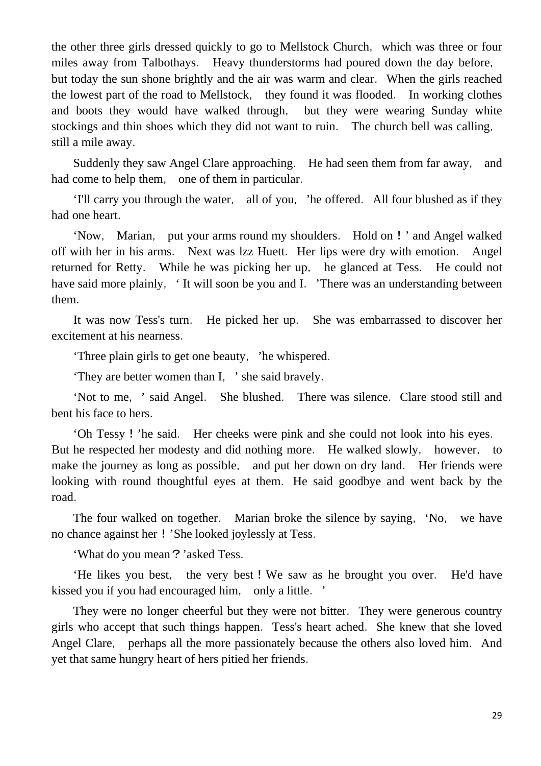the other three girls dressed quickly to go to Mellstock Church, which was three or four miles away from Talbothays. Heavy thunderstorms had poured down the day before, but today the sun shone brightly and the air was warm and clear. When the girls reached the lowest part of the road to Mellstock, they found it was flooded. In working clothes and boots they would have walked through, but they were wearing Sunday white stockings and thin shoes which they did not want to ruin. The church bell was calling, still a mile away.

Suddenly they saw Angel Clare approaching. He had seen them from far away, and had come to help them, one of them in particular.

'I'll carry you through the water, all of you,' he offered. All four blushed as if they had one heart.

'Now, Marian, put your arms round my shoulders. Hold on!' and Angel walked off with her in his arms. Next was lzz Huett. Her lips were dry with emotion. Angel returned for Retty. While he was picking her up, he glanced at Tess. He could not have said more plainly, 'It will soon be you and I.' There was an understanding between them.

It was now Tess's turn. He picked her up. She was embarrassed to discover her excitement at his nearness.

'Three plain girls to get one beauty,' he whispered.

'They are better women than I,' she said bravely.

'Not to me,' said Angel. She blushed. There was silence. Clare stood still and bent his face to hers.

'Oh Tessy!' he said. Her cheeks were pink and she could not look into his eyes. But he respected her modesty and did nothing more. He walked slowly, however, to make the journey as long as possible, and put her down on dry land. Her friends were looking with round thoughtful eyes at them. He said goodbye and went back by the road.

The four walked on together. Marian broke the silence by saying, 'No, we have no chance against her!' She looked joylessly at Tess.

'What do you mean?' asked Tess.

'He likes you best, the very best! We saw as he brought you over. He'd have kissed you if you had encouraged him, only a little.'

They were no longer cheerful but they were not bitter. They were generous country girls who accept that such things happen. Tess's heart ached. She knew that she loved Angel Clare, perhaps all the more passionately because the others also loved him. And yet that same hungry heart of hers pitied her friends.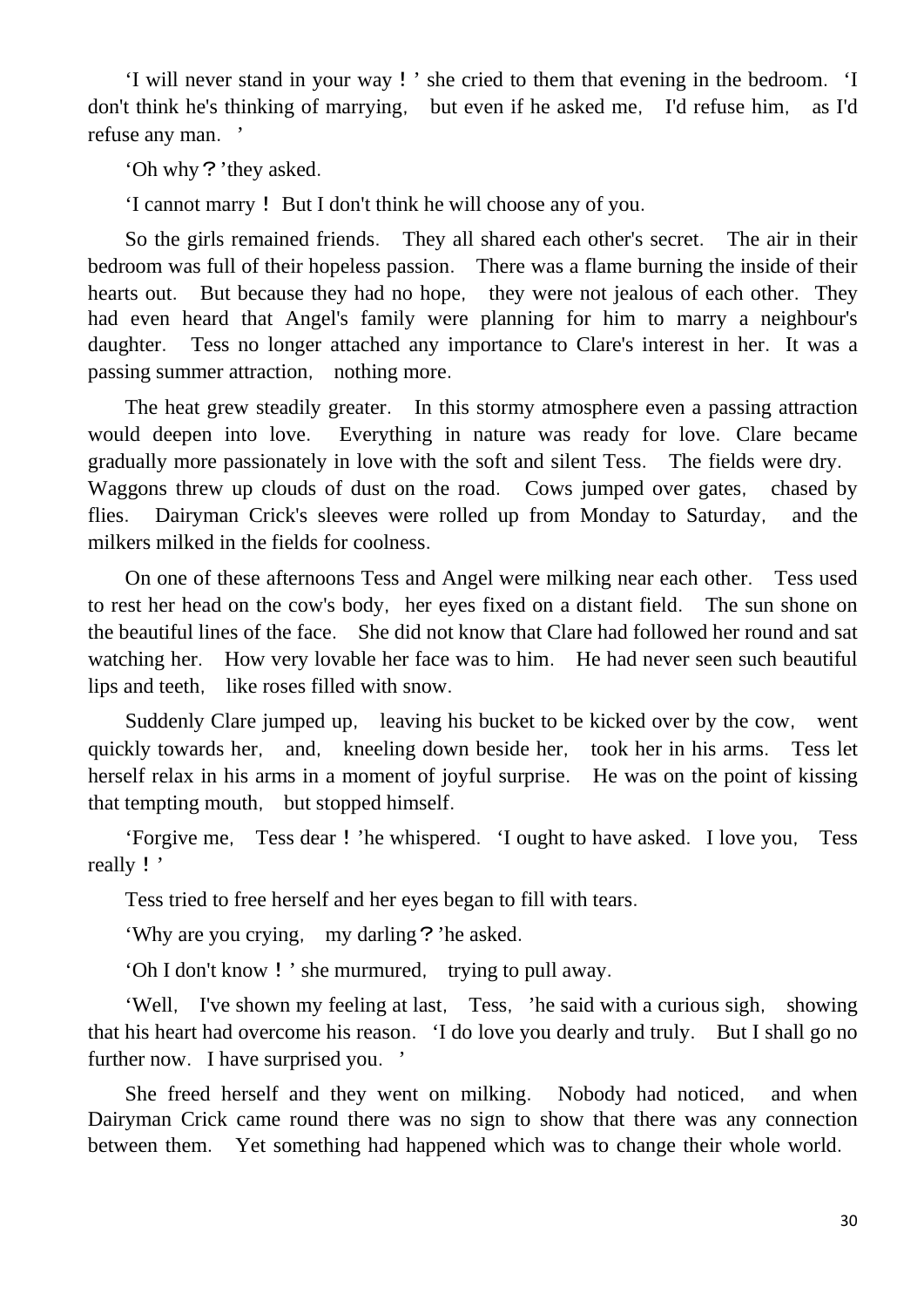'I will never stand in your way！' she cried to them that evening in the bedroom. 'I don't think he's thinking of marrying, but even if he asked me, I'd refuse him, as I'd refuse any man. '

'Oh why？'they asked.

'I cannot marry！ But I don't think he will choose any of you.

So the girls remained friends. They all shared each other's secret. The air in their bedroom was full of their hopeless passion. There was a flame burning the inside of their hearts out. But because they had no hope, they were not jealous of each other. They had even heard that Angel's family were planning for him to marry a neighbour's daughter. Tess no longer attached any importance to Clare's interest in her. It was a passing summer attraction, nothing more.

The heat grew steadily greater. In this stormy atmosphere even a passing attraction would deepen into love. Everything in nature was ready for love. Clare became gradually more passionately in love with the soft and silent Tess. The fields were dry. Waggons threw up clouds of dust on the road. Cows jumped over gates, chased by flies. Dairyman Crick's sleeves were rolled up from Monday to Saturday, and the milkers milked in the fields for coolness.

On one of these afternoons Tess and Angel were milking near each other. Tess used to rest her head on the cow's body, her eyes fixed on a distant field. The sun shone on the beautiful lines of the face. She did not know that Clare had followed her round and sat watching her. How very lovable her face was to him. He had never seen such beautiful lips and teeth, like roses filled with snow.

Suddenly Clare jumped up, leaving his bucket to be kicked over by the cow, went quickly towards her, and, kneeling down beside her, took her in his arms. Tess let herself relax in his arms in a moment of joyful surprise. He was on the point of kissing that tempting mouth, but stopped himself.

'Forgive me, Tess dear！'he whispered. 'I ought to have asked. I love you, Tess really！'

Tess tried to free herself and her eyes began to fill with tears.

'Why are you crying, my darling？'he asked.

'Oh I don't know！' she murmured, trying to pull away.

'Well, I've shown my feeling at last, Tess, 'he said with a curious sigh, showing that his heart had overcome his reason. 'I do love you dearly and truly. But I shall go no further now. I have surprised you. '

She freed herself and they went on milking. Nobody had noticed, and when Dairyman Crick came round there was no sign to show that there was any connection between them. Yet something had happened which was to change their whole world.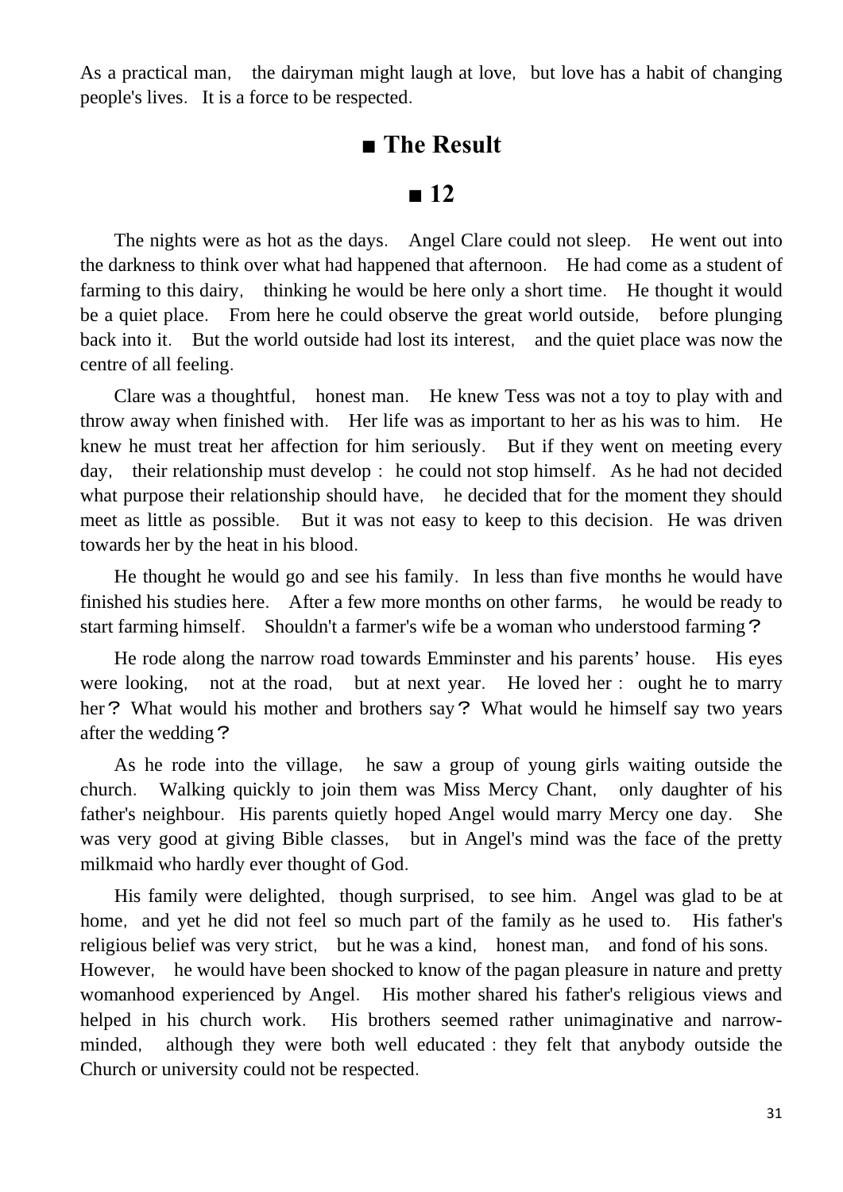As a practical man, the dairyman might laugh at love, but love has a habit of changing people's lives. It is a force to be respected.

## ■ The Result

## ■ 12

The nights were as hot as the days. Angel Clare could not sleep. He went out into the darkness to think over what had happened that afternoon. He had come as a student of farming to this dairy, thinking he would be here only a short time. He thought it would be a quiet place. From here he could observe the great world outside, before plunging back into it. But the world outside had lost its interest, and the quiet place was now the centre of all feeling.

Clare was a thoughtful, honest man. He knew Tess was not a toy to play with and throw away when finished with. Her life was as important to her as his was to him. He knew he must treat her affection for him seriously. But if they went on meeting every day, their relationship must develop: he could not stop himself. As he had not decided what purpose their relationship should have, he decided that for the moment they should meet as little as possible. But it was not easy to keep to this decision. He was driven towards her by the heat in his blood.

He thought he would go and see his family. In less than five months he would have finished his studies here. After a few more months on other farms, he would be ready to start farming himself. Shouldn't a farmer's wife be a woman who understood farming?

He rode along the narrow road towards Emminster and his parents' house. His eyes were looking, not at the road, but at next year. He loved her: ought he to marry her? What would his mother and brothers say? What would he himself say two years after the wedding?

As he rode into the village, he saw a group of young girls waiting outside the church. Walking quickly to join them was Miss Mercy Chant, only daughter of his father's neighbour. His parents quietly hoped Angel would marry Mercy one day. She was very good at giving Bible classes, but in Angel's mind was the face of the pretty milkmaid who hardly ever thought of God.

His family were delighted, though surprised, to see him. Angel was glad to be at home, and yet he did not feel so much part of the family as he used to. His father's religious belief was very strict, but he was a kind, honest man, and fond of his sons. However, he would have been shocked to know of the pagan pleasure in nature and pretty womanhood experienced by Angel. His mother shared his father's religious views and helped in his church work. His brothers seemed rather unimaginative and narrow-minded, although they were both well educated: they felt that anybody outside the Church or university could not be respected.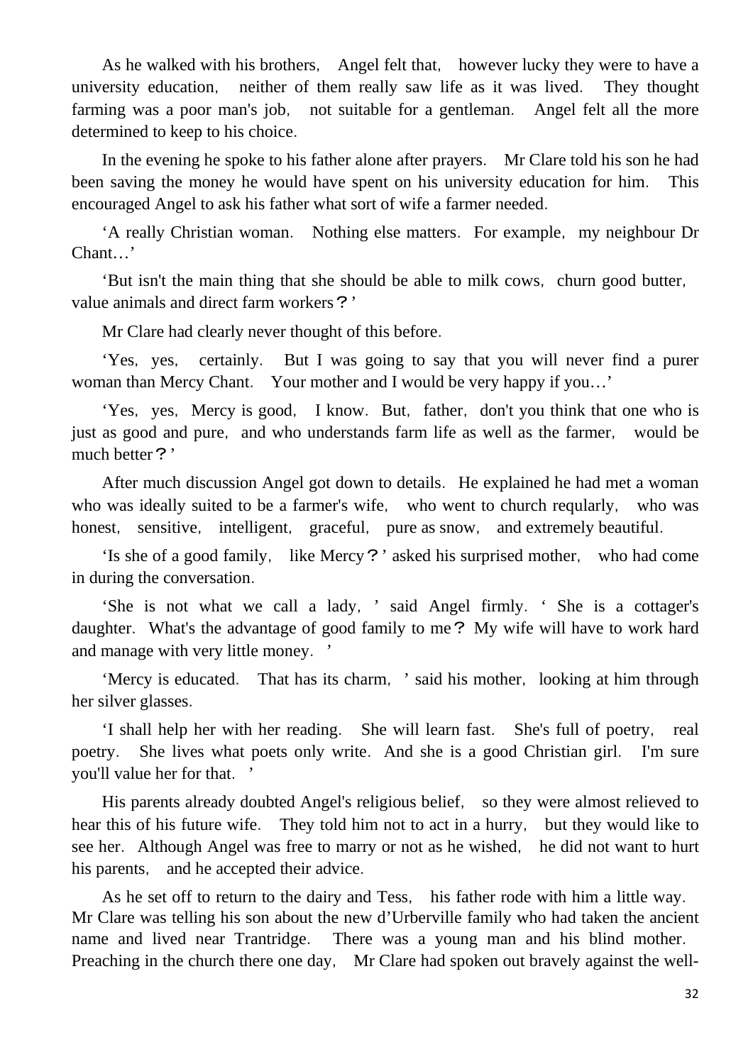As he walked with his brothers, Angel felt that, however lucky they were to have a university education, neither of them really saw life as it was lived. They thought farming was a poor man's job, not suitable for a gentleman. Angel felt all the more determined to keep to his choice.

In the evening he spoke to his father alone after prayers. Mr Clare told his son he had been saving the money he would have spent on his university education for him. This encouraged Angel to ask his father what sort of wife a farmer needed.

'A really Christian woman. Nothing else matters. For example, my neighbour Dr Chant…'

'But isn't the main thing that she should be able to milk cows, churn good butter, value animals and direct farm workers？'

Mr Clare had clearly never thought of this before.

'Yes, yes, certainly. But I was going to say that you will never find a purer woman than Mercy Chant. Your mother and I would be very happy if you…'

'Yes, yes, Mercy is good, I know. But, father, don't you think that one who is just as good and pure, and who understands farm life as well as the farmer, would be much better？'

After much discussion Angel got down to details. He explained he had met a woman who was ideally suited to be a farmer's wife, who went to church reqularly, who was honest, sensitive, intelligent, graceful, pure as snow, and extremely beautiful.

'Is she of a good family, like Mercy？' asked his surprised mother, who had come in during the conversation.

'She is not what we call a lady,' said Angel firmly. 'She is a cottager's daughter. What's the advantage of good family to me？ My wife will have to work hard and manage with very little money.'

'Mercy is educated. That has its charm,' said his mother, looking at him through her silver glasses.

'I shall help her with her reading. She will learn fast. She's full of poetry, real poetry. She lives what poets only write. And she is a good Christian girl. I'm sure you'll value her for that.'

His parents already doubted Angel's religious belief, so they were almost relieved to hear this of his future wife. They told him not to act in a hurry, but they would like to see her. Although Angel was free to marry or not as he wished, he did not want to hurt his parents, and he accepted their advice.

As he set off to return to the dairy and Tess, his father rode with him a little way. Mr Clare was telling his son about the new d'Urberville family who had taken the ancient name and lived near Trantridge. There was a young man and his blind mother. Preaching in the church there one day, Mr Clare had spoken out bravely against the well-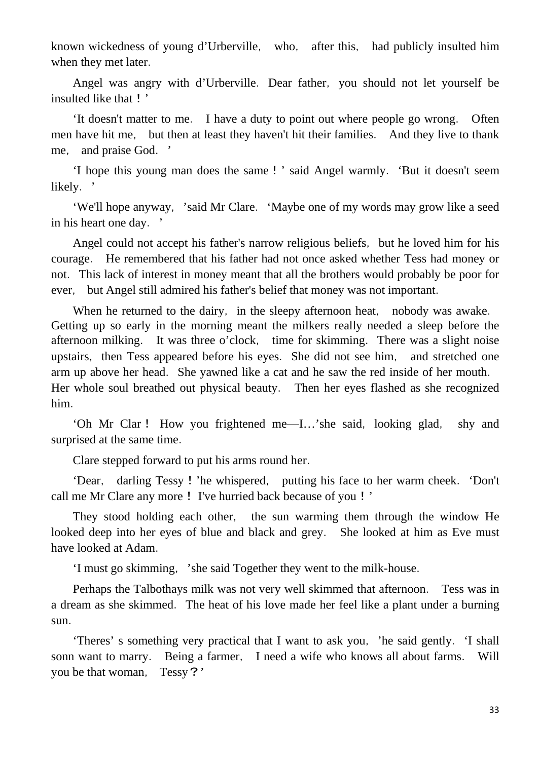known wickedness of young d'Urberville, who, after this, had publicly insulted him when they met later.

Angel was angry with d'Urberville. Dear father, you should not let yourself be insulted like that！'

'It doesn't matter to me. I have a duty to point out where people go wrong. Often men have hit me, but then at least they haven't hit their families. And they live to thank me, and praise God. '

'I hope this young man does the same！' said Angel warmly. 'But it doesn't seem likely. '

'We'll hope anyway, 'said Mr Clare. 'Maybe one of my words may grow like a seed in his heart one day. '

Angel could not accept his father's narrow religious beliefs, but he loved him for his courage. He remembered that his father had not once asked whether Tess had money or not. This lack of interest in money meant that all the brothers would probably be poor for ever, but Angel still admired his father's belief that money was not important.

When he returned to the dairy, in the sleepy afternoon heat, nobody was awake. Getting up so early in the morning meant the milkers really needed a sleep before the afternoon milking. It was three o'clock, time for skimming. There was a slight noise upstairs, then Tess appeared before his eyes. She did not see him, and stretched one arm up above her head. She yawned like a cat and he saw the red inside of her mouth. Her whole soul breathed out physical beauty. Then her eyes flashed as she recognized him.

'Oh Mr Clar！ How you frightened me—I…'she said, looking glad, shy and surprised at the same time.

Clare stepped forward to put his arms round her.

'Dear, darling Tessy！'he whispered, putting his face to her warm cheek. 'Don't call me Mr Clare any more！ I've hurried back because of you！'

They stood holding each other, the sun warming them through the window He looked deep into her eyes of blue and black and grey. She looked at him as Eve must have looked at Adam.

'I must go skimming, 'she said Together they went to the milk-house.

Perhaps the Talbothays milk was not very well skimmed that afternoon. Tess was in a dream as she skimmed. The heat of his love made her feel like a plant under a burning sun.

'Theres' s something very practical that I want to ask you, 'he said gently. 'I shall sonn want to marry. Being a farmer, I need a wife who knows all about farms. Will you be that woman, Tessy？'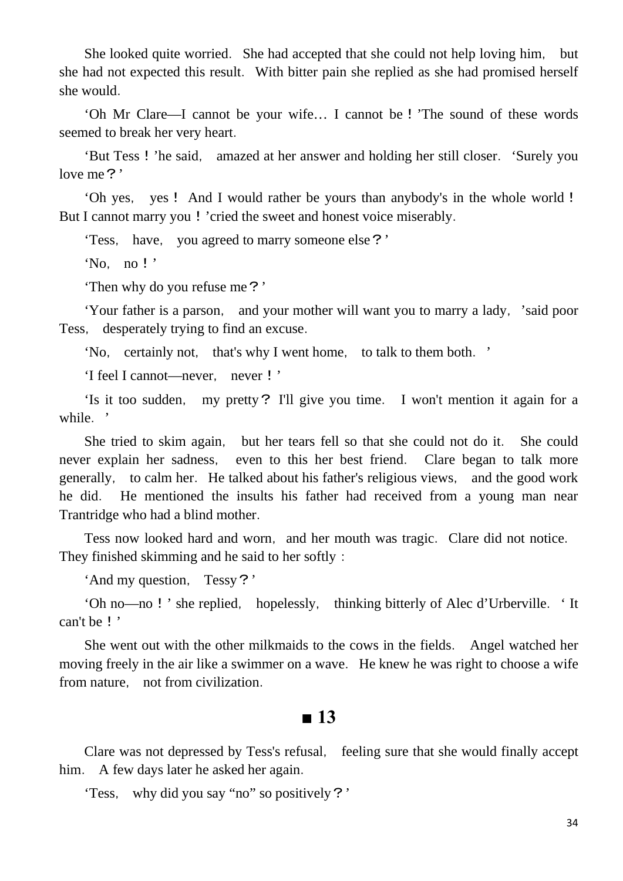She looked quite worried. She had accepted that she could not help loving him, but she had not expected this result. With bitter pain she replied as she had promised herself she would.

'Oh Mr Clare—I cannot be your wife… I cannot be！'The sound of these words seemed to break her very heart.

'But Tess！'he said, amazed at her answer and holding her still closer. 'Surely you love me？'

'Oh yes, yes！ And I would rather be yours than anybody's in the whole world！ But I cannot marry you！'cried the sweet and honest voice miserably.

'Tess, have, you agreed to marry someone else？'

'No, no！'

'Then why do you refuse me？'

'Your father is a parson, and your mother will want you to marry a lady, 'said poor Tess, desperately trying to find an excuse.

'No, certainly not, that's why I went home, to talk to them both. '

'I feel I cannot—never, never！'

'Is it too sudden, my pretty？ I'll give you time. I won't mention it again for a while. '

She tried to skim again, but her tears fell so that she could not do it. She could never explain her sadness, even to this her best friend. Clare began to talk more generally, to calm her. He talked about his father's religious views, and the good work he did. He mentioned the insults his father had received from a young man near Trantridge who had a blind mother.

Tess now looked hard and worn, and her mouth was tragic. Clare did not notice. They finished skimming and he said to her softly：

'And my question, Tessy？'

'Oh no—no！' she replied, hopelessly, thinking bitterly of Alec d'Urberville. ' It can't be！'

She went out with the other milkmaids to the cows in the fields. Angel watched her moving freely in the air like a swimmer on a wave. He knew he was right to choose a wife from nature, not from civilization.

## ■ 13

Clare was not depressed by Tess's refusal, feeling sure that she would finally accept him. A few days later he asked her again.

'Tess, why did you say "no" so positively？'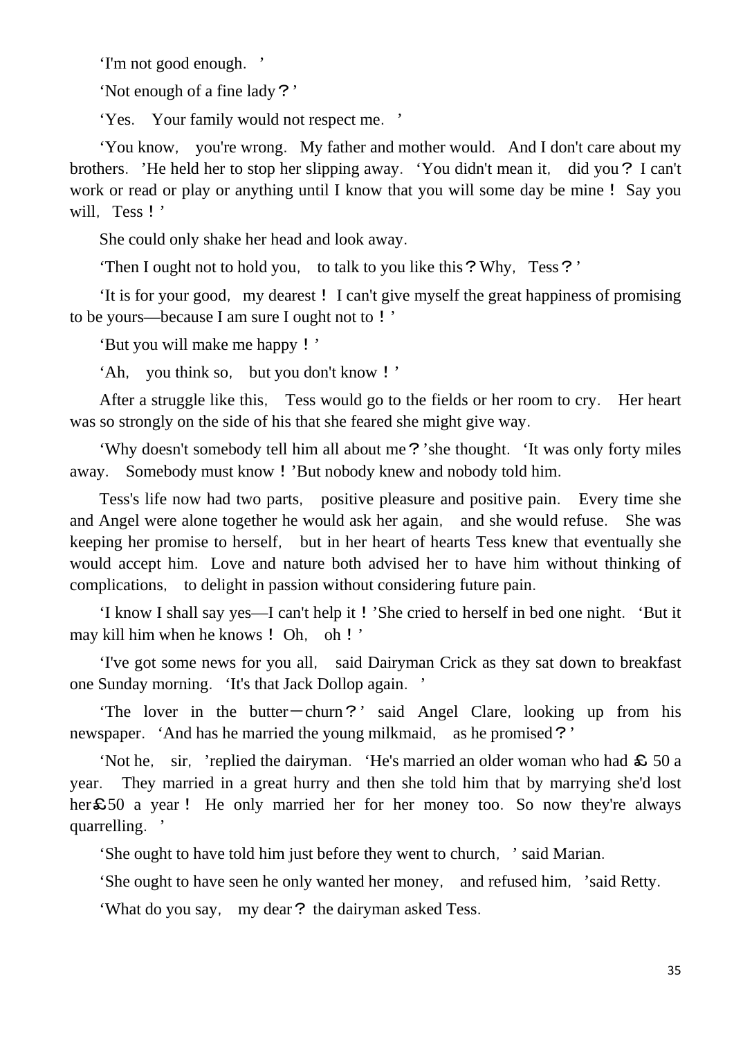'I'm not good enough. '

'Not enough of a fine lady？'

'Yes. Your family would not respect me. '

'You know, you're wrong. My father and mother would. And I don't care about my brothers. 'He held her to stop her slipping away. 'You didn't mean it, did you？ I can't work or read or play or anything until I know that you will some day be mine！ Say you will, Tess！'

She could only shake her head and look away.

'Then I ought not to hold you, to talk to you like this？Why, Tess？'

'It is for your good, my dearest！ I can't give myself the great happiness of promising to be yours—because I am sure I ought not to！'

'But you will make me happy！'

'Ah, you think so, but you don't know！'

After a struggle like this, Tess would go to the fields or her room to cry. Her heart was so strongly on the side of his that she feared she might give way.

'Why doesn't somebody tell him all about me？'she thought. 'It was only forty miles away. Somebody must know！'But nobody knew and nobody told him.

Tess's life now had two parts, positive pleasure and positive pain. Every time she and Angel were alone together he would ask her again, and she would refuse. She was keeping her promise to herself, but in her heart of hearts Tess knew that eventually she would accept him. Love and nature both advised her to have him without thinking of complications, to delight in passion without considering future pain.

'I know I shall say yes—I can't help it！'She cried to herself in bed one night. 'But it may kill him when he knows！ Oh, oh！'

'I've got some news for you all, said Dairyman Crick as they sat down to breakfast one Sunday morning. 'It's that Jack Dollop again. '

'The lover in the butter－churn？' said Angel Clare, looking up from his newspaper. 'And has he married the young milkmaid, as he promised？'

'Not he, sir, 'replied the dairyman. 'He's married an older woman who had £ 50 a year. They married in a great hurry and then she told him that by marrying she'd lost her£50 a year！ He only married her for her money too. So now they're always quarrelling. '

'She ought to have told him just before they went to church, ' said Marian.

'She ought to have seen he only wanted her money, and refused him, 'said Retty.

'What do you say, my dear？ the dairyman asked Tess.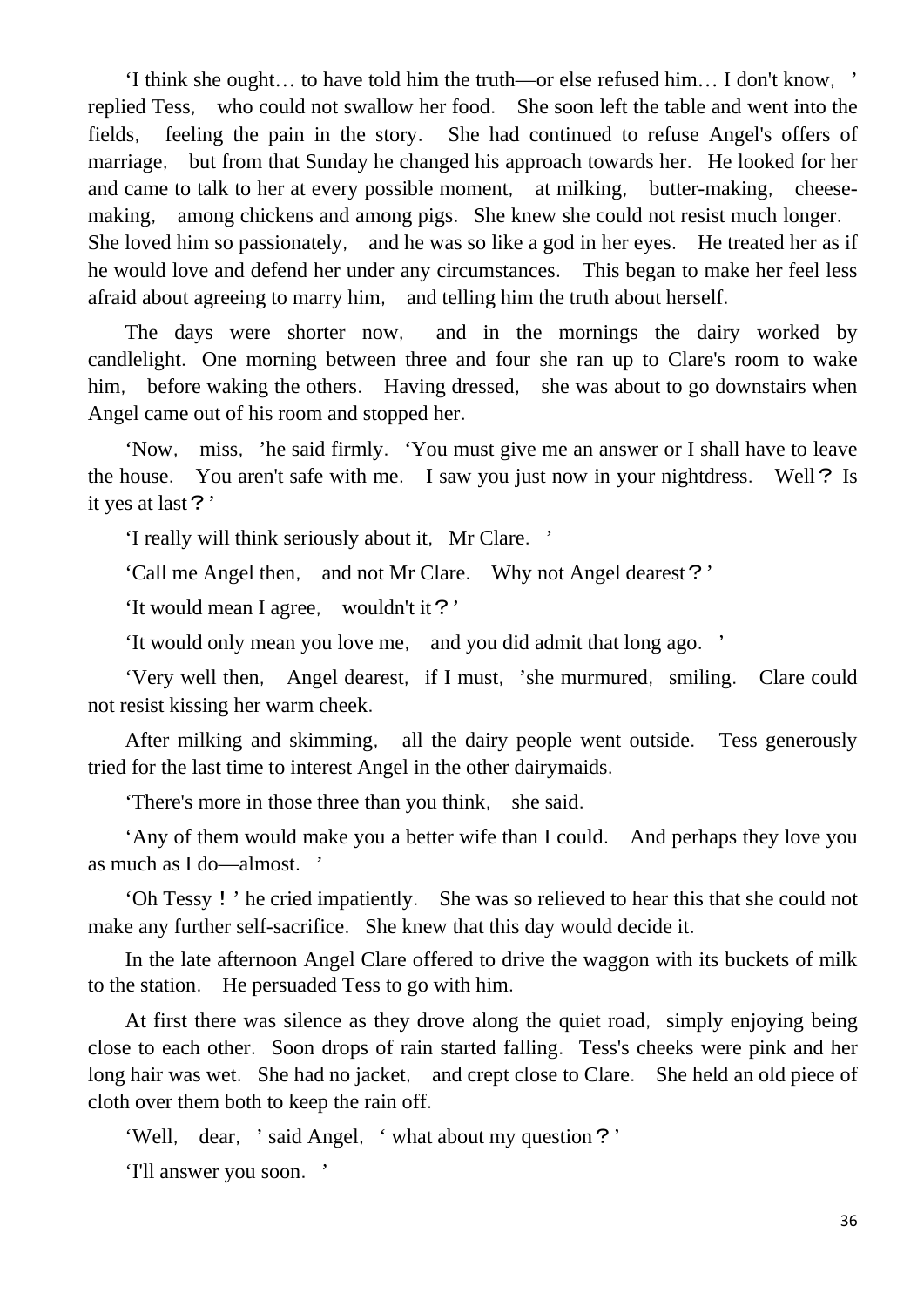'I think she ought… to have told him the truth—or else refused him… I don't know, ' replied Tess, who could not swallow her food. She soon left the table and went into the fields, feeling the pain in the story. She had continued to refuse Angel's offers of marriage, but from that Sunday he changed his approach towards her. He looked for her and came to talk to her at every possible moment, at milking, butter-making, cheese-making, among chickens and among pigs. She knew she could not resist much longer. She loved him so passionately, and he was so like a god in her eyes. He treated her as if he would love and defend her under any circumstances. This began to make her feel less afraid about agreeing to marry him, and telling him the truth about herself.

The days were shorter now, and in the mornings the dairy worked by candlelight. One morning between three and four she ran up to Clare's room to wake him, before waking the others. Having dressed, she was about to go downstairs when Angel came out of his room and stopped her.

'Now, miss, 'he said firmly. 'You must give me an answer or I shall have to leave the house. You aren't safe with me. I saw you just now in your nightdress. Well？ Is it yes at last？'

'I really will think seriously about it, Mr Clare. '

'Call me Angel then, and not Mr Clare. Why not Angel dearest？'

'It would mean I agree, wouldn't it？'

'It would only mean you love me, and you did admit that long ago. '

'Very well then, Angel dearest, if I must, 'she murmured, smiling. Clare could not resist kissing her warm cheek.

After milking and skimming, all the dairy people went outside. Tess generously tried for the last time to interest Angel in the other dairymaids.

'There's more in those three than you think, she said.

'Any of them would make you a better wife than I could. And perhaps they love you as much as I do—almost. '

'Oh Tessy！' he cried impatiently. She was so relieved to hear this that she could not make any further self-sacrifice. She knew that this day would decide it.

In the late afternoon Angel Clare offered to drive the waggon with its buckets of milk to the station. He persuaded Tess to go with him.

At first there was silence as they drove along the quiet road, simply enjoying being close to each other. Soon drops of rain started falling. Tess's cheeks were pink and her long hair was wet. She had no jacket, and crept close to Clare. She held an old piece of cloth over them both to keep the rain off.

'Well, dear, ' said Angel, ' what about my question？'

'I'll answer you soon. '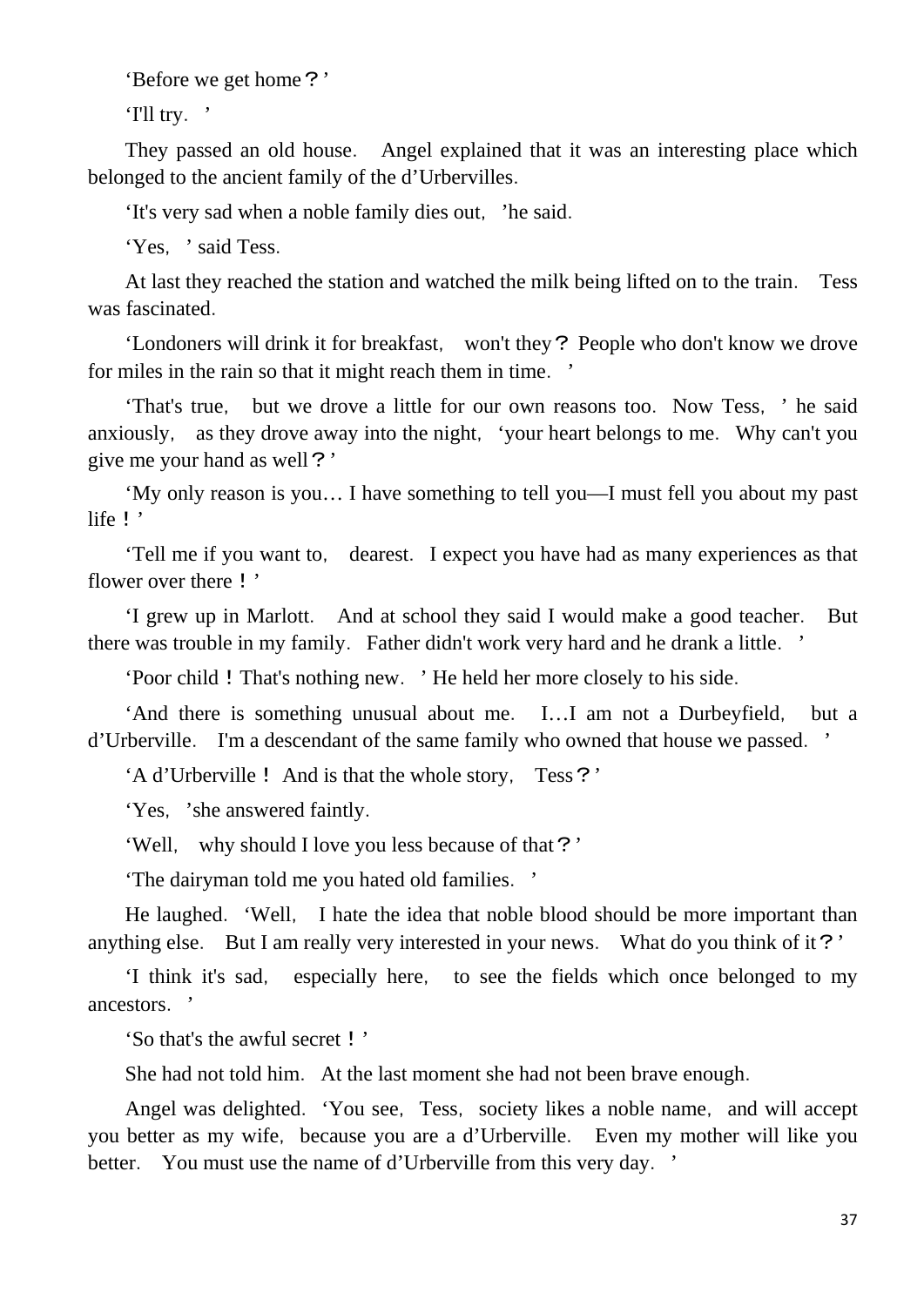'Before we get home？'

'I'll try.'

They passed an old house. Angel explained that it was an interesting place which belonged to the ancient family of the d'Urbervilles.

'It's very sad when a noble family dies out,' he said.

'Yes,' said Tess.

At last they reached the station and watched the milk being lifted on to the train. Tess was fascinated.

'Londoners will drink it for breakfast, won't they？ People who don't know we drove for miles in the rain so that it might reach them in time.'

'That's true, but we drove a little for our own reasons too. Now Tess,' he said anxiously, as they drove away into the night, 'your heart belongs to me. Why can't you give me your hand as well？'

'My only reason is you… I have something to tell you—I must fell you about my past life！'

'Tell me if you want to, dearest. I expect you have had as many experiences as that flower over there！'

'I grew up in Marlott. And at school they said I would make a good teacher. But there was trouble in my family. Father didn't work very hard and he drank a little.'

'Poor child！That's nothing new.' He held her more closely to his side.

'And there is something unusual about me. I…I am not a Durbeyfield, but a d'Urberville. I'm a descendant of the same family who owned that house we passed.'

'A d'Urberville！ And is that the whole story, Tess？'

'Yes,' she answered faintly.

'Well, why should I love you less because of that？'

'The dairyman told me you hated old families.'

He laughed. 'Well, I hate the idea that noble blood should be more important than anything else. But I am really very interested in your news. What do you think of it？'

'I think it's sad, especially here, to see the fields which once belonged to my ancestors.'

'So that's the awful secret！'

She had not told him. At the last moment she had not been brave enough.

Angel was delighted. 'You see, Tess, society likes a noble name, and will accept you better as my wife, because you are a d'Urberville. Even my mother will like you better. You must use the name of d'Urberville from this very day.'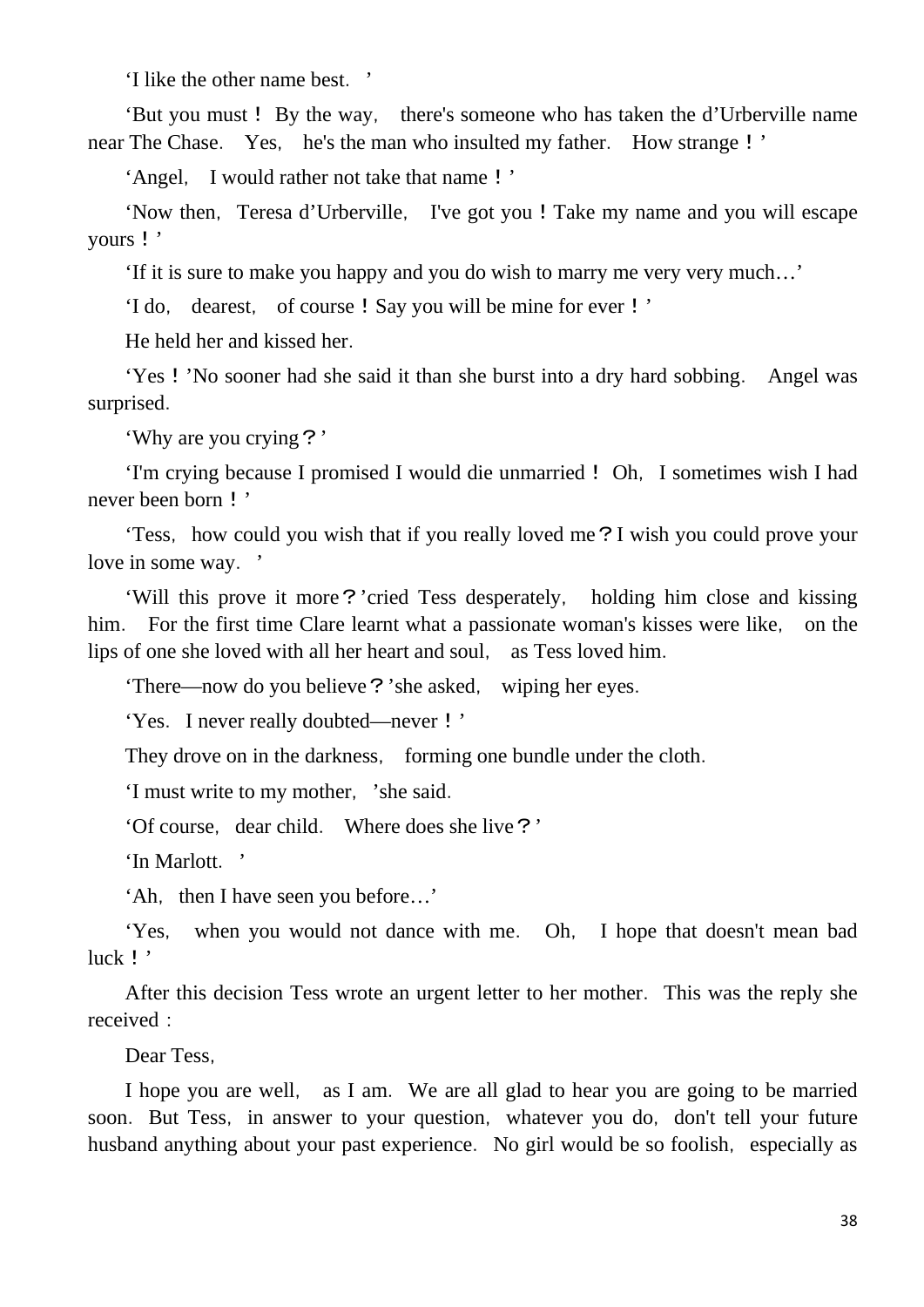'I like the other name best.'

'But you must! By the way, there's someone who has taken the d'Urberville name near The Chase. Yes, he's the man who insulted my father. How strange!'

'Angel, I would rather not take that name!'

'Now then, Teresa d'Urberville, I've got you! Take my name and you will escape yours!'

'If it is sure to make you happy and you do wish to marry me very very much…'

'I do, dearest, of course! Say you will be mine for ever!'

He held her and kissed her.

'Yes!' No sooner had she said it than she burst into a dry hard sobbing. Angel was surprised.

'Why are you crying?'

'I'm crying because I promised I would die unmarried! Oh, I sometimes wish I had never been born!'

'Tess, how could you wish that if you really loved me? I wish you could prove your love in some way.'

'Will this prove it more?' cried Tess desperately, holding him close and kissing him. For the first time Clare learnt what a passionate woman's kisses were like, on the lips of one she loved with all her heart and soul, as Tess loved him.

'There—now do you believe?' she asked, wiping her eyes.

'Yes. I never really doubted—never!'

They drove on in the darkness, forming one bundle under the cloth.

'I must write to my mother,' she said.

'Of course, dear child. Where does she live?'

'In Marlott.'

'Ah, then I have seen you before…'

'Yes, when you would not dance with me. Oh, I hope that doesn't mean bad luck!'

After this decision Tess wrote an urgent letter to her mother. This was the reply she received:

Dear Tess,

I hope you are well, as I am. We are all glad to hear you are going to be married soon. But Tess, in answer to your question, whatever you do, don't tell your future husband anything about your past experience. No girl would be so foolish, especially as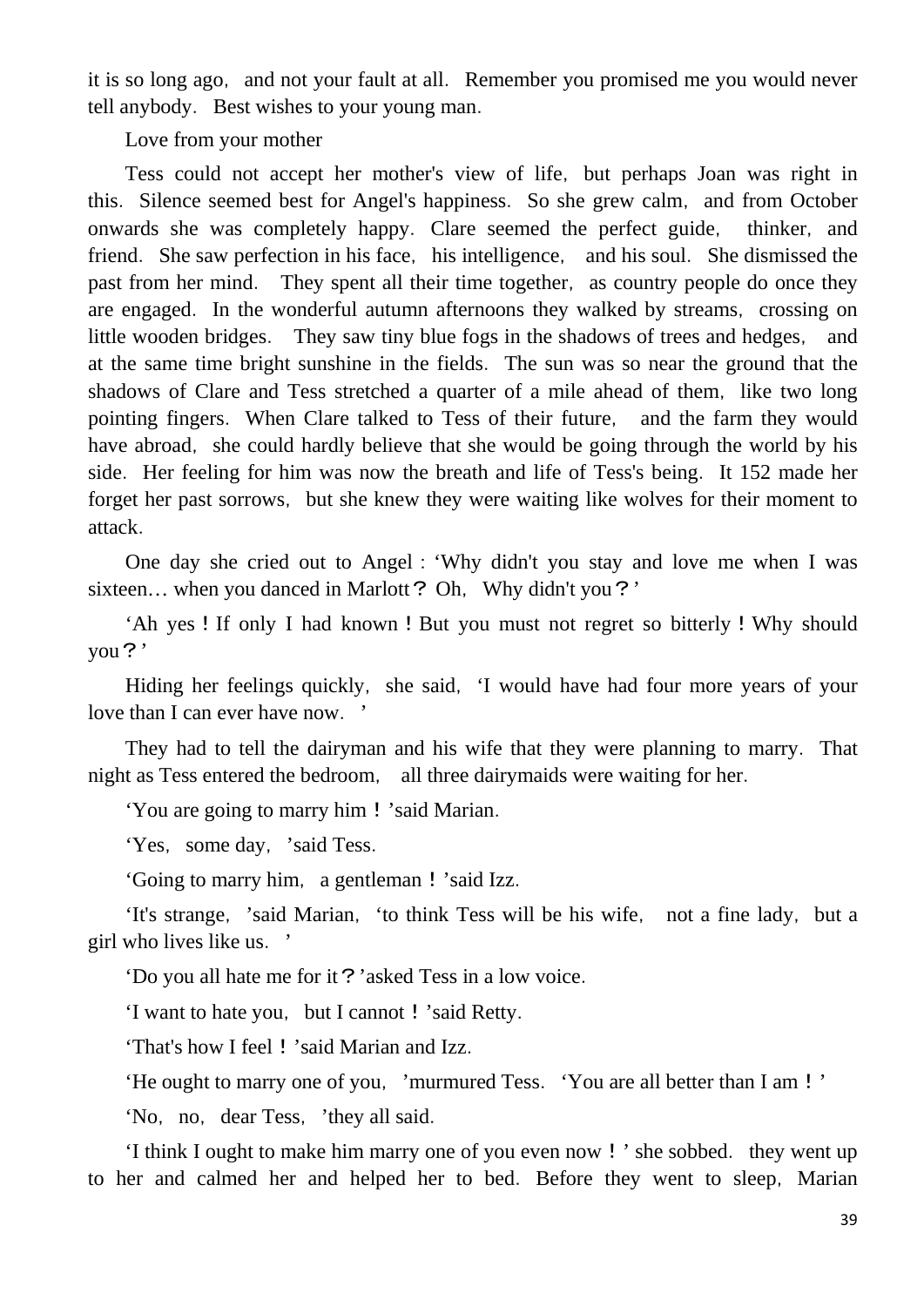it is so long ago, and not your fault at all. Remember you promised me you would never tell anybody. Best wishes to your young man.

Love from your mother

Tess could not accept her mother's view of life, but perhaps Joan was right in this. Silence seemed best for Angel's happiness. So she grew calm, and from October onwards she was completely happy. Clare seemed the perfect guide, thinker, and friend. She saw perfection in his face, his intelligence, and his soul. She dismissed the past from her mind. They spent all their time together, as country people do once they are engaged. In the wonderful autumn afternoons they walked by streams, crossing on little wooden bridges. They saw tiny blue fogs in the shadows of trees and hedges, and at the same time bright sunshine in the fields. The sun was so near the ground that the shadows of Clare and Tess stretched a quarter of a mile ahead of them, like two long pointing fingers. When Clare talked to Tess of their future, and the farm they would have abroad, she could hardly believe that she would be going through the world by his side. Her feeling for him was now the breath and life of Tess's being. It 152 made her forget her past sorrows, but she knew they were waiting like wolves for their moment to attack.

One day she cried out to Angel : 'Why didn't you stay and love me when I was sixteen… when you danced in Marlott？ Oh, Why didn't you？'

'Ah yes！If only I had known！But you must not regret so bitterly！Why should you？'

Hiding her feelings quickly, she said, 'I would have had four more years of your love than I can ever have now. '

They had to tell the dairyman and his wife that they were planning to marry. That night as Tess entered the bedroom, all three dairymaids were waiting for her.

'You are going to marry him！'said Marian.

'Yes, some day, 'said Tess.

'Going to marry him, a gentleman！'said Izz.

'It's strange, 'said Marian, 'to think Tess will be his wife, not a fine lady, but a girl who lives like us. '

'Do you all hate me for it？'asked Tess in a low voice.

'I want to hate you, but I cannot！'said Retty.

'That's how I feel！'said Marian and Izz.

'He ought to marry one of you, 'murmured Tess. 'You are all better than I am！'

'No, no, dear Tess, 'they all said.

'I think I ought to make him marry one of you even now！' she sobbed. they went up to her and calmed her and helped her to bed. Before they went to sleep, Marian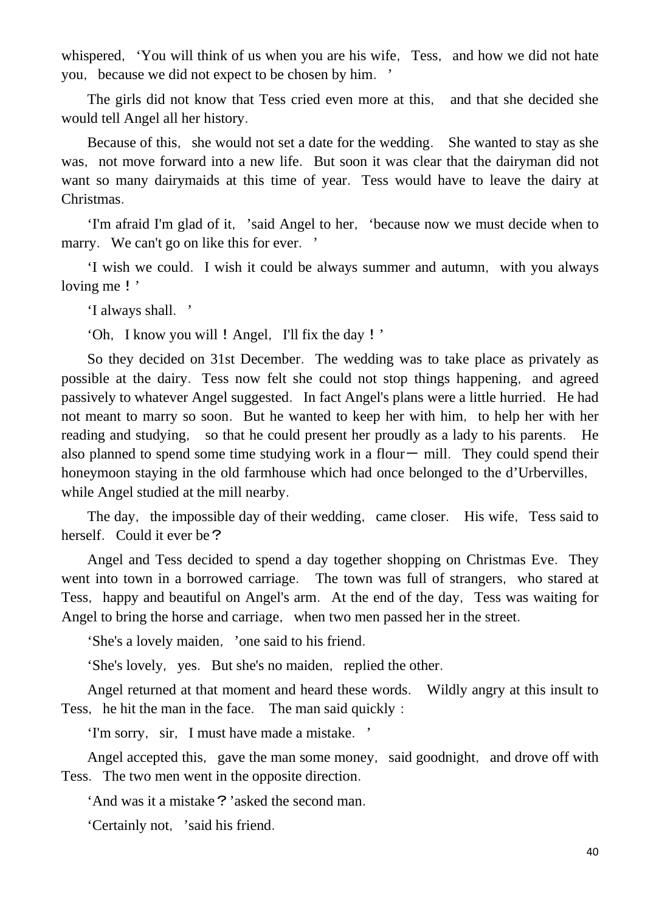whispered, 'You will think of us when you are his wife, Tess, and how we did not hate you, because we did not expect to be chosen by him. '

The girls did not know that Tess cried even more at this, and that she decided she would tell Angel all her history.

Because of this, she would not set a date for the wedding. She wanted to stay as she was, not move forward into a new life. But soon it was clear that the dairyman did not want so many dairymaids at this time of year. Tess would have to leave the dairy at Christmas.

'I'm afraid I'm glad of it, 'said Angel to her, 'because now we must decide when to marry. We can't go on like this for ever. '

'I wish we could. I wish it could be always summer and autumn, with you always loving me！'

'I always shall. '

'Oh, I know you will！Angel, I'll fix the day！'

So they decided on 31st December. The wedding was to take place as privately as possible at the dairy. Tess now felt she could not stop things happening, and agreed passively to whatever Angel suggested. In fact Angel's plans were a little hurried. He had not meant to marry so soon. But he wanted to keep her with him, to help her with her reading and studying, so that he could present her proudly as a lady to his parents. He also planned to spend some time studying work in a flour— mill. They could spend their honeymoon staying in the old farmhouse which had once belonged to the d'Urbervilles, while Angel studied at the mill nearby.

The day, the impossible day of their wedding, came closer. His wife, Tess said to herself. Could it ever be？

Angel and Tess decided to spend a day together shopping on Christmas Eve. They went into town in a borrowed carriage. The town was full of strangers, who stared at Tess, happy and beautiful on Angel's arm. At the end of the day, Tess was waiting for Angel to bring the horse and carriage, when two men passed her in the street.

'She's a lovely maiden, 'one said to his friend.

'She's lovely, yes. But she's no maiden, replied the other.

Angel returned at that moment and heard these words. Wildly angry at this insult to Tess, he hit the man in the face. The man said quickly：

'I'm sorry, sir, I must have made a mistake. '

Angel accepted this, gave the man some money, said goodnight, and drove off with Tess. The two men went in the opposite direction.

'And was it a mistake？'asked the second man.

'Certainly not, 'said his friend.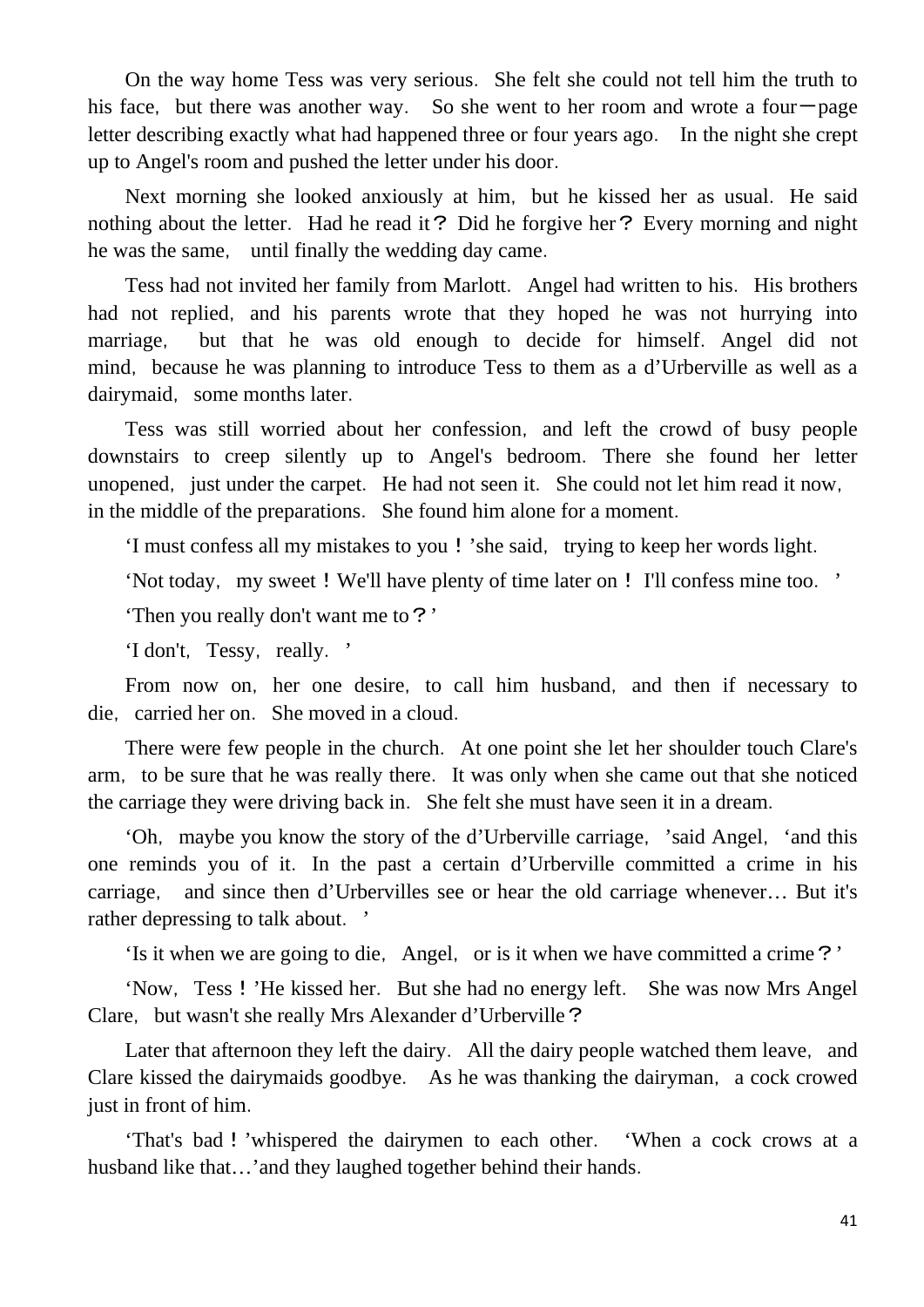On the way home Tess was very serious. She felt she could not tell him the truth to his face, but there was another way. So she went to her room and wrote a four—page letter describing exactly what had happened three or four years ago. In the night she crept up to Angel's room and pushed the letter under his door.

Next morning she looked anxiously at him, but he kissed her as usual. He said nothing about the letter. Had he read it？ Did he forgive her？ Every morning and night he was the same, until finally the wedding day came.

Tess had not invited her family from Marlott. Angel had written to his. His brothers had not replied, and his parents wrote that they hoped he was not hurrying into marriage, but that he was old enough to decide for himself. Angel did not mind, because he was planning to introduce Tess to them as a d'Urberville as well as a dairymaid, some months later.

Tess was still worried about her confession, and left the crowd of busy people downstairs to creep silently up to Angel's bedroom. There she found her letter unopened, just under the carpet. He had not seen it. She could not let him read it now, in the middle of the preparations. She found him alone for a moment.

'I must confess all my mistakes to you！'she said, trying to keep her words light.

'Not today, my sweet！We'll have plenty of time later on！ I'll confess mine too. '

'Then you really don't want me to？'

'I don't, Tessy, really. '

From now on, her one desire, to call him husband, and then if necessary to die, carried her on. She moved in a cloud.

There were few people in the church. At one point she let her shoulder touch Clare's arm, to be sure that he was really there. It was only when she came out that she noticed the carriage they were driving back in. She felt she must have seen it in a dream.

'Oh, maybe you know the story of the d'Urberville carriage, 'said Angel, 'and this one reminds you of it. In the past a certain d'Urberville committed a crime in his carriage, and since then d'Urbervilles see or hear the old carriage whenever… But it's rather depressing to talk about. '

'Is it when we are going to die, Angel, or is it when we have committed a crime？'

'Now, Tess！'He kissed her. But she had no energy left. She was now Mrs Angel Clare, but wasn't she really Mrs Alexander d'Urberville？

Later that afternoon they left the dairy. All the dairy people watched them leave, and Clare kissed the dairymaids goodbye. As he was thanking the dairyman, a cock crowed just in front of him.

'That's bad！'whispered the dairymen to each other. 'When a cock crows at a husband like that…'and they laughed together behind their hands.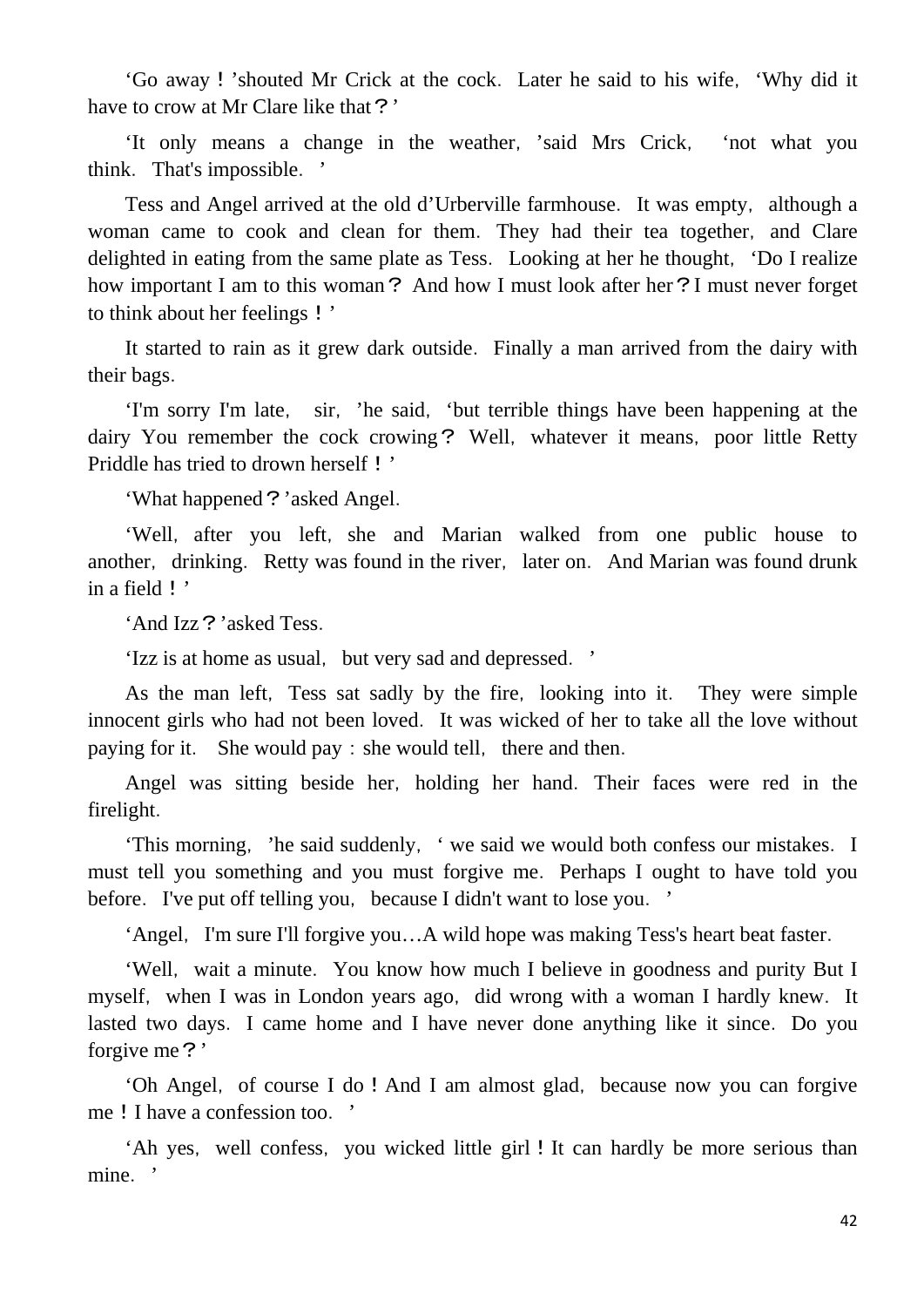‘Go away！’shouted Mr Crick at the cock. Later he said to his wife, ‘Why did it have to crow at Mr Clare like that？’

‘It only means a change in the weather, ’said Mrs Crick, ‘not what you think. That's impossible. ’

Tess and Angel arrived at the old d’Urberville farmhouse. It was empty, although a woman came to cook and clean for them. They had their tea together, and Clare delighted in eating from the same plate as Tess. Looking at her he thought, ‘Do I realize how important I am to this woman？ And how I must look after her？I must never forget to think about her feelings！’

It started to rain as it grew dark outside. Finally a man arrived from the dairy with their bags.

‘I'm sorry I'm late, sir, ’he said, ‘but terrible things have been happening at the dairy You remember the cock crowing？ Well, whatever it means, poor little Retty Priddle has tried to drown herself！’

‘What happened？’asked Angel.

‘Well, after you left, she and Marian walked from one public house to another, drinking. Retty was found in the river, later on. And Marian was found drunk in a field！’

‘And Izz？’asked Tess.

‘Izz is at home as usual, but very sad and depressed. ’

As the man left, Tess sat sadly by the fire, looking into it. They were simple innocent girls who had not been loved. It was wicked of her to take all the love without paying for it. She would pay：she would tell, there and then.

Angel was sitting beside her, holding her hand. Their faces were red in the firelight.

‘This morning, ’he said suddenly, ‘ we said we would both confess our mistakes. I must tell you something and you must forgive me. Perhaps I ought to have told you before. I've put off telling you, because I didn't want to lose you. ’

‘Angel, I'm sure I'll forgive you…A wild hope was making Tess's heart beat faster.

‘Well, wait a minute. You know how much I believe in goodness and purity But I myself, when I was in London years ago, did wrong with a woman I hardly knew. It lasted two days. I came home and I have never done anything like it since. Do you forgive me？’

‘Oh Angel, of course I do！And I am almost glad, because now you can forgive me！I have a confession too. ’

‘Ah yes, well confess, you wicked little girl！It can hardly be more serious than mine. ’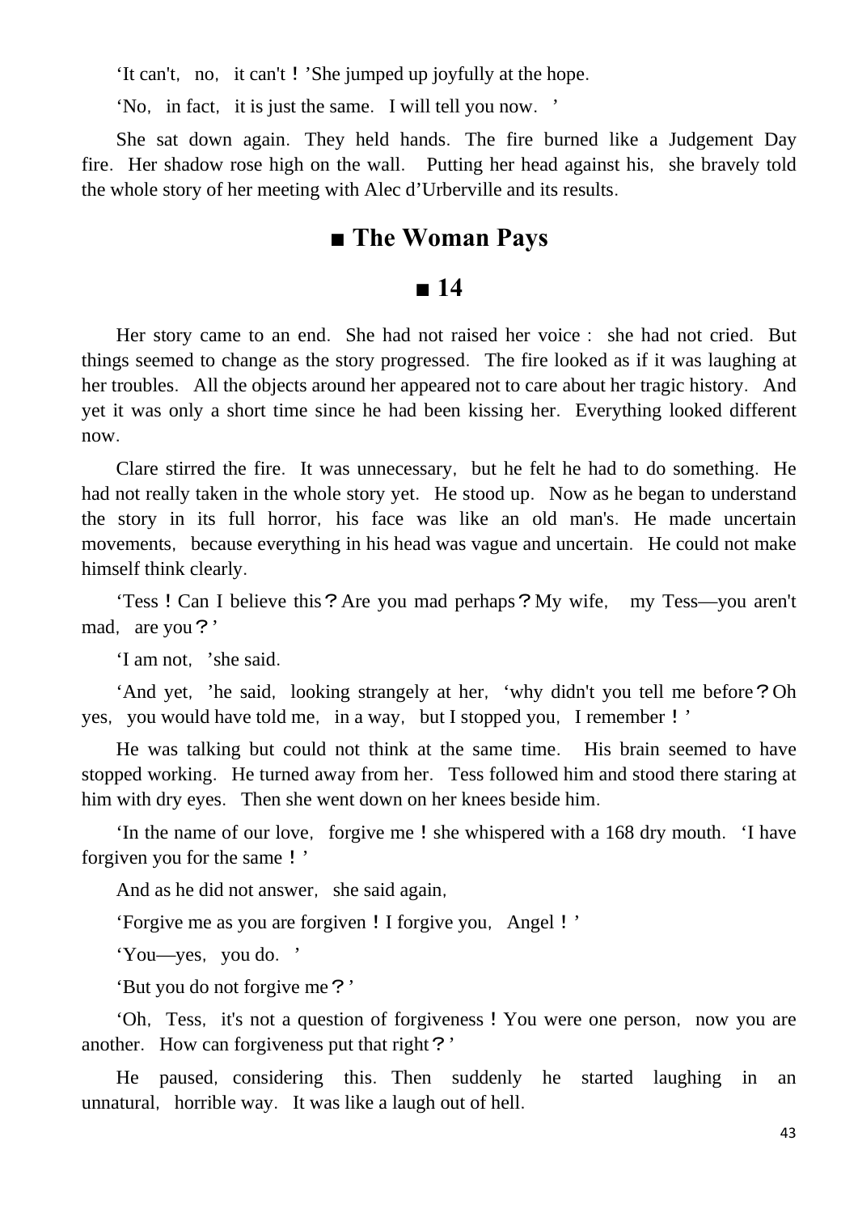'It can't, no, it can't！'She jumped up joyfully at the hope.

'No, in fact, it is just the same. I will tell you now. '

She sat down again. They held hands. The fire burned like a Judgement Day fire. Her shadow rose high on the wall. Putting her head against his, she bravely told the whole story of her meeting with Alec d'Urberville and its results.

## ■ The Woman Pays

## ■ 14

Her story came to an end. She had not raised her voice : she had not cried. But things seemed to change as the story progressed. The fire looked as if it was laughing at her troubles. All the objects around her appeared not to care about her tragic history. And yet it was only a short time since he had been kissing her. Everything looked different now.

Clare stirred the fire. It was unnecessary, but he felt he had to do something. He had not really taken in the whole story yet. He stood up. Now as he began to understand the story in its full horror, his face was like an old man's. He made uncertain movements, because everything in his head was vague and uncertain. He could not make himself think clearly.

'Tess！Can I believe this？Are you mad perhaps？My wife, my Tess—you aren't mad, are you？'

'I am not, 'she said.

'And yet, 'he said, looking strangely at her, 'why didn't you tell me before？Oh yes, you would have told me, in a way, but I stopped you, I remember！'

He was talking but could not think at the same time. His brain seemed to have stopped working. He turned away from her. Tess followed him and stood there staring at him with dry eyes. Then she went down on her knees beside him.

'In the name of our love, forgive me！she whispered with a 168 dry mouth. 'I have forgiven you for the same！'

And as he did not answer, she said again,

'Forgive me as you are forgiven！I forgive you, Angel！'

'You—yes, you do. '

'But you do not forgive me？'

'Oh, Tess, it's not a question of forgiveness！You were one person, now you are another. How can forgiveness put that right？'

He paused, considering this. Then suddenly he started laughing in an unnatural, horrible way. It was like a laugh out of hell.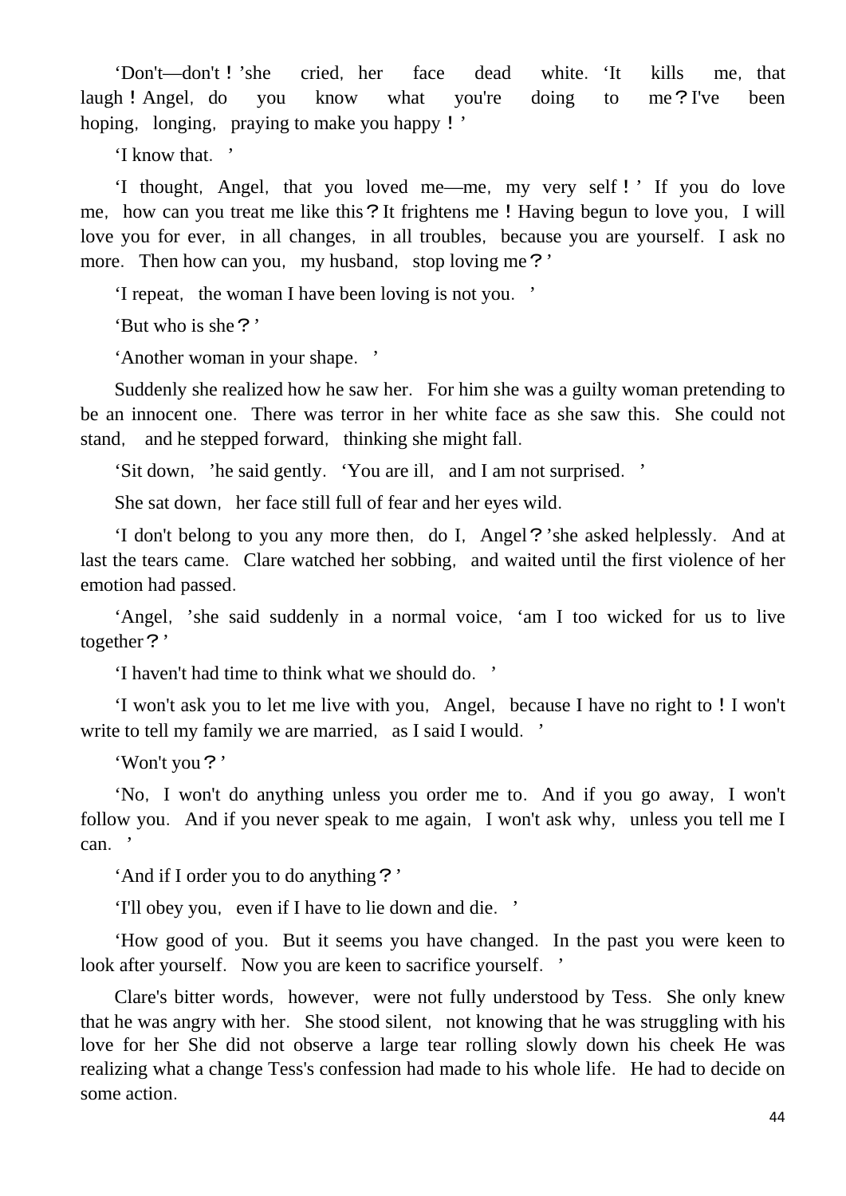'Don't—don't！'she cried, her face dead white. 'It kills me, that laugh！Angel, do you know what you're doing to me？I've been hoping, longing, praying to make you happy！'

'I know that.'

'I thought, Angel, that you loved me—me, my very self！' If you do love me, how can you treat me like this？It frightens me！Having begun to love you, I will love you for ever, in all changes, in all troubles, because you are yourself. I ask no more. Then how can you, my husband, stop loving me？'

'I repeat, the woman I have been loving is not you.'

'But who is she？'

'Another woman in your shape.'

Suddenly she realized how he saw her. For him she was a guilty woman pretending to be an innocent one. There was terror in her white face as she saw this. She could not stand, and he stepped forward, thinking she might fall.

'Sit down,'he said gently. 'You are ill, and I am not surprised.'

She sat down, her face still full of fear and her eyes wild.

'I don't belong to you any more then, do I, Angel？'she asked helplessly. And at last the tears came. Clare watched her sobbing, and waited until the first violence of her emotion had passed.

'Angel,'she said suddenly in a normal voice, 'am I too wicked for us to live together？'

'I haven't had time to think what we should do.'

'I won't ask you to let me live with you, Angel, because I have no right to！I won't write to tell my family we are married, as I said I would.'

'Won't you？'

'No, I won't do anything unless you order me to. And if you go away, I won't follow you. And if you never speak to me again, I won't ask why, unless you tell me I can.'

'And if I order you to do anything？'

'I'll obey you, even if I have to lie down and die.'

'How good of you. But it seems you have changed. In the past you were keen to look after yourself. Now you are keen to sacrifice yourself.'

Clare's bitter words, however, were not fully understood by Tess. She only knew that he was angry with her. She stood silent, not knowing that he was struggling with his love for her She did not observe a large tear rolling slowly down his cheek He was realizing what a change Tess's confession had made to his whole life. He had to decide on some action.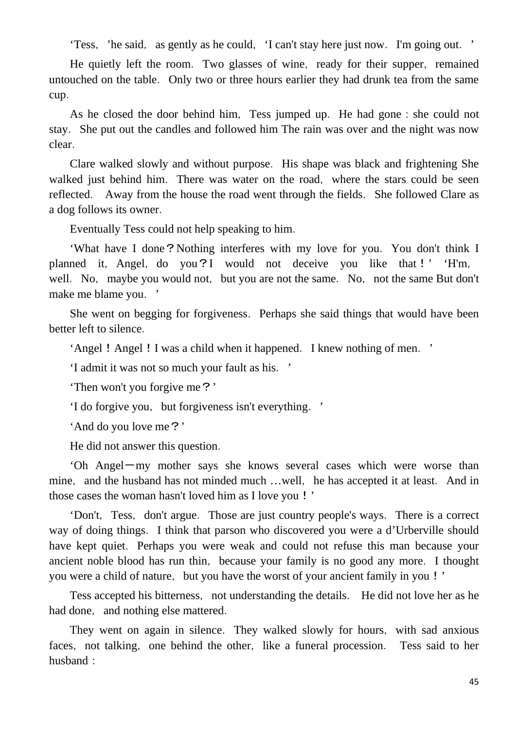'Tess, 'he said, as gently as he could, 'I can't stay here just now. I'm going out. '

He quietly left the room. Two glasses of wine, ready for their supper, remained untouched on the table. Only two or three hours earlier they had drunk tea from the same cup.

As he closed the door behind him, Tess jumped up. He had gone : she could not stay. She put out the candles and followed him The rain was over and the night was now clear.

Clare walked slowly and without purpose. His shape was black and frightening She walked just behind him. There was water on the road, where the stars could be seen reflected. Away from the house the road went through the fields. She followed Clare as a dog follows its owner.

Eventually Tess could not help speaking to him.

'What have I done？Nothing interferes with my love for you. You don't think I planned it, Angel, do you？I would not deceive you like that！' 'H'm, well. No, maybe you would not, but you are not the same. No, not the same But don't make me blame you. '

She went on begging for forgiveness. Perhaps she said things that would have been better left to silence.

'Angel！Angel！I was a child when it happened. I knew nothing of men. '

'I admit it was not so much your fault as his. '

'Then won't you forgive me？'

'I do forgive you, but forgiveness isn't everything. '

'And do you love me？'

He did not answer this question.

'Oh Angel—my mother says she knows several cases which were worse than mine, and the husband has not minded much …well, he has accepted it at least. And in those cases the woman hasn't loved him as I love you！'

'Don't, Tess, don't argue. Those are just country people's ways. There is a correct way of doing things. I think that parson who discovered you were a d'Urberville should have kept quiet. Perhaps you were weak and could not refuse this man because your ancient noble blood has run thin, because your family is no good any more. I thought you were a child of nature, but you have the worst of your ancient family in you！'

Tess accepted his bitterness, not understanding the details. He did not love her as he had done, and nothing else mattered.

They went on again in silence. They walked slowly for hours, with sad anxious faces, not talking, one behind the other, like a funeral procession. Tess said to her husband :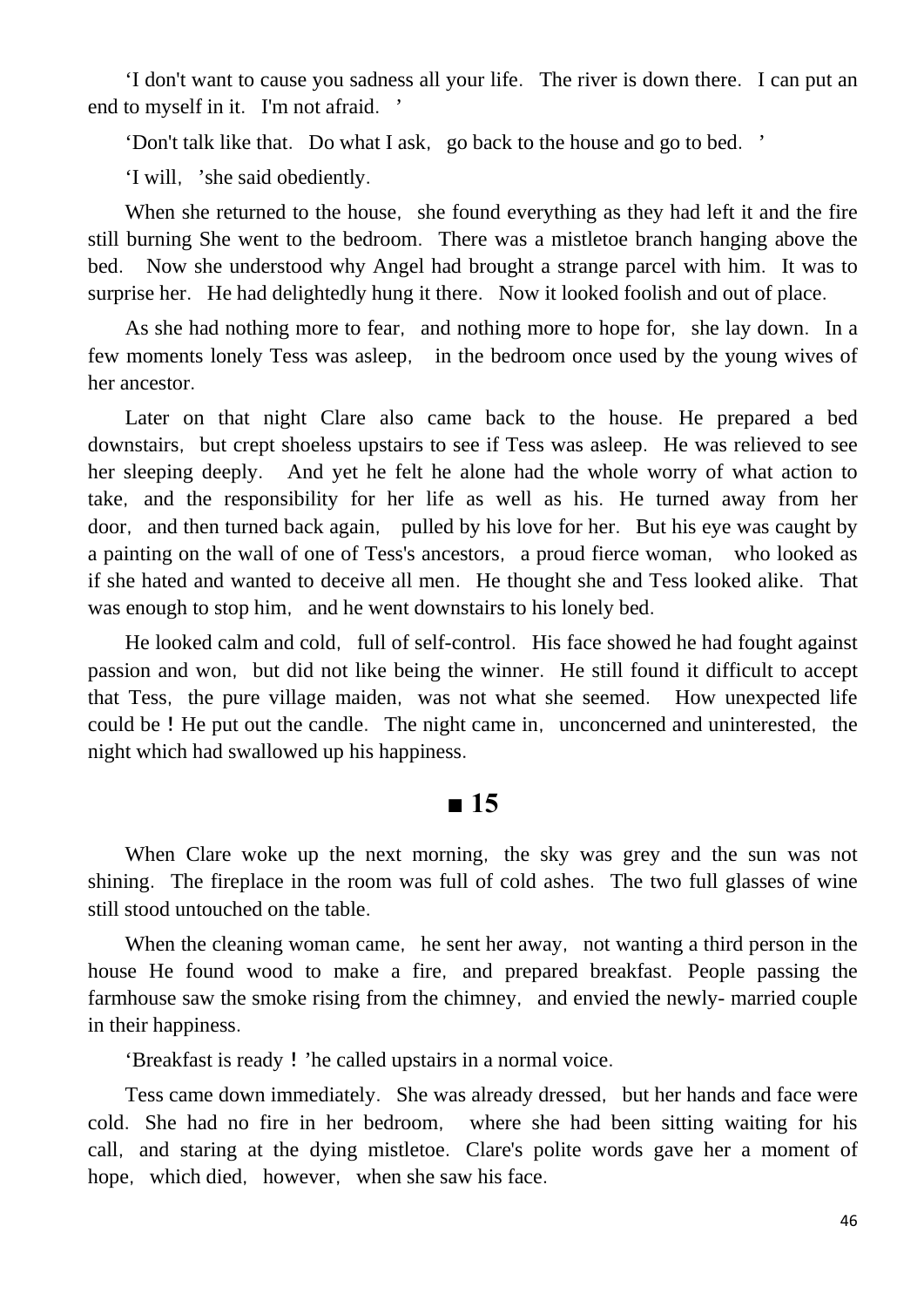'I don't want to cause you sadness all your life. The river is down there. I can put an end to myself in it. I'm not afraid. '

'Don't talk like that. Do what I ask, go back to the house and go to bed. '

'I will, 'she said obediently.

When she returned to the house, she found everything as they had left it and the fire still burning She went to the bedroom. There was a mistletoe branch hanging above the bed. Now she understood why Angel had brought a strange parcel with him. It was to surprise her. He had delightedly hung it there. Now it looked foolish and out of place.

As she had nothing more to fear, and nothing more to hope for, she lay down. In a few moments lonely Tess was asleep, in the bedroom once used by the young wives of her ancestor.

Later on that night Clare also came back to the house. He prepared a bed downstairs, but crept shoeless upstairs to see if Tess was asleep. He was relieved to see her sleeping deeply. And yet he felt he alone had the whole worry of what action to take, and the responsibility for her life as well as his. He turned away from her door, and then turned back again, pulled by his love for her. But his eye was caught by a painting on the wall of one of Tess's ancestors, a proud fierce woman, who looked as if she hated and wanted to deceive all men. He thought she and Tess looked alike. That was enough to stop him, and he went downstairs to his lonely bed.

He looked calm and cold, full of self-control. His face showed he had fought against passion and won, but did not like being the winner. He still found it difficult to accept that Tess, the pure village maiden, was not what she seemed. How unexpected life could be! He put out the candle. The night came in, unconcerned and uninterested, the night which had swallowed up his happiness.

## ■ 15

When Clare woke up the next morning, the sky was grey and the sun was not shining. The fireplace in the room was full of cold ashes. The two full glasses of wine still stood untouched on the table.

When the cleaning woman came, he sent her away, not wanting a third person in the house He found wood to make a fire, and prepared breakfast. People passing the farmhouse saw the smoke rising from the chimney, and envied the newly- married couple in their happiness.

'Breakfast is ready! 'he called upstairs in a normal voice.

Tess came down immediately. She was already dressed, but her hands and face were cold. She had no fire in her bedroom, where she had been sitting waiting for his call, and staring at the dying mistletoe. Clare's polite words gave her a moment of hope, which died, however, when she saw his face.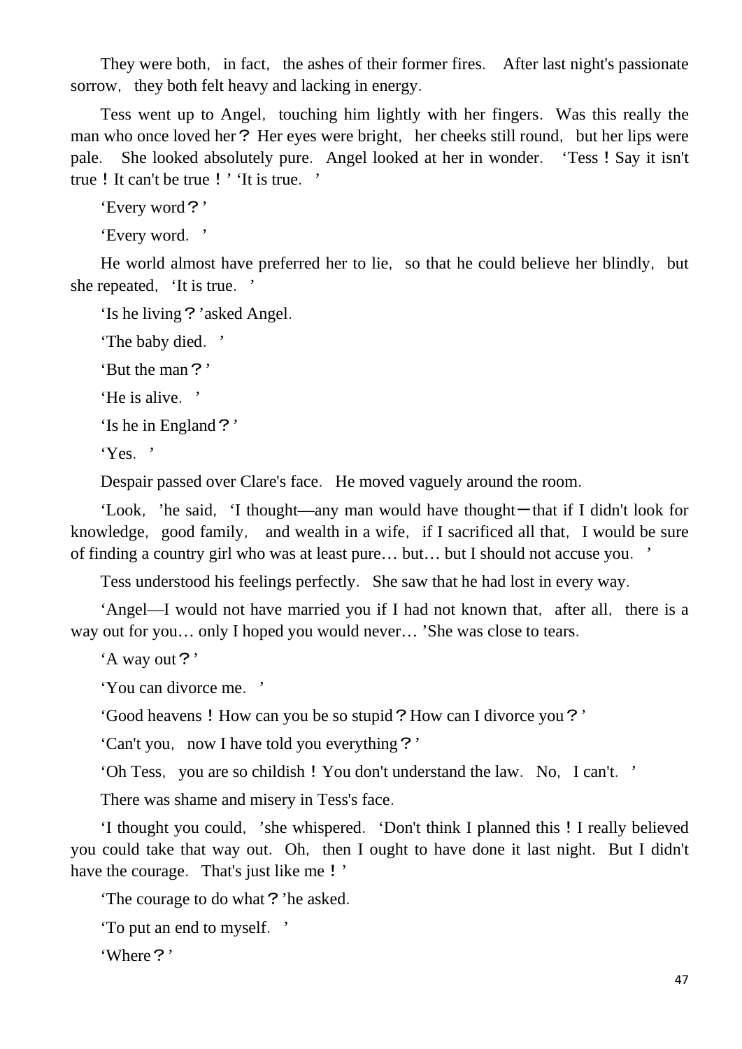They were both, in fact, the ashes of their former fires. After last night's passionate sorrow, they both felt heavy and lacking in energy.

Tess went up to Angel, touching him lightly with her fingers. Was this really the man who once loved her? Her eyes were bright, her cheeks still round, but her lips were pale. She looked absolutely pure. Angel looked at her in wonder. 'Tess! Say it isn't true! It can't be true!' 'It is true.'

'Every word?'

'Every word.'

He world almost have preferred her to lie, so that he could believe her blindly, but she repeated, 'It is true.'

'Is he living?' asked Angel.

'The baby died.'

'But the man?'

'He is alive.'

'Is he in England?'

'Yes.'

Despair passed over Clare's face. He moved vaguely around the room.

'Look,' he said, 'I thought—any man would have thought—that if I didn't look for knowledge, good family, and wealth in a wife, if I sacrificed all that, I would be sure of finding a country girl who was at least pure… but… but I should not accuse you.'

Tess understood his feelings perfectly. She saw that he had lost in every way.

'Angel—I would not have married you if I had not known that, after all, there is a way out for you… only I hoped you would never…' She was close to tears.

'A way out?'

'You can divorce me.'

'Good heavens! How can you be so stupid? How can I divorce you?'

'Can't you, now I have told you everything?'

'Oh Tess, you are so childish! You don't understand the law. No, I can't.'

There was shame and misery in Tess's face.

'I thought you could,' she whispered. 'Don't think I planned this! I really believed you could take that way out. Oh, then I ought to have done it last night. But I didn't have the courage. That's just like me!'

'The courage to do what?' he asked.

'To put an end to myself.'

'Where?'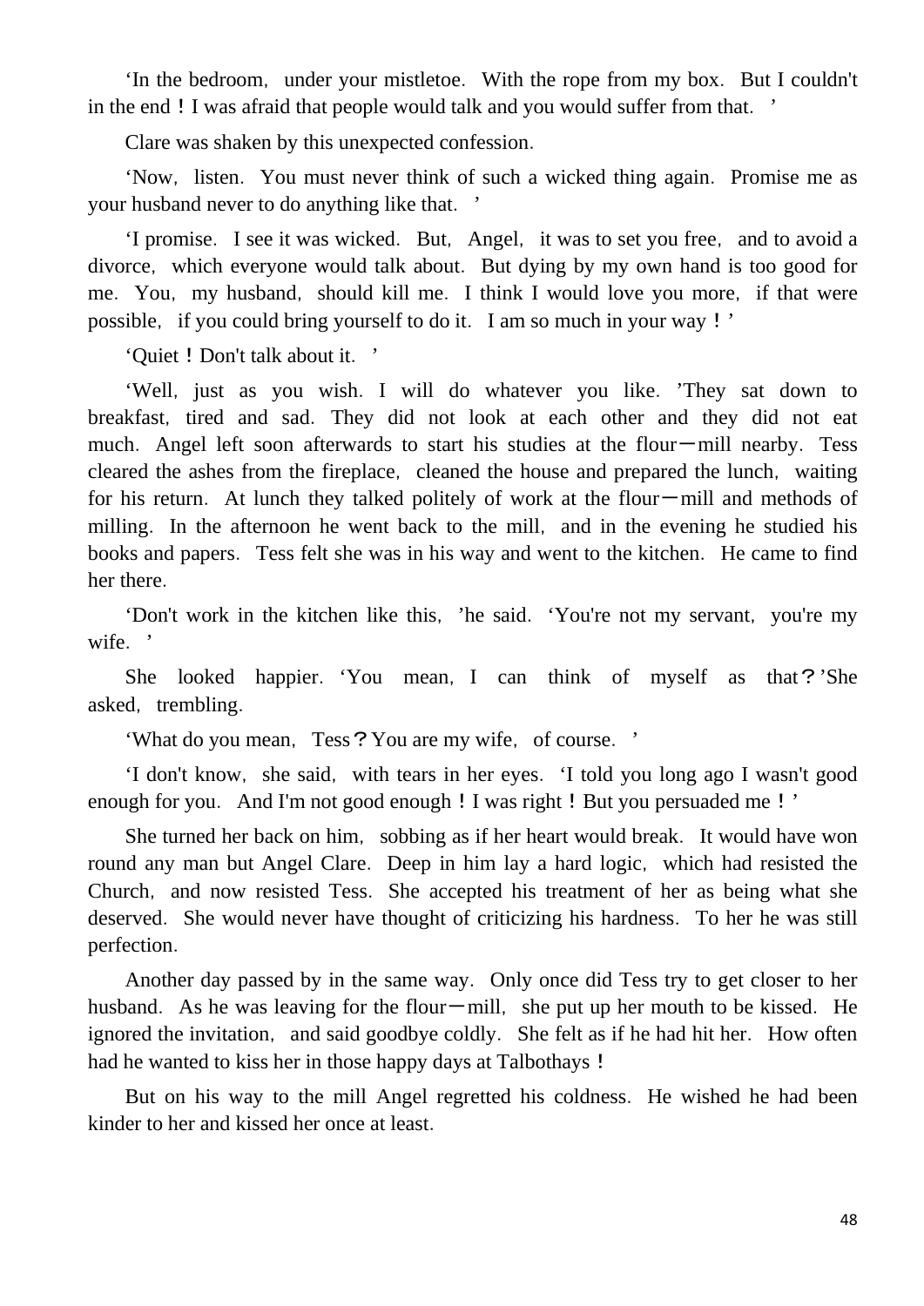‘In the bedroom, under your mistletoe. With the rope from my box. But I couldn't in the end！I was afraid that people would talk and you would suffer from that.’

Clare was shaken by this unexpected confession.

‘Now, listen. You must never think of such a wicked thing again. Promise me as your husband never to do anything like that.’

‘I promise. I see it was wicked. But, Angel, it was to set you free, and to avoid a divorce, which everyone would talk about. But dying by my own hand is too good for me. You, my husband, should kill me. I think I would love you more, if that were possible, if you could bring yourself to do it. I am so much in your way！’

‘Quiet！Don't talk about it.’

‘Well, just as you wish. I will do whatever you like.’They sat down to breakfast, tired and sad. They did not look at each other and they did not eat much. Angel left soon afterwards to start his studies at the flour－mill nearby. Tess cleared the ashes from the fireplace, cleaned the house and prepared the lunch, waiting for his return. At lunch they talked politely of work at the flour－mill and methods of milling. In the afternoon he went back to the mill, and in the evening he studied his books and papers. Tess felt she was in his way and went to the kitchen. He came to find her there.

‘Don't work in the kitchen like this,’he said. ‘You're not my servant, you're my wife.’

She looked happier. ‘You mean, I can think of myself as that？’She asked, trembling.

‘What do you mean, Tess？You are my wife, of course.’

‘I don't know, she said, with tears in her eyes. ‘I told you long ago I wasn't good enough for you. And I'm not good enough！I was right！But you persuaded me！’

She turned her back on him, sobbing as if her heart would break. It would have won round any man but Angel Clare. Deep in him lay a hard logic, which had resisted the Church, and now resisted Tess. She accepted his treatment of her as being what she deserved. She would never have thought of criticizing his hardness. To her he was still perfection.

Another day passed by in the same way. Only once did Tess try to get closer to her husband. As he was leaving for the flour－mill, she put up her mouth to be kissed. He ignored the invitation, and said goodbye coldly. She felt as if he had hit her. How often had he wanted to kiss her in those happy days at Talbothays！

But on his way to the mill Angel regretted his coldness. He wished he had been kinder to her and kissed her once at least.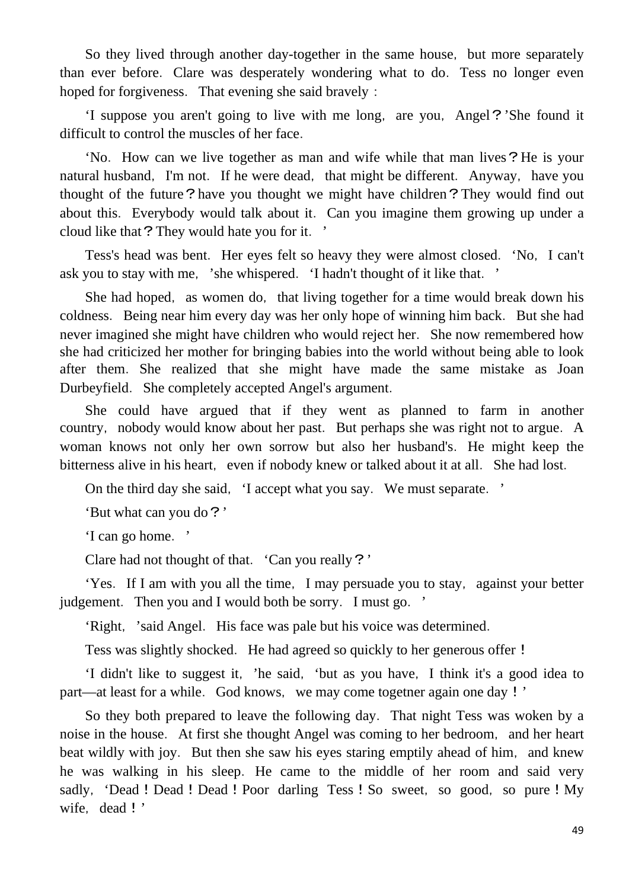So they lived through another day-together in the same house, but more separately than ever before. Clare was desperately wondering what to do. Tess no longer even hoped for forgiveness. That evening she said bravely:

'I suppose you aren't going to live with me long, are you, Angel?'She found it difficult to control the muscles of her face.

'No. How can we live together as man and wife while that man lives? He is your natural husband, I'm not. If he were dead, that might be different. Anyway, have you thought of the future? have you thought we might have children? They would find out about this. Everybody would talk about it. Can you imagine them growing up under a cloud like that? They would hate you for it. '

Tess's head was bent. Her eyes felt so heavy they were almost closed. 'No, I can't ask you to stay with me, 'she whispered. 'I hadn't thought of it like that. '

She had hoped, as women do, that living together for a time would break down his coldness. Being near him every day was her only hope of winning him back. But she had never imagined she might have children who would reject her. She now remembered how she had criticized her mother for bringing babies into the world without being able to look after them. She realized that she might have made the same mistake as Joan Durbeyfield. She completely accepted Angel's argument.

She could have argued that if they went as planned to farm in another country, nobody would know about her past. But perhaps she was right not to argue. A woman knows not only her own sorrow but also her husband's. He might keep the bitterness alive in his heart, even if nobody knew or talked about it at all. She had lost.

On the third day she said, 'I accept what you say. We must separate. '

'But what can you do? '

'I can go home. '

Clare had not thought of that. 'Can you really? '

'Yes. If I am with you all the time, I may persuade you to stay, against your better judgement. Then you and I would both be sorry. I must go. '

'Right, 'said Angel. His face was pale but his voice was determined.

Tess was slightly shocked. He had agreed so quickly to her generous offer!

'I didn't like to suggest it, 'he said, 'but as you have, I think it's a good idea to part—at least for a while. God knows, we may come togetner again one day! '

So they both prepared to leave the following day. That night Tess was woken by a noise in the house. At first she thought Angel was coming to her bedroom, and her heart beat wildly with joy. But then she saw his eyes staring emptily ahead of him, and knew he was walking in his sleep. He came to the middle of her room and said very sadly, 'Dead! Dead! Dead! Poor darling Tess! So sweet, so good, so pure! My wife, dead! '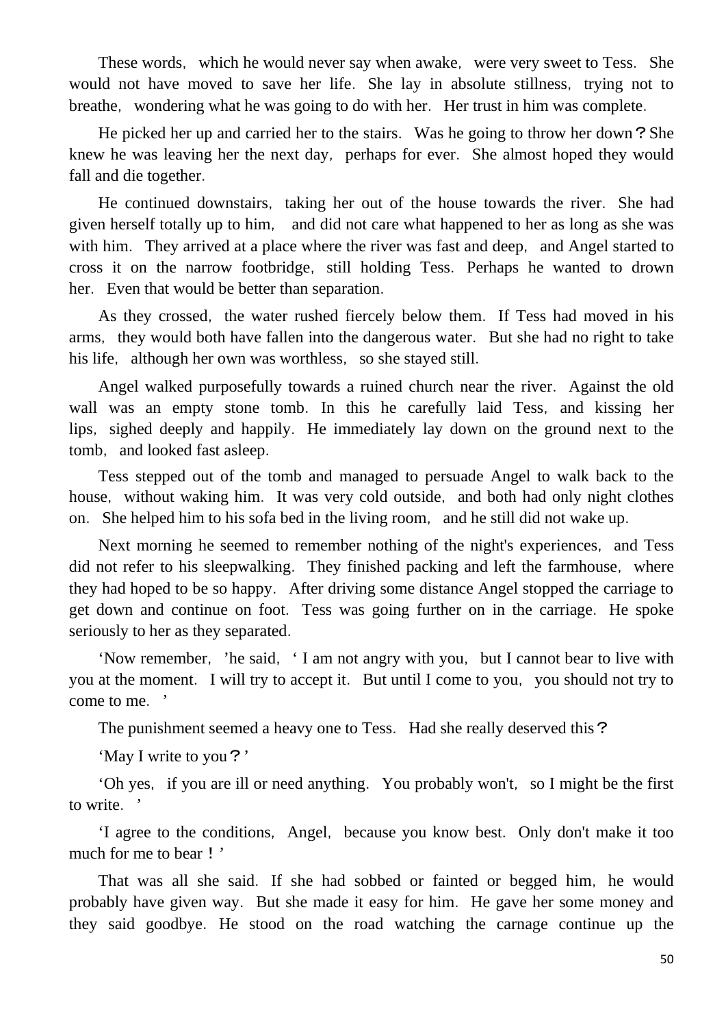These words, which he would never say when awake, were very sweet to Tess. She would not have moved to save her life. She lay in absolute stillness, trying not to breathe, wondering what he was going to do with her. Her trust in him was complete.

He picked her up and carried her to the stairs. Was he going to throw her down? She knew he was leaving her the next day, perhaps for ever. She almost hoped they would fall and die together.

He continued downstairs, taking her out of the house towards the river. She had given herself totally up to him, and did not care what happened to her as long as she was with him. They arrived at a place where the river was fast and deep, and Angel started to cross it on the narrow footbridge, still holding Tess. Perhaps he wanted to drown her. Even that would be better than separation.

As they crossed, the water rushed fiercely below them. If Tess had moved in his arms, they would both have fallen into the dangerous water. But she had no right to take his life, although her own was worthless, so she stayed still.

Angel walked purposefully towards a ruined church near the river. Against the old wall was an empty stone tomb. In this he carefully laid Tess, and kissing her lips, sighed deeply and happily. He immediately lay down on the ground next to the tomb, and looked fast asleep.

Tess stepped out of the tomb and managed to persuade Angel to walk back to the house, without waking him. It was very cold outside, and both had only night clothes on. She helped him to his sofa bed in the living room, and he still did not wake up.

Next morning he seemed to remember nothing of the night's experiences, and Tess did not refer to his sleepwalking. They finished packing and left the farmhouse, where they had hoped to be so happy. After driving some distance Angel stopped the carriage to get down and continue on foot. Tess was going further on in the carriage. He spoke seriously to her as they separated.

'Now remember,' he said, 'I am not angry with you, but I cannot bear to live with you at the moment. I will try to accept it. But until I come to you, you should not try to come to me.'

The punishment seemed a heavy one to Tess. Had she really deserved this?

'May I write to you?'

'Oh yes, if you are ill or need anything. You probably won't, so I might be the first to write.'

'I agree to the conditions, Angel, because you know best. Only don't make it too much for me to bear!'

That was all she said. If she had sobbed or fainted or begged him, he would probably have given way. But she made it easy for him. He gave her some money and they said goodbye. He stood on the road watching the carnage continue up the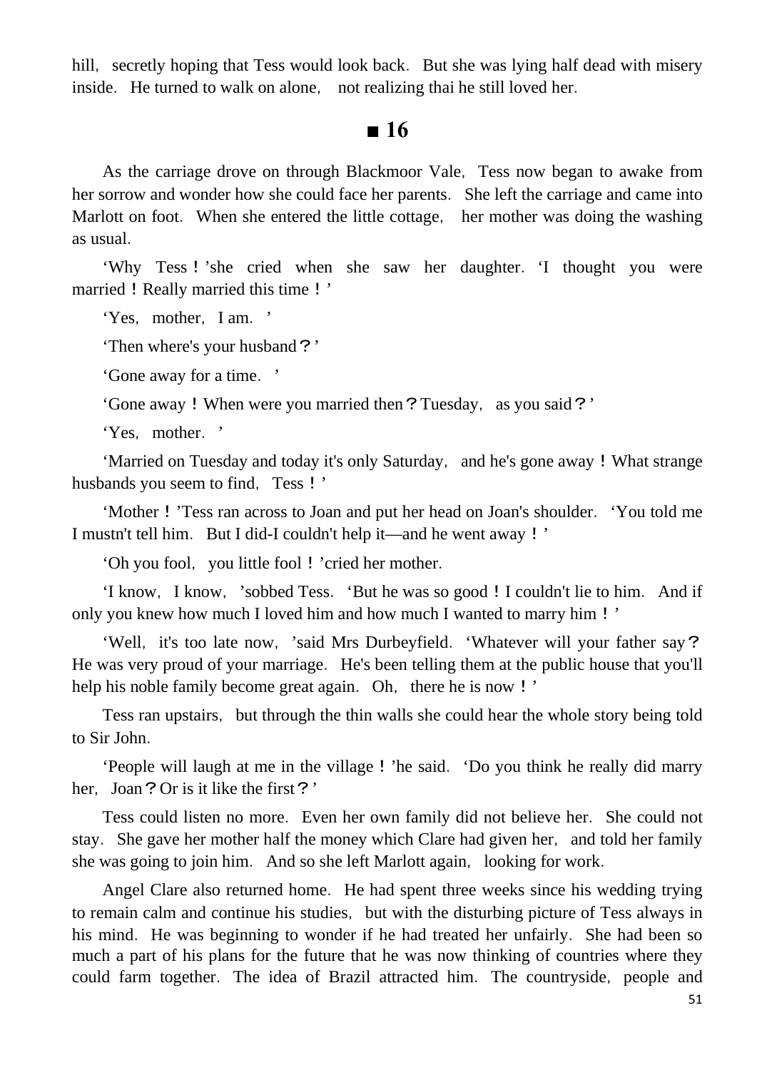hill, secretly hoping that Tess would look back. But she was lying half dead with misery inside. He turned to walk on alone, not realizing thai he still loved her.

## ■ 16

As the carriage drove on through Blackmoor Vale, Tess now began to awake from her sorrow and wonder how she could face her parents. She left the carriage and came into Marlott on foot. When she entered the little cottage, her mother was doing the washing as usual.

'Why Tess!'she cried when she saw her daughter. 'I thought you were married! Really married this time!'

'Yes, mother, I am.'

'Then where's your husband?'

'Gone away for a time.'

'Gone away! When were you married then? Tuesday, as you said?'

'Yes, mother.'

'Married on Tuesday and today it's only Saturday, and he's gone away! What strange husbands you seem to find, Tess!'

'Mother!'Tess ran across to Joan and put her head on Joan's shoulder. 'You told me I mustn't tell him. But I did-I couldn't help it—and he went away!'

'Oh you fool, you little fool!'cried her mother.

'I know, I know,'sobbed Tess. 'But he was so good! I couldn't lie to him. And if only you knew how much I loved him and how much I wanted to marry him!'

'Well, it's too late now,'said Mrs Durbeyfield. 'Whatever will your father say? He was very proud of your marriage. He's been telling them at the public house that you'll help his noble family become great again. Oh, there he is now!'

Tess ran upstairs, but through the thin walls she could hear the whole story being told to Sir John.

'People will laugh at me in the village!'he said. 'Do you think he really did marry her, Joan? Or is it like the first?'

Tess could listen no more. Even her own family did not believe her. She could not stay. She gave her mother half the money which Clare had given her, and told her family she was going to join him. And so she left Marlott again, looking for work.

Angel Clare also returned home. He had spent three weeks since his wedding trying to remain calm and continue his studies, but with the disturbing picture of Tess always in his mind. He was beginning to wonder if he had treated her unfairly. She had been so much a part of his plans for the future that he was now thinking of countries where they could farm together. The idea of Brazil attracted him. The countryside, people and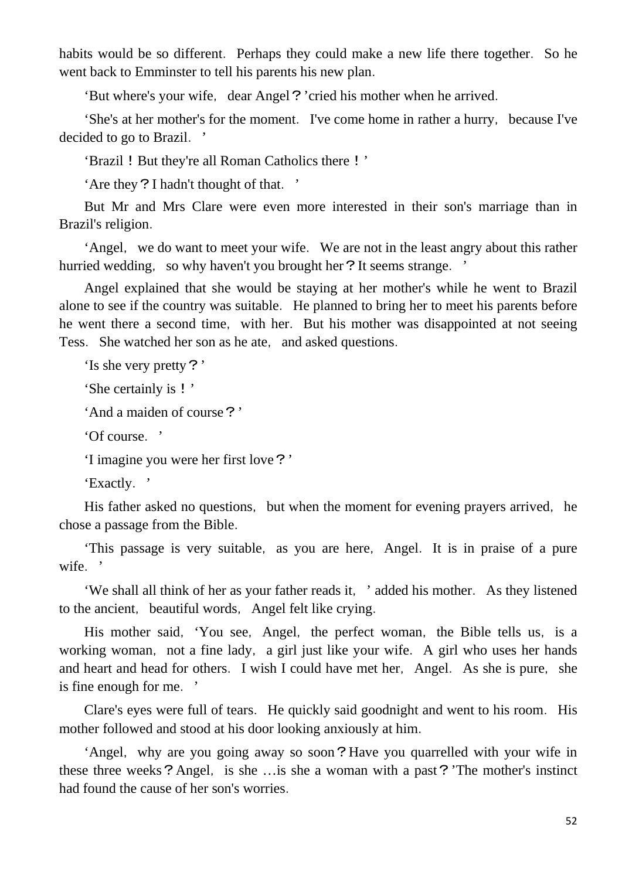habits would be so different. Perhaps they could make a new life there together. So he went back to Emminster to tell his parents his new plan.

'But where's your wife, dear Angel?' cried his mother when he arrived.

'She's at her mother's for the moment. I've come home in rather a hurry, because I've decided to go to Brazil.'

'Brazil! But they're all Roman Catholics there!'

'Are they? I hadn't thought of that.'

But Mr and Mrs Clare were even more interested in their son's marriage than in Brazil's religion.

'Angel, we do want to meet your wife. We are not in the least angry about this rather hurried wedding, so why haven't you brought her? It seems strange.'

Angel explained that she would be staying at her mother's while he went to Brazil alone to see if the country was suitable. He planned to bring her to meet his parents before he went there a second time, with her. But his mother was disappointed at not seeing Tess. She watched her son as he ate, and asked questions.

'Is she very pretty?'

'She certainly is!'

'And a maiden of course?'

'Of course.'

'I imagine you were her first love?'

'Exactly.'

His father asked no questions, but when the moment for evening prayers arrived, he chose a passage from the Bible.

'This passage is very suitable, as you are here, Angel. It is in praise of a pure wife.'

'We shall all think of her as your father reads it,' added his mother. As they listened to the ancient, beautiful words, Angel felt like crying.

His mother said, 'You see, Angel, the perfect woman, the Bible tells us, is a working woman, not a fine lady, a girl just like your wife. A girl who uses her hands and heart and head for others. I wish I could have met her, Angel. As she is pure, she is fine enough for me.'

Clare's eyes were full of tears. He quickly said goodnight and went to his room. His mother followed and stood at his door looking anxiously at him.

'Angel, why are you going away so soon? Have you quarrelled with your wife in these three weeks? Angel, is she ...is she a woman with a past?' The mother's instinct had found the cause of her son's worries.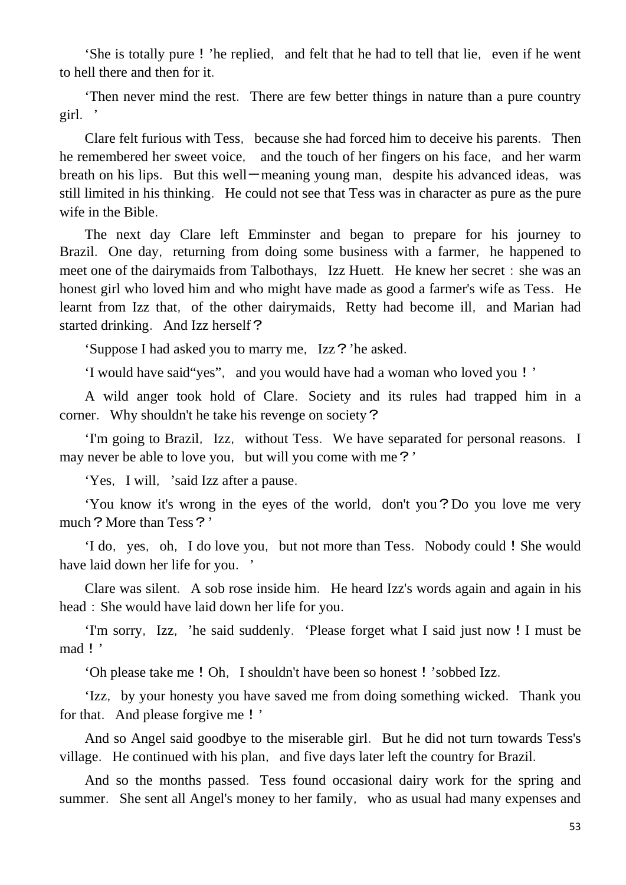'She is totally pure！'he replied, and felt that he had to tell that lie, even if he went to hell there and then for it.

'Then never mind the rest. There are few better things in nature than a pure country girl.'

Clare felt furious with Tess, because she had forced him to deceive his parents. Then he remembered her sweet voice, and the touch of her fingers on his face, and her warm breath on his lips. But this well－meaning young man, despite his advanced ideas, was still limited in his thinking. He could not see that Tess was in character as pure as the pure wife in the Bible.

The next day Clare left Emminster and began to prepare for his journey to Brazil. One day, returning from doing some business with a farmer, he happened to meet one of the dairymaids from Talbothays, Izz Huett. He knew her secret: she was an honest girl who loved him and who might have made as good a farmer's wife as Tess. He learnt from Izz that, of the other dairymaids, Retty had become ill, and Marian had started drinking. And Izz herself？

'Suppose I had asked you to marry me, Izz？'he asked.

'I would have said"yes", and you would have had a woman who loved you！'

A wild anger took hold of Clare. Society and its rules had trapped him in a corner. Why shouldn't he take his revenge on society？

'I'm going to Brazil, Izz, without Tess. We have separated for personal reasons. I may never be able to love you, but will you come with me？'

'Yes, I will,'said Izz after a pause.

'You know it's wrong in the eyes of the world, don't you？Do you love me very much？More than Tess？'

'I do, yes, oh, I do love you, but not more than Tess. Nobody could！She would have laid down her life for you.'

Clare was silent. A sob rose inside him. He heard Izz's words again and again in his head: She would have laid down her life for you.

'I'm sorry, Izz,'he said suddenly. 'Please forget what I said just now！I must be mad！'

'Oh please take me！Oh, I shouldn't have been so honest！'sobbed Izz.

'Izz, by your honesty you have saved me from doing something wicked. Thank you for that. And please forgive me！'

And so Angel said goodbye to the miserable girl. But he did not turn towards Tess's village. He continued with his plan, and five days later left the country for Brazil.

And so the months passed. Tess found occasional dairy work for the spring and summer. She sent all Angel's money to her family, who as usual had many expenses and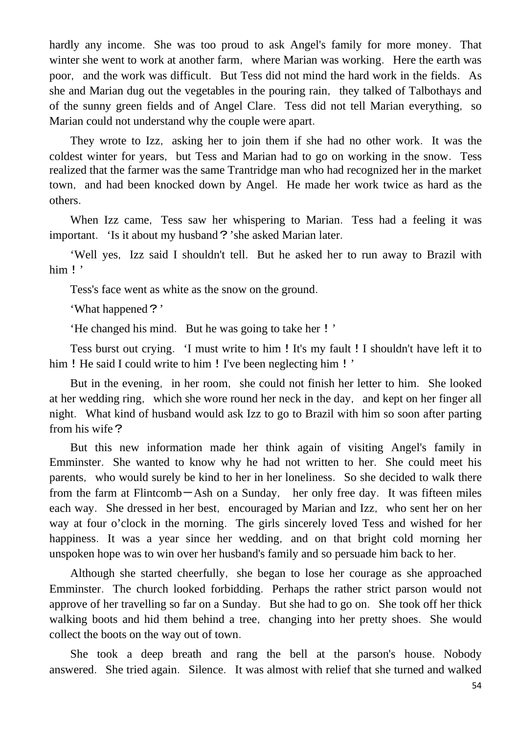hardly any income. She was too proud to ask Angel's family for more money. That winter she went to work at another farm, where Marian was working. Here the earth was poor, and the work was difficult. But Tess did not mind the hard work in the fields. As she and Marian dug out the vegetables in the pouring rain, they talked of Talbothays and of the sunny green fields and of Angel Clare. Tess did not tell Marian everything, so Marian could not understand why the couple were apart.

They wrote to Izz, asking her to join them if she had no other work. It was the coldest winter for years, but Tess and Marian had to go on working in the snow. Tess realized that the farmer was the same Trantridge man who had recognized her in the market town, and had been knocked down by Angel. He made her work twice as hard as the others.

When Izz came, Tess saw her whispering to Marian. Tess had a feeling it was important. 'Is it about my husband？'she asked Marian later.

'Well yes, Izz said I shouldn't tell. But he asked her to run away to Brazil with him！'

Tess's face went as white as the snow on the ground.

'What happened？'

'He changed his mind. But he was going to take her！'

Tess burst out crying. 'I must write to him！It's my fault！I shouldn't have left it to him！He said I could write to him！I've been neglecting him！'

But in the evening, in her room, she could not finish her letter to him. She looked at her wedding ring, which she wore round her neck in the day, and kept on her finger all night. What kind of husband would ask Izz to go to Brazil with him so soon after parting from his wife？

But this new information made her think again of visiting Angel's family in Emminster. She wanted to know why he had not written to her. She could meet his parents, who would surely be kind to her in her loneliness. So she decided to walk there from the farm at Flintcomb－Ash on a Sunday, her only free day. It was fifteen miles each way. She dressed in her best, encouraged by Marian and Izz, who sent her on her way at four o'clock in the morning. The girls sincerely loved Tess and wished for her happiness. It was a year since her wedding, and on that bright cold morning her unspoken hope was to win over her husband's family and so persuade him back to her.

Although she started cheerfully, she began to lose her courage as she approached Emminster. The church looked forbidding. Perhaps the rather strict parson would not approve of her travelling so far on a Sunday. But she had to go on. She took off her thick walking boots and hid them behind a tree, changing into her pretty shoes. She would collect the boots on the way out of town.

She took a deep breath and rang the bell at the parson's house. Nobody answered. She tried again. Silence. It was almost with relief that she turned and walked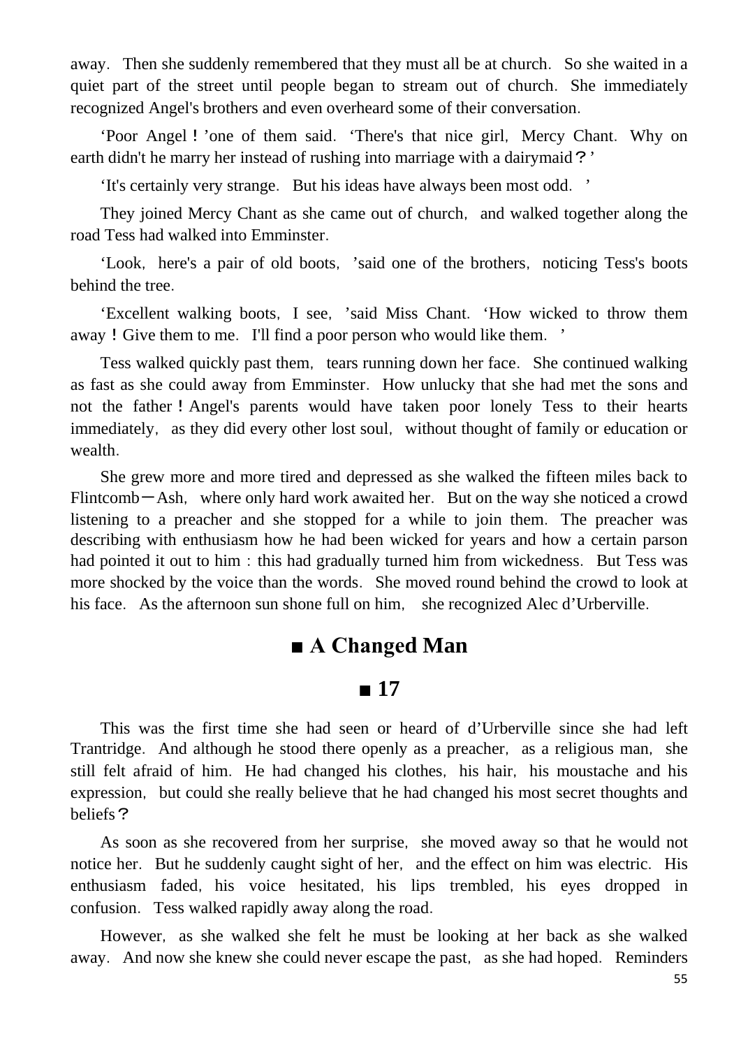away. Then she suddenly remembered that they must all be at church. So she waited in a quiet part of the street until people began to stream out of church. She immediately recognized Angel's brothers and even overheard some of their conversation.

'Poor Angel！'one of them said. 'There's that nice girl, Mercy Chant. Why on earth didn't he marry her instead of rushing into marriage with a dairymaid？'

'It's certainly very strange. But his ideas have always been most odd.'

They joined Mercy Chant as she came out of church, and walked together along the road Tess had walked into Emminster.

'Look, here's a pair of old boots,' said one of the brothers, noticing Tess's boots behind the tree.

'Excellent walking boots, I see,' said Miss Chant. 'How wicked to throw them away！Give them to me. I'll find a poor person who would like them.'

Tess walked quickly past them, tears running down her face. She continued walking as fast as she could away from Emminster. How unlucky that she had met the sons and not the father！Angel's parents would have taken poor lonely Tess to their hearts immediately, as they did every other lost soul, without thought of family or education or wealth.

She grew more and more tired and depressed as she walked the fifteen miles back to Flintcomb－Ash, where only hard work awaited her. But on the way she noticed a crowd listening to a preacher and she stopped for a while to join them. The preacher was describing with enthusiasm how he had been wicked for years and how a certain parson had pointed it out to him: this had gradually turned him from wickedness. But Tess was more shocked by the voice than the words. She moved round behind the crowd to look at his face. As the afternoon sun shone full on him, she recognized Alec d'Urberville.

## ■ A Changed Man

## ■ 17

This was the first time she had seen or heard of d'Urberville since she had left Trantridge. And although he stood there openly as a preacher, as a religious man, she still felt afraid of him. He had changed his clothes, his hair, his moustache and his expression, but could she really believe that he had changed his most secret thoughts and beliefs？

As soon as she recovered from her surprise, she moved away so that he would not notice her. But he suddenly caught sight of her, and the effect on him was electric. His enthusiasm faded, his voice hesitated, his lips trembled, his eyes dropped in confusion. Tess walked rapidly away along the road.

However, as she walked she felt he must be looking at her back as she walked away. And now she knew she could never escape the past, as she had hoped. Reminders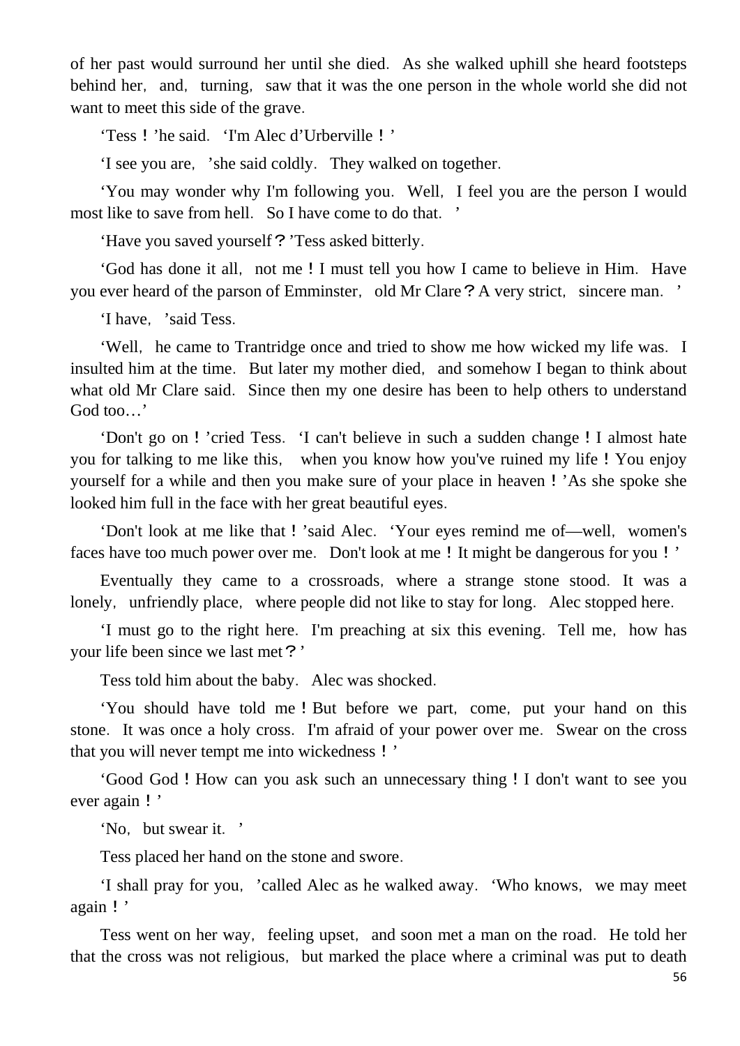of her past would surround her until she died. As she walked uphill she heard footsteps behind her, and, turning, saw that it was the one person in the whole world she did not want to meet this side of the grave.

'Tess! 'he said. 'I'm Alec d'Urberville! '

'I see you are, 'she said coldly. They walked on together.

'You may wonder why I'm following you. Well, I feel you are the person I would most like to save from hell. So I have come to do that. '

'Have you saved yourself? 'Tess asked bitterly.

'God has done it all, not me! I must tell you how I came to believe in Him. Have you ever heard of the parson of Emminster, old Mr Clare? A very strict, sincere man. '

'I have, 'said Tess.

'Well, he came to Trantridge once and tried to show me how wicked my life was. I insulted him at the time. But later my mother died, and somehow I began to think about what old Mr Clare said. Since then my one desire has been to help others to understand God too…'

'Don't go on! 'cried Tess. 'I can't believe in such a sudden change! I almost hate you for talking to me like this, when you know how you've ruined my life! You enjoy yourself for a while and then you make sure of your place in heaven! 'As she spoke she looked him full in the face with her great beautiful eyes.

'Don't look at me like that! 'said Alec. 'Your eyes remind me of—well, women's faces have too much power over me. Don't look at me! It might be dangerous for you! '

Eventually they came to a crossroads, where a strange stone stood. It was a lonely, unfriendly place, where people did not like to stay for long. Alec stopped here.

'I must go to the right here. I'm preaching at six this evening. Tell me, how has your life been since we last met? '

Tess told him about the baby. Alec was shocked.

'You should have told me! But before we part, come, put your hand on this stone. It was once a holy cross. I'm afraid of your power over me. Swear on the cross that you will never tempt me into wickedness! '

'Good God! How can you ask such an unnecessary thing! I don't want to see you ever again! '

'No, but swear it. '

Tess placed her hand on the stone and swore.

'I shall pray for you, 'called Alec as he walked away. 'Who knows, we may meet again! '

Tess went on her way, feeling upset, and soon met a man on the road. He told her that the cross was not religious, but marked the place where a criminal was put to death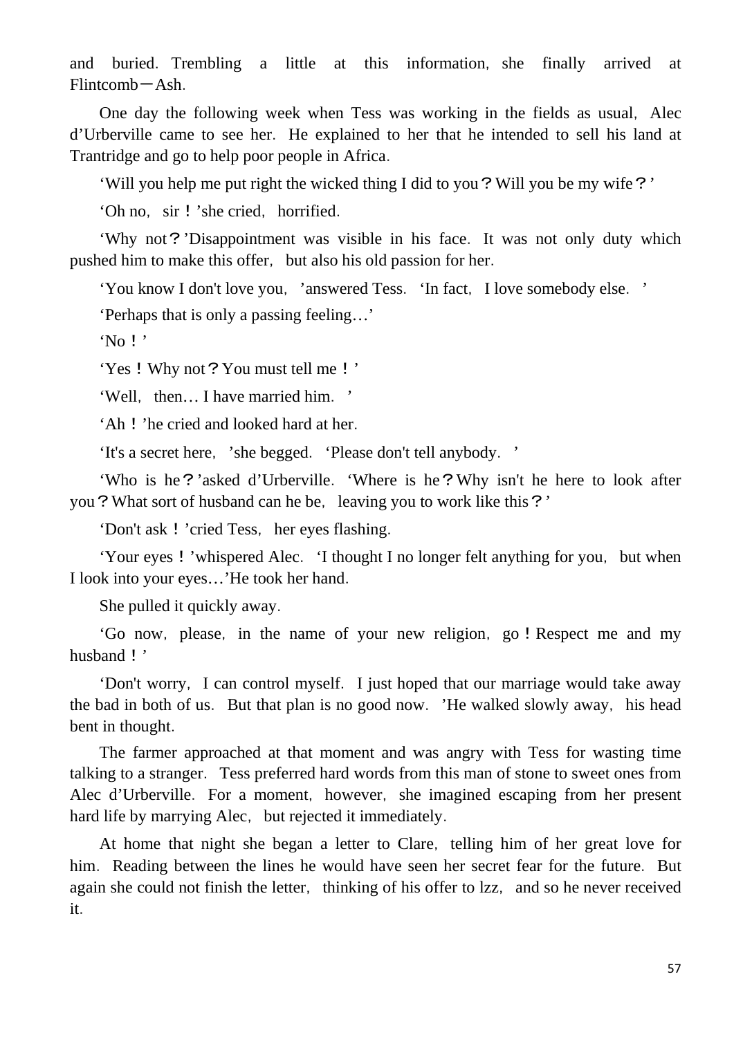and buried. Trembling a little at this information, she finally arrived at Flintcomb－Ash.

One day the following week when Tess was working in the fields as usual, Alec d'Urberville came to see her. He explained to her that he intended to sell his land at Trantridge and go to help poor people in Africa.

'Will you help me put right the wicked thing I did to you？Will you be my wife？'

'Oh no, sir！'she cried, horrified.

'Why not？'Disappointment was visible in his face. It was not only duty which pushed him to make this offer, but also his old passion for her.

'You know I don't love you, 'answered Tess. 'In fact, I love somebody else. '

'Perhaps that is only a passing feeling…'

'No！'

'Yes！Why not？You must tell me！'

'Well, then… I have married him. '

'Ah！'he cried and looked hard at her.

'It's a secret here, 'she begged. 'Please don't tell anybody. '

'Who is he？'asked d'Urberville. 'Where is he？Why isn't he here to look after you？What sort of husband can he be, leaving you to work like this？'

'Don't ask！'cried Tess, her eyes flashing.

'Your eyes！'whispered Alec. 'I thought I no longer felt anything for you, but when I look into your eyes…'He took her hand.

She pulled it quickly away.

'Go now, please, in the name of your new religion, go！Respect me and my husband！'

'Don't worry, I can control myself. I just hoped that our marriage would take away the bad in both of us. But that plan is no good now. 'He walked slowly away, his head bent in thought.

The farmer approached at that moment and was angry with Tess for wasting time talking to a stranger. Tess preferred hard words from this man of stone to sweet ones from Alec d'Urberville. For a moment, however, she imagined escaping from her present hard life by marrying Alec, but rejected it immediately.

At home that night she began a letter to Clare, telling him of her great love for him. Reading between the lines he would have seen her secret fear for the future. But again she could not finish the letter, thinking of his offer to lzz, and so he never received it.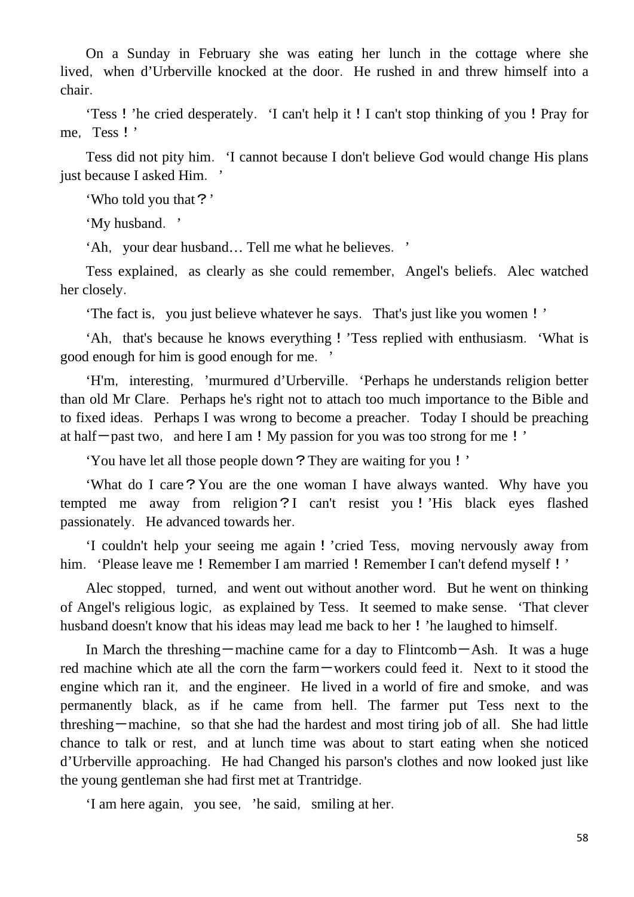On a Sunday in February she was eating her lunch in the cottage where she lived, when d'Urberville knocked at the door. He rushed in and threw himself into a chair.

'Tess！'he cried desperately. 'I can't help it！I can't stop thinking of you！Pray for me, Tess！'

Tess did not pity him. 'I cannot because I don't believe God would change His plans just because I asked Him. '

'Who told you that？'

'My husband. '

'Ah, your dear husband… Tell me what he believes. '

Tess explained, as clearly as she could remember, Angel's beliefs. Alec watched her closely.

'The fact is, you just believe whatever he says. That's just like you women！'

'Ah, that's because he knows everything！'Tess replied with enthusiasm. 'What is good enough for him is good enough for me. '

'H'm, interesting, 'murmured d'Urberville. 'Perhaps he understands religion better than old Mr Clare. Perhaps he's right not to attach too much importance to the Bible and to fixed ideas. Perhaps I was wrong to become a preacher. Today I should be preaching at half－past two, and here I am！My passion for you was too strong for me！'

'You have let all those people down？They are waiting for you！'

'What do I care？You are the one woman I have always wanted. Why have you tempted me away from religion？I can't resist you！'His black eyes flashed passionately. He advanced towards her.

'I couldn't help your seeing me again！'cried Tess, moving nervously away from him. 'Please leave me！Remember I am married！Remember I can't defend myself！'

Alec stopped, turned, and went out without another word. But he went on thinking of Angel's religious logic, as explained by Tess. It seemed to make sense. 'That clever husband doesn't know that his ideas may lead me back to her！'he laughed to himself.

In March the threshing－machine came for a day to Flintcomb－Ash. It was a huge red machine which ate all the corn the farm－workers could feed it. Next to it stood the engine which ran it, and the engineer. He lived in a world of fire and smoke, and was permanently black, as if he came from hell. The farmer put Tess next to the threshing－machine, so that she had the hardest and most tiring job of all. She had little chance to talk or rest, and at lunch time was about to start eating when she noticed d'Urberville approaching. He had Changed his parson's clothes and now looked just like the young gentleman she had first met at Trantridge.

'I am here again, you see, 'he said, smiling at her.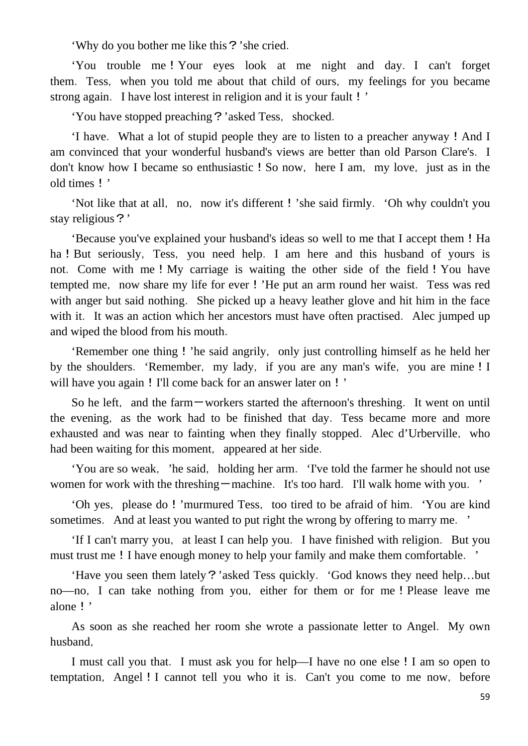'Why do you bother me like this？'she cried.

'You trouble me！Your eyes look at me night and day. I can't forget them. Tess, when you told me about that child of ours, my feelings for you became strong again. I have lost interest in religion and it is your fault！'

'You have stopped preaching？'asked Tess, shocked.

'I have. What a lot of stupid people they are to listen to a preacher anyway！And I am convinced that your wonderful husband's views are better than old Parson Clare's. I don't know how I became so enthusiastic！So now, here I am, my love, just as in the old times！'

'Not like that at all, no, now it's different！'she said firmly. 'Oh why couldn't you stay religious？'

'Because you've explained your husband's ideas so well to me that I accept them！Ha ha！But seriously, Tess, you need help. I am here and this husband of yours is not. Come with me！My carriage is waiting the other side of the field！You have tempted me, now share my life for ever！'He put an arm round her waist. Tess was red with anger but said nothing. She picked up a heavy leather glove and hit him in the face with it. It was an action which her ancestors must have often practised. Alec jumped up and wiped the blood from his mouth.

'Remember one thing！'he said angrily, only just controlling himself as he held her by the shoulders. 'Remember, my lady, if you are any man's wife, you are mine！I will have you again！I'll come back for an answer later on！'

So he left, and the farm－workers started the afternoon's threshing. It went on until the evening, as the work had to be finished that day. Tess became more and more exhausted and was near to fainting when they finally stopped. Alec d'Urberville, who had been waiting for this moment, appeared at her side.

'You are so weak, 'he said, holding her arm. 'I've told the farmer he should not use women for work with the threshing－machine. It's too hard. I'll walk home with you. '

'Oh yes, please do！'murmured Tess, too tired to be afraid of him. 'You are kind sometimes. And at least you wanted to put right the wrong by offering to marry me. '

'If I can't marry you, at least I can help you. I have finished with religion. But you must trust me！I have enough money to help your family and make them comfortable. '

'Have you seen them lately？'asked Tess quickly. 'God knows they need help…but no—no, I can take nothing from you, either for them or for me！Please leave me alone！'

As soon as she reached her room she wrote a passionate letter to Angel. My own husband,

I must call you that. I must ask you for help—I have no one else！I am so open to temptation, Angel！I cannot tell you who it is. Can't you come to me now, before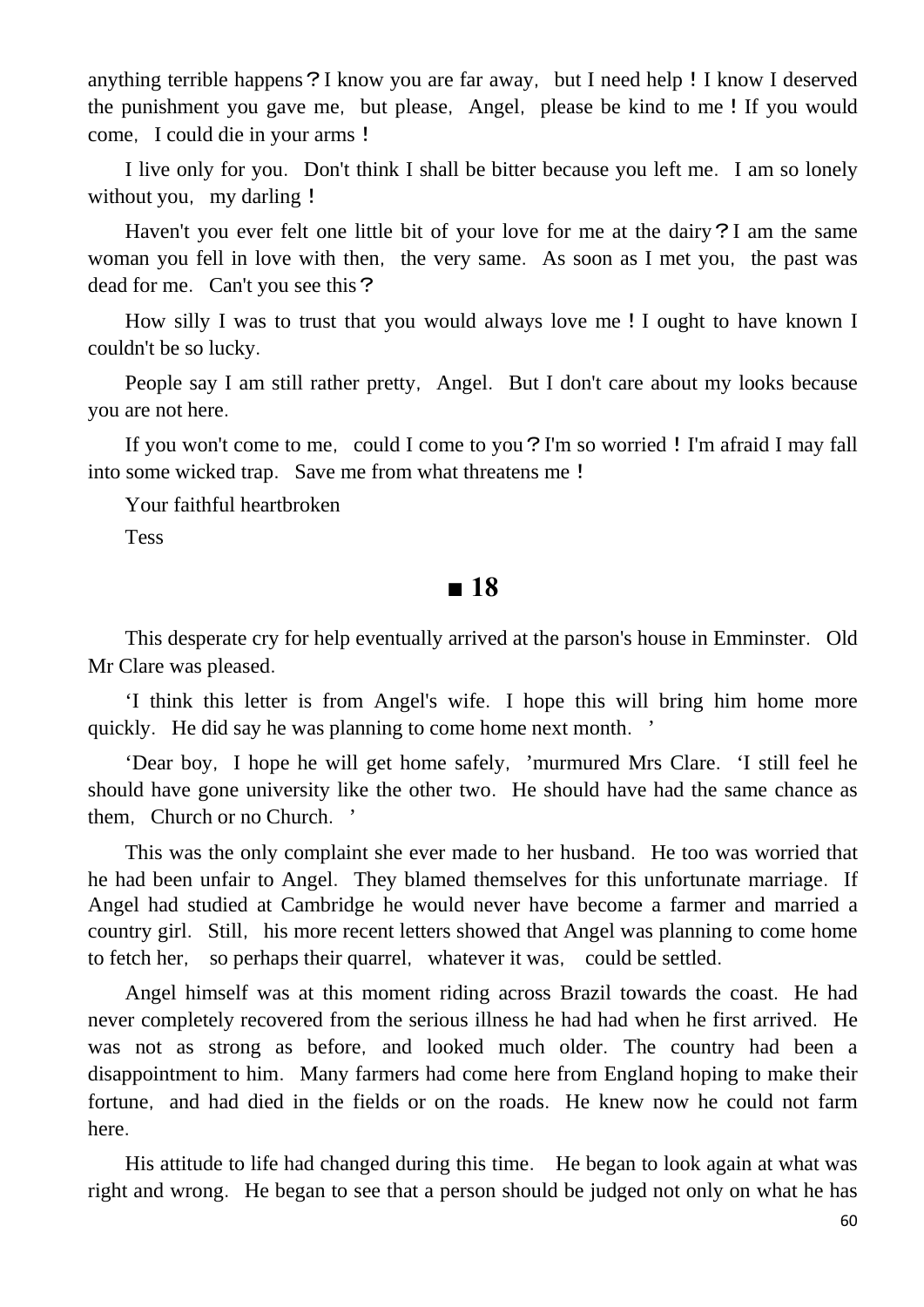anything terrible happens？I know you are far away, but I need help！I know I deserved the punishment you gave me, but please, Angel, please be kind to me！If you would come, I could die in your arms！

I live only for you. Don't think I shall be bitter because you left me. I am so lonely without you, my darling！

Haven't you ever felt one little bit of your love for me at the dairy？I am the same woman you fell in love with then, the very same. As soon as I met you, the past was dead for me. Can't you see this？

How silly I was to trust that you would always love me！I ought to have known I couldn't be so lucky.

People say I am still rather pretty, Angel. But I don't care about my looks because you are not here.

If you won't come to me, could I come to you？I'm so worried！I'm afraid I may fall into some wicked trap. Save me from what threatens me！

Your faithful heartbroken

Tess

## ■ 18

This desperate cry for help eventually arrived at the parson's house in Emminster. Old Mr Clare was pleased.

'I think this letter is from Angel's wife. I hope this will bring him home more quickly. He did say he was planning to come home next month.'

'Dear boy, I hope he will get home safely,' murmured Mrs Clare. 'I still feel he should have gone university like the other two. He should have had the same chance as them, Church or no Church.'

This was the only complaint she ever made to her husband. He too was worried that he had been unfair to Angel. They blamed themselves for this unfortunate marriage. If Angel had studied at Cambridge he would never have become a farmer and married a country girl. Still, his more recent letters showed that Angel was planning to come home to fetch her, so perhaps their quarrel, whatever it was, could be settled.

Angel himself was at this moment riding across Brazil towards the coast. He had never completely recovered from the serious illness he had had when he first arrived. He was not as strong as before, and looked much older. The country had been a disappointment to him. Many farmers had come here from England hoping to make their fortune, and had died in the fields or on the roads. He knew now he could not farm here.

His attitude to life had changed during this time. He began to look again at what was right and wrong. He began to see that a person should be judged not only on what he has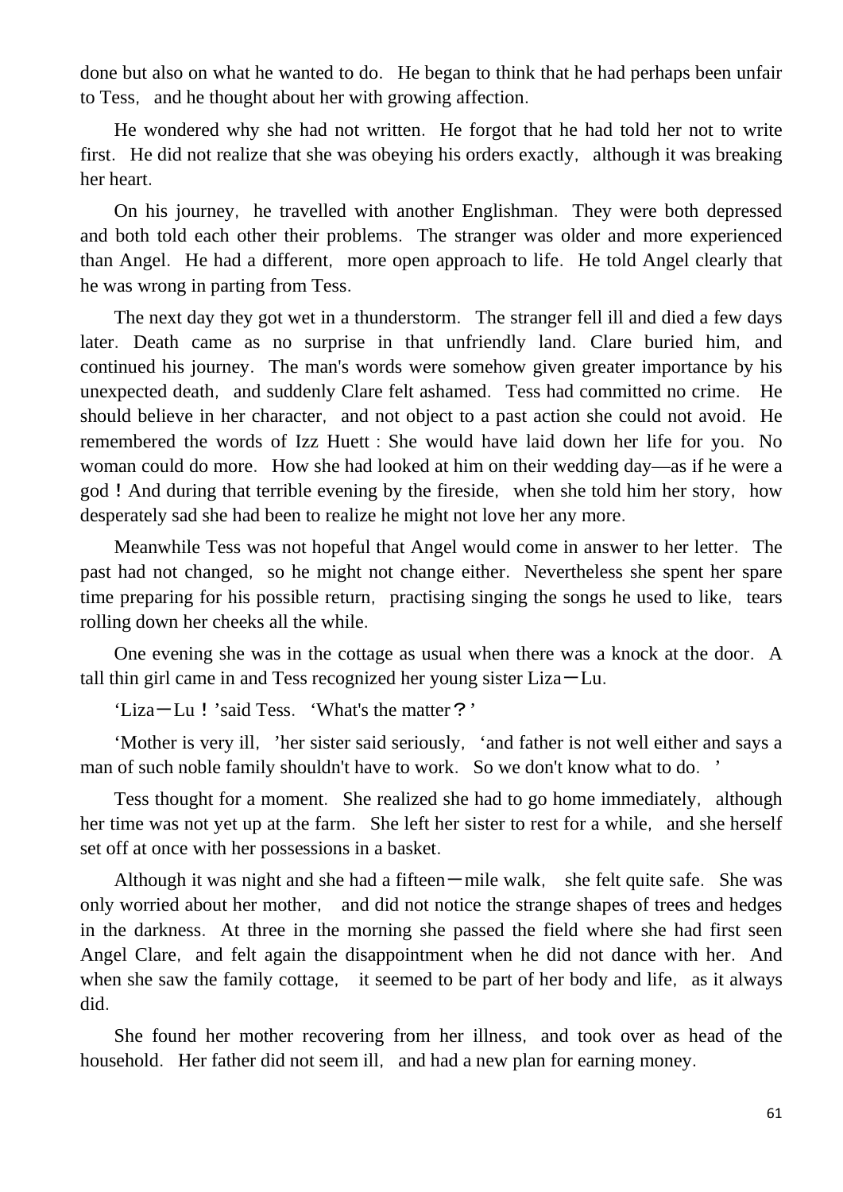done but also on what he wanted to do. He began to think that he had perhaps been unfair to Tess, and he thought about her with growing affection.

He wondered why she had not written. He forgot that he had told her not to write first. He did not realize that she was obeying his orders exactly, although it was breaking her heart.

On his journey, he travelled with another Englishman. They were both depressed and both told each other their problems. The stranger was older and more experienced than Angel. He had a different, more open approach to life. He told Angel clearly that he was wrong in parting from Tess.

The next day they got wet in a thunderstorm. The stranger fell ill and died a few days later. Death came as no surprise in that unfriendly land. Clare buried him, and continued his journey. The man's words were somehow given greater importance by his unexpected death, and suddenly Clare felt ashamed. Tess had committed no crime. He should believe in her character, and not object to a past action she could not avoid. He remembered the words of Izz Huett : She would have laid down her life for you. No woman could do more. How she had looked at him on their wedding day—as if he were a god ! And during that terrible evening by the fireside, when she told him her story, how desperately sad she had been to realize he might not love her any more.

Meanwhile Tess was not hopeful that Angel would come in answer to her letter. The past had not changed, so he might not change either. Nevertheless she spent her spare time preparing for his possible return, practising singing the songs he used to like, tears rolling down her cheeks all the while.

One evening she was in the cottage as usual when there was a knock at the door. A tall thin girl came in and Tess recognized her young sister Liza－Lu.

'Liza－Lu ! 'said Tess. 'What's the matter？'

'Mother is very ill, 'her sister said seriously, 'and father is not well either and says a man of such noble family shouldn't have to work. So we don't know what to do. '

Tess thought for a moment. She realized she had to go home immediately, although her time was not yet up at the farm. She left her sister to rest for a while, and she herself set off at once with her possessions in a basket.

Although it was night and she had a fifteen－mile walk, she felt quite safe. She was only worried about her mother, and did not notice the strange shapes of trees and hedges in the darkness. At three in the morning she passed the field where she had first seen Angel Clare, and felt again the disappointment when he did not dance with her. And when she saw the family cottage, it seemed to be part of her body and life, as it always did.

She found her mother recovering from her illness, and took over as head of the household. Her father did not seem ill, and had a new plan for earning money.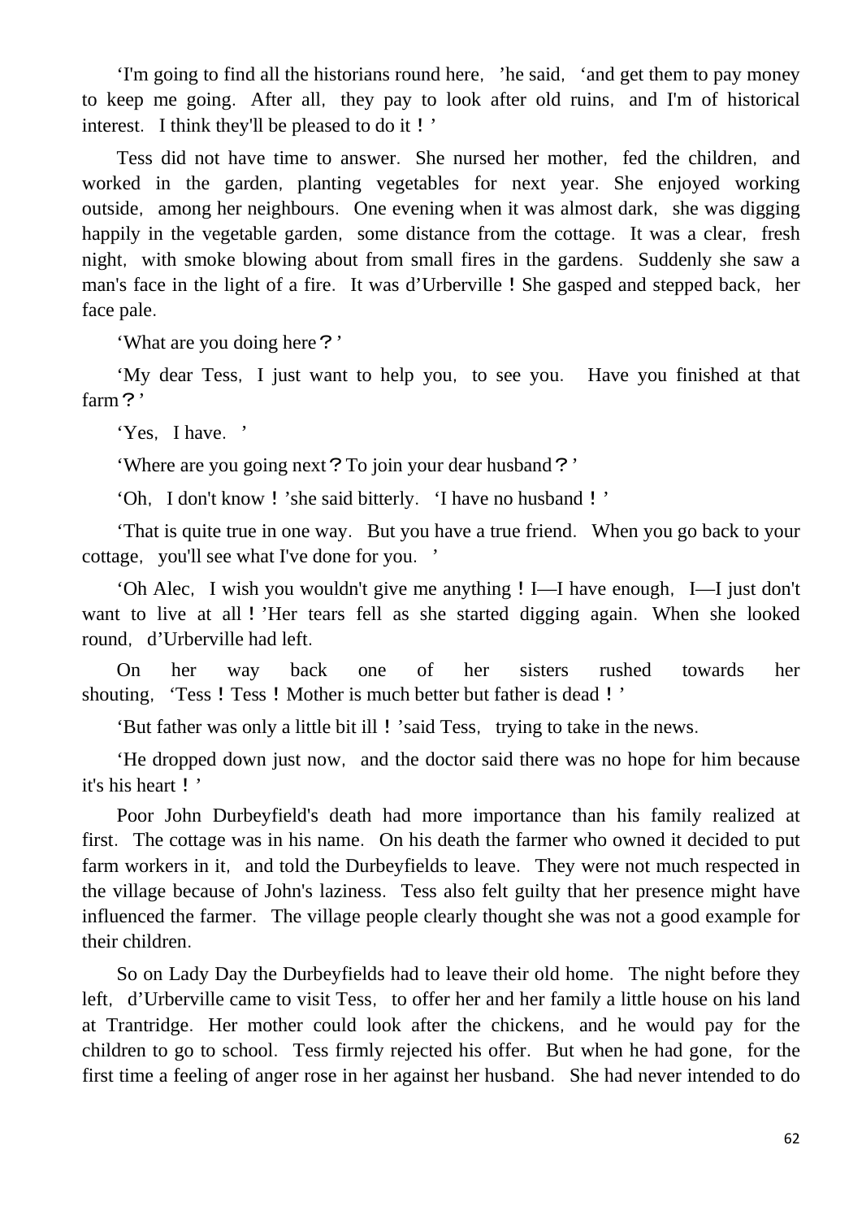‘I'm going to find all the historians round here,’he said,‘and get them to pay money to keep me going. After all, they pay to look after old ruins, and I'm of historical interest. I think they'll be pleased to do it！’

Tess did not have time to answer. She nursed her mother, fed the children, and worked in the garden, planting vegetables for next year. She enjoyed working outside, among her neighbours. One evening when it was almost dark, she was digging happily in the vegetable garden, some distance from the cottage. It was a clear, fresh night, with smoke blowing about from small fires in the gardens. Suddenly she saw a man's face in the light of a fire. It was d’Urberville！She gasped and stepped back, her face pale.

‘What are you doing here？’

‘My dear Tess, I just want to help you, to see you. Have you finished at that farm？’

‘Yes, I have. ’

‘Where are you going next？To join your dear husband？’

‘Oh, I don't know！’she said bitterly. ‘I have no husband！’

‘That is quite true in one way. But you have a true friend. When you go back to your cottage, you'll see what I've done for you. ’

‘Oh Alec, I wish you wouldn't give me anything！I—I have enough, I—I just don't want to live at all！’Her tears fell as she started digging again. When she looked round, d’Urberville had left.

On her way back one of her sisters rushed towards her shouting,‘Tess！Tess！Mother is much better but father is dead！’

‘But father was only a little bit ill！’said Tess, trying to take in the news.

‘He dropped down just now, and the doctor said there was no hope for him because it's his heart！’

Poor John Durbeyfield's death had more importance than his family realized at first. The cottage was in his name. On his death the farmer who owned it decided to put farm workers in it, and told the Durbeyfields to leave. They were not much respected in the village because of John's laziness. Tess also felt guilty that her presence might have influenced the farmer. The village people clearly thought she was not a good example for their children.

So on Lady Day the Durbeyfields had to leave their old home. The night before they left, d’Urberville came to visit Tess, to offer her and her family a little house on his land at Trantridge. Her mother could look after the chickens, and he would pay for the children to go to school. Tess firmly rejected his offer. But when he had gone, for the first time a feeling of anger rose in her against her husband. She had never intended to do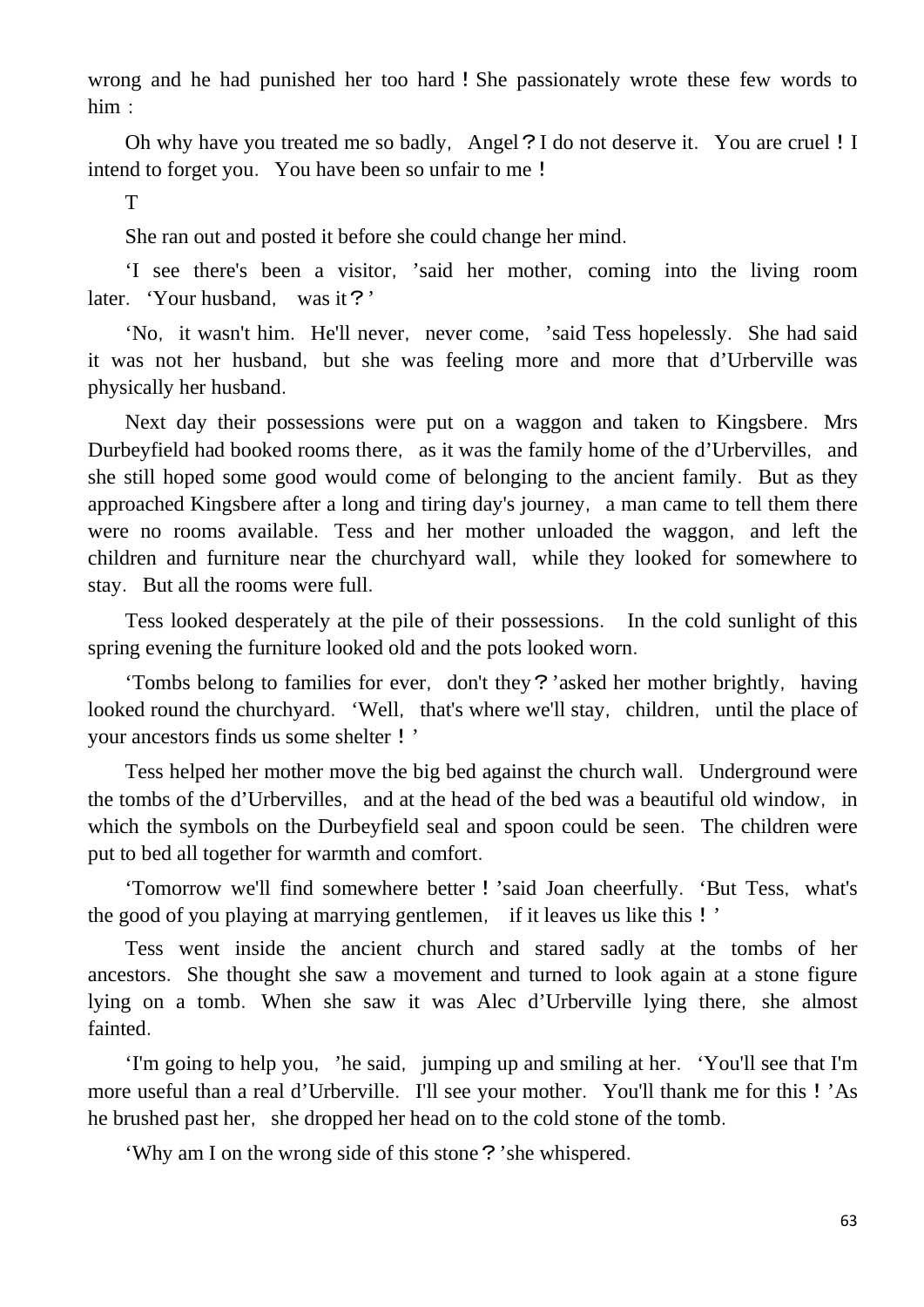wrong and he had punished her too hard！She passionately wrote these few words to him：

Oh why have you treated me so badly, Angel？I do not deserve it. You are cruel！I intend to forget you. You have been so unfair to me！

T

She ran out and posted it before she could change her mind.

'I see there's been a visitor,' said her mother, coming into the living room later. 'Your husband, was it？'

'No, it wasn't him. He'll never, never come,' said Tess hopelessly. She had said it was not her husband, but she was feeling more and more that d'Urberville was physically her husband.

Next day their possessions were put on a waggon and taken to Kingsbere. Mrs Durbeyfield had booked rooms there, as it was the family home of the d'Urbervilles, and she still hoped some good would come of belonging to the ancient family. But as they approached Kingsbere after a long and tiring day's journey, a man came to tell them there were no rooms available. Tess and her mother unloaded the waggon, and left the children and furniture near the churchyard wall, while they looked for somewhere to stay. But all the rooms were full.

Tess looked desperately at the pile of their possessions. In the cold sunlight of this spring evening the furniture looked old and the pots looked worn.

'Tombs belong to families for ever, don't they？' asked her mother brightly, having looked round the churchyard. 'Well, that's where we'll stay, children, until the place of your ancestors finds us some shelter！'

Tess helped her mother move the big bed against the church wall. Underground were the tombs of the d'Urbervilles, and at the head of the bed was a beautiful old window, in which the symbols on the Durbeyfield seal and spoon could be seen. The children were put to bed all together for warmth and comfort.

'Tomorrow we'll find somewhere better！' said Joan cheerfully. 'But Tess, what's the good of you playing at marrying gentlemen, if it leaves us like this！'

Tess went inside the ancient church and stared sadly at the tombs of her ancestors. She thought she saw a movement and turned to look again at a stone figure lying on a tomb. When she saw it was Alec d'Urberville lying there, she almost fainted.

'I'm going to help you,' he said, jumping up and smiling at her. 'You'll see that I'm more useful than a real d'Urberville. I'll see your mother. You'll thank me for this！' As he brushed past her, she dropped her head on to the cold stone of the tomb.

'Why am I on the wrong side of this stone？' she whispered.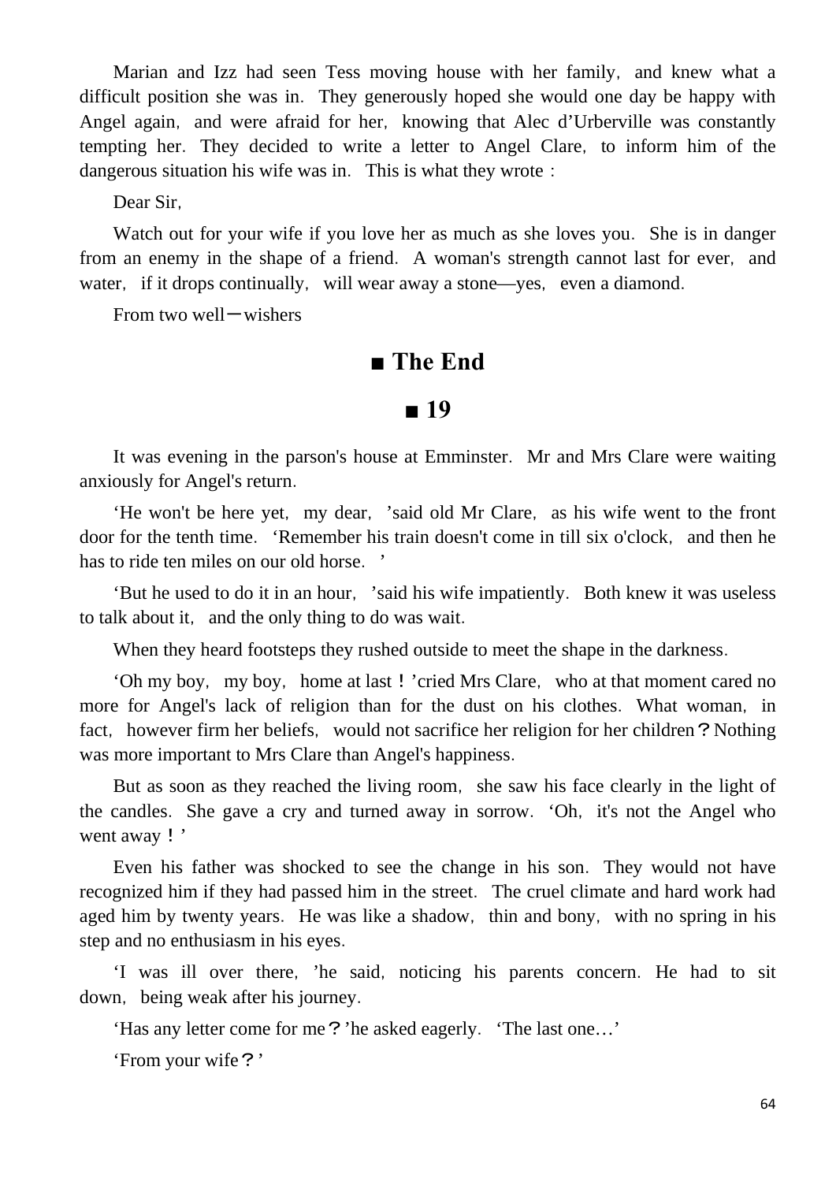Marian and Izz had seen Tess moving house with her family, and knew what a difficult position she was in. They generously hoped she would one day be happy with Angel again, and were afraid for her, knowing that Alec d'Urberville was constantly tempting her. They decided to write a letter to Angel Clare, to inform him of the dangerous situation his wife was in. This is what they wrote:

Dear Sir,

Watch out for your wife if you love her as much as she loves you. She is in danger from an enemy in the shape of a friend. A woman's strength cannot last for ever, and water, if it drops continually, will wear away a stone—yes, even a diamond.

From two well-wishers

## ■ The End

## ■ 19

It was evening in the parson's house at Emminster. Mr and Mrs Clare were waiting anxiously for Angel's return.

'He won't be here yet, my dear,' said old Mr Clare, as his wife went to the front door for the tenth time. 'Remember his train doesn't come in till six o'clock, and then he has to ride ten miles on our old horse.'

'But he used to do it in an hour,' said his wife impatiently. Both knew it was useless to talk about it, and the only thing to do was wait.

When they heard footsteps they rushed outside to meet the shape in the darkness.

'Oh my boy, my boy, home at last!' cried Mrs Clare, who at that moment cared no more for Angel's lack of religion than for the dust on his clothes. What woman, in fact, however firm her beliefs, would not sacrifice her religion for her children? Nothing was more important to Mrs Clare than Angel's happiness.

But as soon as they reached the living room, she saw his face clearly in the light of the candles. She gave a cry and turned away in sorrow. 'Oh, it's not the Angel who went away!'

Even his father was shocked to see the change in his son. They would not have recognized him if they had passed him in the street. The cruel climate and hard work had aged him by twenty years. He was like a shadow, thin and bony, with no spring in his step and no enthusiasm in his eyes.

'I was ill over there,' he said, noticing his parents concern. He had to sit down, being weak after his journey.

'Has any letter come for me?' he asked eagerly. 'The last one…'

'From your wife?'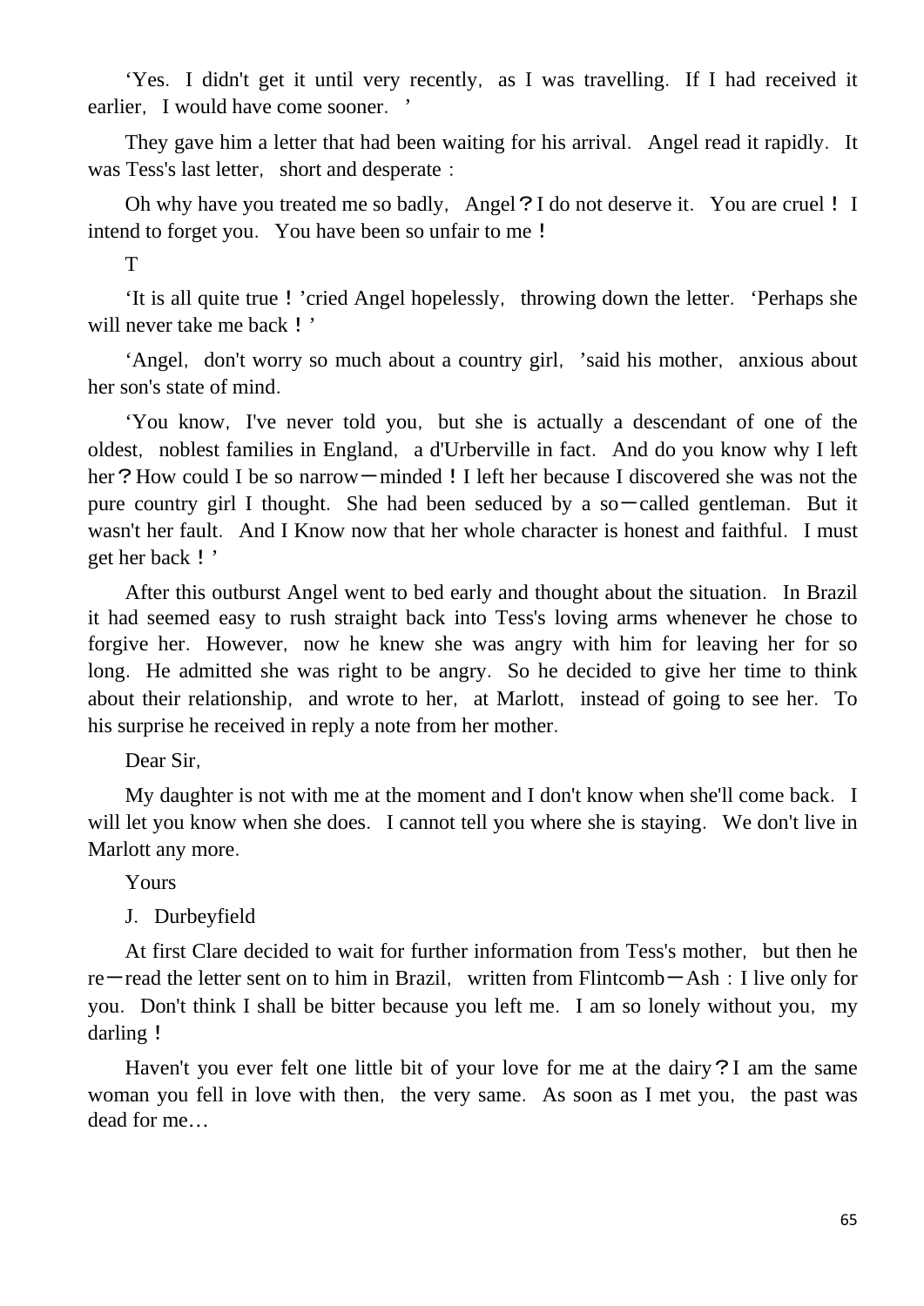‘Yes. I didn't get it until very recently, as I was travelling. If I had received it earlier, I would have come sooner. ’

They gave him a letter that had been waiting for his arrival. Angel read it rapidly. It was Tess's last letter, short and desperate:

Oh why have you treated me so badly, Angel？I do not deserve it. You are cruel！I intend to forget you. You have been so unfair to me！

T

‘It is all quite true！’cried Angel hopelessly, throwing down the letter. ‘Perhaps she will never take me back！’

‘Angel, don't worry so much about a country girl, ’said his mother, anxious about her son's state of mind.

‘You know, I've never told you, but she is actually a descendant of one of the oldest, noblest families in England, a d'Urberville in fact. And do you know why I left her？How could I be so narrow－minded！I left her because I discovered she was not the pure country girl I thought. She had been seduced by a so－called gentleman. But it wasn't her fault. And I Know now that her whole character is honest and faithful. I must get her back！’

After this outburst Angel went to bed early and thought about the situation. In Brazil it had seemed easy to rush straight back into Tess's loving arms whenever he chose to forgive her. However, now he knew she was angry with him for leaving her for so long. He admitted she was right to be angry. So he decided to give her time to think about their relationship, and wrote to her, at Marlott, instead of going to see her. To his surprise he received in reply a note from her mother.

Dear Sir,

My daughter is not with me at the moment and I don't know when she'll come back. I will let you know when she does. I cannot tell you where she is staying. We don't live in Marlott any more.

Yours

J. Durbeyfield

At first Clare decided to wait for further information from Tess's mother, but then he re－read the letter sent on to him in Brazil, written from Flintcomb－Ash: I live only for you. Don't think I shall be bitter because you left me. I am so lonely without you, my darling！

Haven't you ever felt one little bit of your love for me at the dairy？I am the same woman you fell in love with then, the very same. As soon as I met you, the past was dead for me…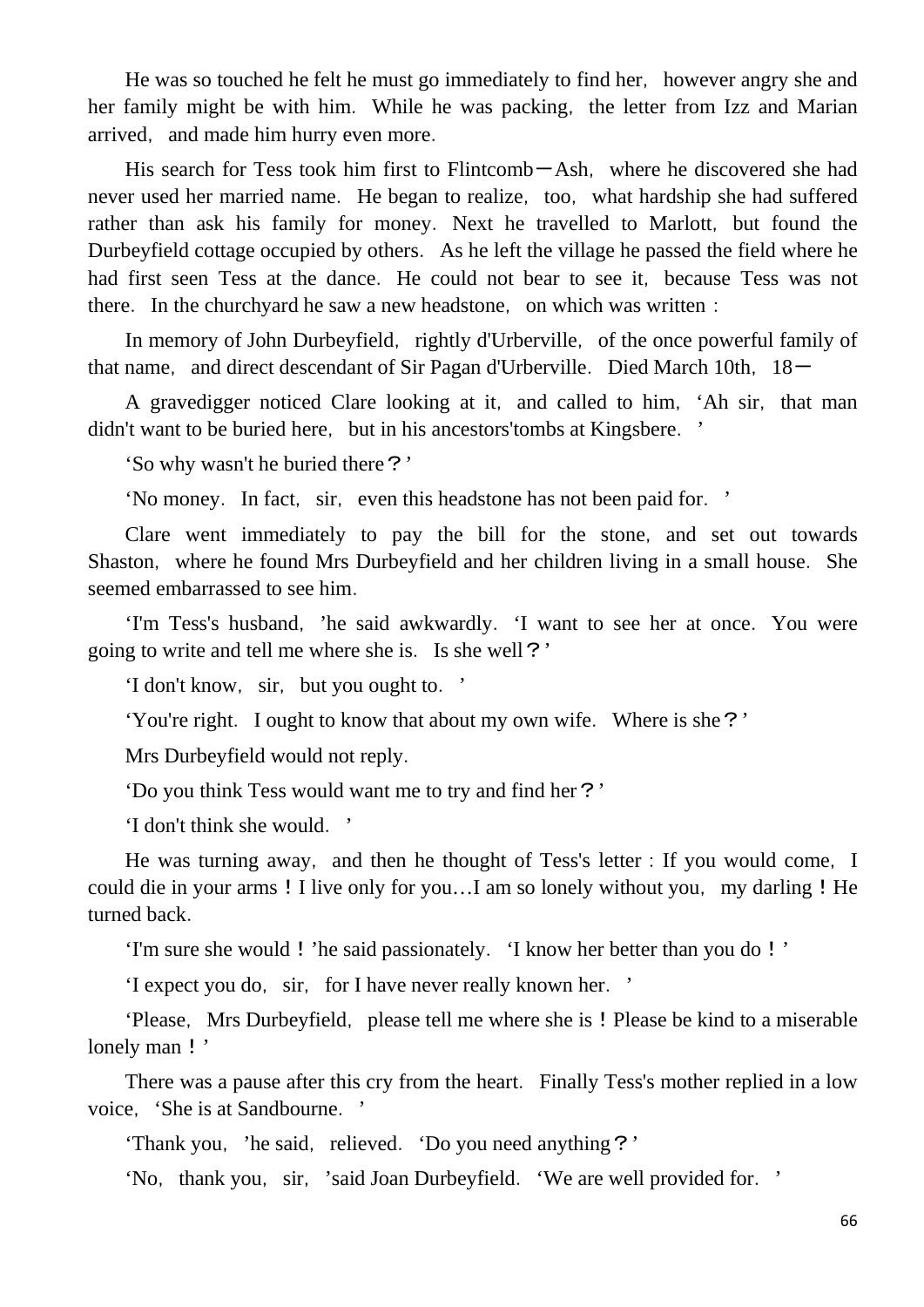He was so touched he felt he must go immediately to find her, however angry she and her family might be with him. While he was packing, the letter from Izz and Marian arrived, and made him hurry even more.

His search for Tess took him first to Flintcomb－Ash, where he discovered she had never used her married name. He began to realize, too, what hardship she had suffered rather than ask his family for money. Next he travelled to Marlott, but found the Durbeyfield cottage occupied by others. As he left the village he passed the field where he had first seen Tess at the dance. He could not bear to see it, because Tess was not there. In the churchyard he saw a new headstone, on which was written:

In memory of John Durbeyfield, rightly d'Urberville, of the once powerful family of that name, and direct descendant of Sir Pagan d'Urberville. Died March 10th, 18－

A gravedigger noticed Clare looking at it, and called to him, 'Ah sir, that man didn't want to be buried here, but in his ancestors'tombs at Kingsbere.'

'So why wasn't he buried there？'

'No money. In fact, sir, even this headstone has not been paid for.'

Clare went immediately to pay the bill for the stone, and set out towards Shaston, where he found Mrs Durbeyfield and her children living in a small house. She seemed embarrassed to see him.

'I'm Tess's husband,' he said awkwardly. 'I want to see her at once. You were going to write and tell me where she is. Is she well？'

'I don't know, sir, but you ought to.'

'You're right. I ought to know that about my own wife. Where is she？'

Mrs Durbeyfield would not reply.

'Do you think Tess would want me to try and find her？'

'I don't think she would.'

He was turning away, and then he thought of Tess's letter: If you would come, I could die in your arms！I live only for you…I am so lonely without you, my darling！He turned back.

'I'm sure she would！' he said passionately. 'I know her better than you do！'

'I expect you do, sir, for I have never really known her.'

'Please, Mrs Durbeyfield, please tell me where she is！Please be kind to a miserable lonely man！'

There was a pause after this cry from the heart. Finally Tess's mother replied in a low voice, 'She is at Sandbourne.'

'Thank you,' he said, relieved. 'Do you need anything？'

'No, thank you, sir,' said Joan Durbeyfield. 'We are well provided for.'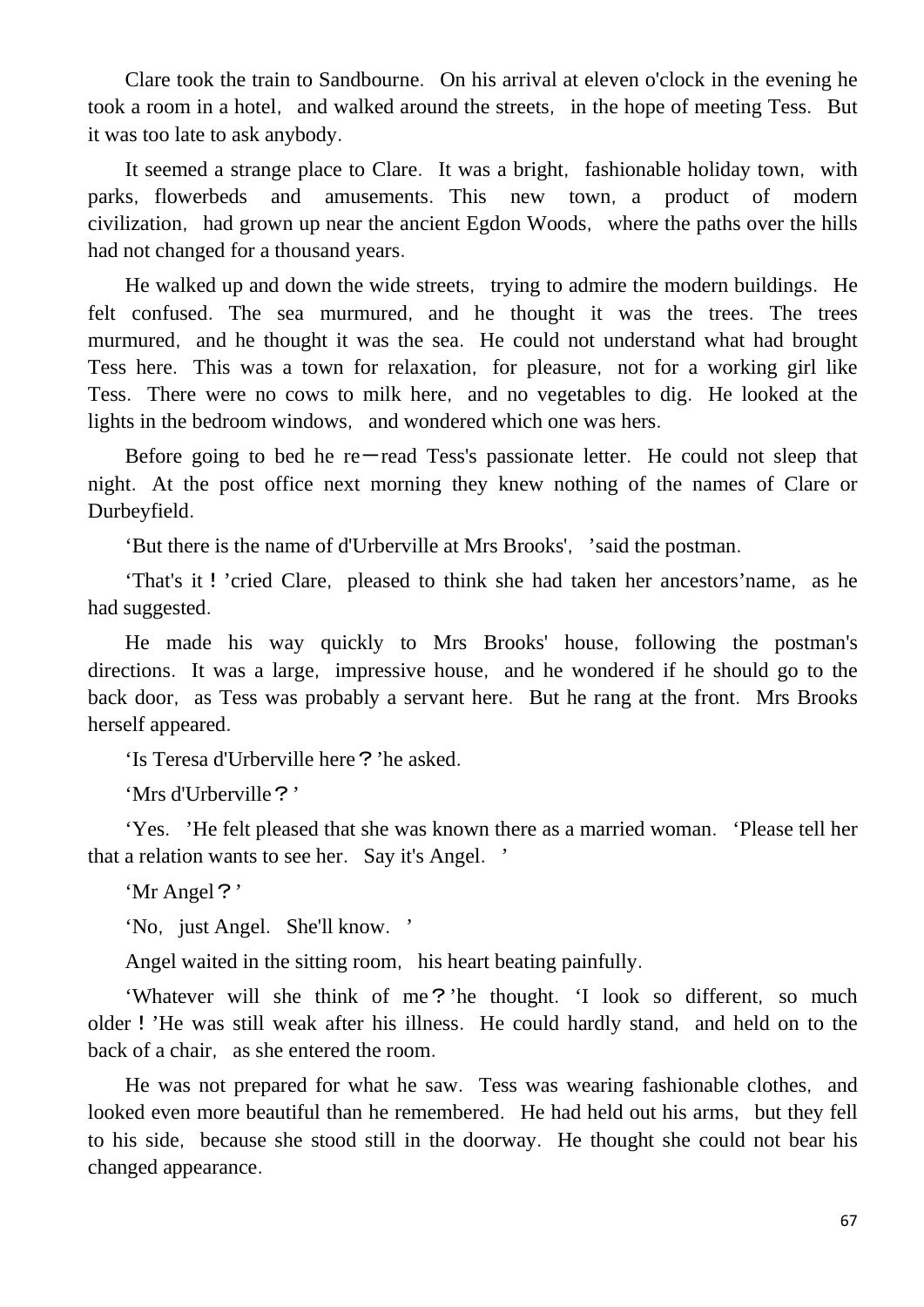Clare took the train to Sandbourne. On his arrival at eleven o'clock in the evening he took a room in a hotel, and walked around the streets, in the hope of meeting Tess. But it was too late to ask anybody.

It seemed a strange place to Clare. It was a bright, fashionable holiday town, with parks, flowerbeds and amusements. This new town, a product of modern civilization, had grown up near the ancient Egdon Woods, where the paths over the hills had not changed for a thousand years.

He walked up and down the wide streets, trying to admire the modern buildings. He felt confused. The sea murmured, and he thought it was the trees. The trees murmured, and he thought it was the sea. He could not understand what had brought Tess here. This was a town for relaxation, for pleasure, not for a working girl like Tess. There were no cows to milk here, and no vegetables to dig. He looked at the lights in the bedroom windows, and wondered which one was hers.

Before going to bed he re–read Tess's passionate letter. He could not sleep that night. At the post office next morning they knew nothing of the names of Clare or Durbeyfield.

'But there is the name of d'Urberville at Mrs Brooks', 'said the postman.

'That's it！'cried Clare, pleased to think she had taken her ancestors'name, as he had suggested.

He made his way quickly to Mrs Brooks' house, following the postman's directions. It was a large, impressive house, and he wondered if he should go to the back door, as Tess was probably a servant here. But he rang at the front. Mrs Brooks herself appeared.

'Is Teresa d'Urberville here？'he asked.

'Mrs d'Urberville？'

'Yes. 'He felt pleased that she was known there as a married woman. 'Please tell her that a relation wants to see her. Say it's Angel. '

'Mr Angel？'

'No, just Angel. She'll know. '

Angel waited in the sitting room, his heart beating painfully.

'Whatever will she think of me？'he thought. 'I look so different, so much older！'He was still weak after his illness. He could hardly stand, and held on to the back of a chair, as she entered the room.

He was not prepared for what he saw. Tess was wearing fashionable clothes, and looked even more beautiful than he remembered. He had held out his arms, but they fell to his side, because she stood still in the doorway. He thought she could not bear his changed appearance.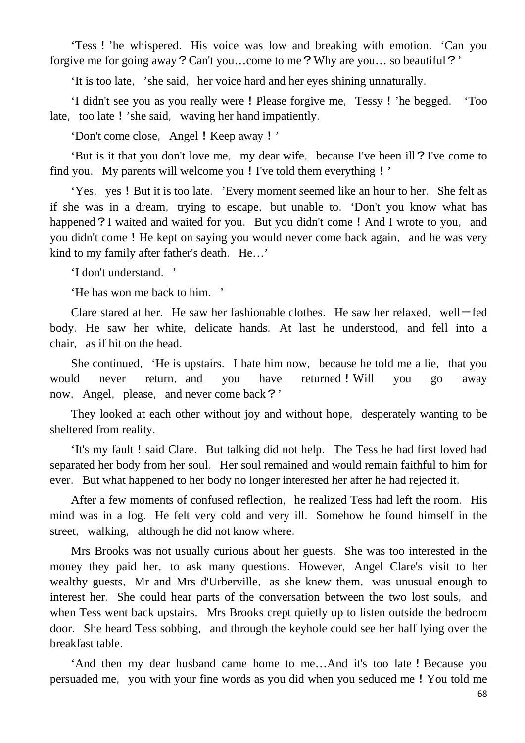‘Tess！’he whispered. His voice was low and breaking with emotion. ‘Can you forgive me for going away？Can't you…come to me？Why are you… so beautiful？’

‘It is too late, ’she said, her voice hard and her eyes shining unnaturally.

‘I didn't see you as you really were！Please forgive me, Tessy！’he begged. ‘Too late, too late！’she said, waving her hand impatiently.

‘Don't come close, Angel！Keep away！’

‘But is it that you don't love me, my dear wife, because I've been ill？I've come to find you. My parents will welcome you！I've told them everything！’

‘Yes, yes！But it is too late. ’Every moment seemed like an hour to her. She felt as if she was in a dream, trying to escape, but unable to. ‘Don't you know what has happened？I waited and waited for you. But you didn't come！And I wrote to you, and you didn't come！He kept on saying you would never come back again, and he was very kind to my family after father's death. He…’

‘I don't understand. ’

‘He has won me back to him. ’

Clare stared at her. He saw her fashionable clothes. He saw her relaxed, well－fed body. He saw her white, delicate hands. At last he understood, and fell into a chair, as if hit on the head.

She continued, ‘He is upstairs. I hate him now, because he told me a lie, that you would never return, and you have returned！Will you go away now, Angel, please, and never come back？’

They looked at each other without joy and without hope, desperately wanting to be sheltered from reality.

‘It's my fault！said Clare. But talking did not help. The Tess he had first loved had separated her body from her soul. Her soul remained and would remain faithful to him for ever. But what happened to her body no longer interested her after he had rejected it.

After a few moments of confused reflection, he realized Tess had left the room. His mind was in a fog. He felt very cold and very ill. Somehow he found himself in the street, walking, although he did not know where.

Mrs Brooks was not usually curious about her guests. She was too interested in the money they paid her, to ask many questions. However, Angel Clare's visit to her wealthy guests, Mr and Mrs d'Urberville, as she knew them, was unusual enough to interest her. She could hear parts of the conversation between the two lost souls, and when Tess went back upstairs, Mrs Brooks crept quietly up to listen outside the bedroom door. She heard Tess sobbing, and through the keyhole could see her half lying over the breakfast table.

‘And then my dear husband came home to me…And it's too late！Because you persuaded me, you with your fine words as you did when you seduced me！You told me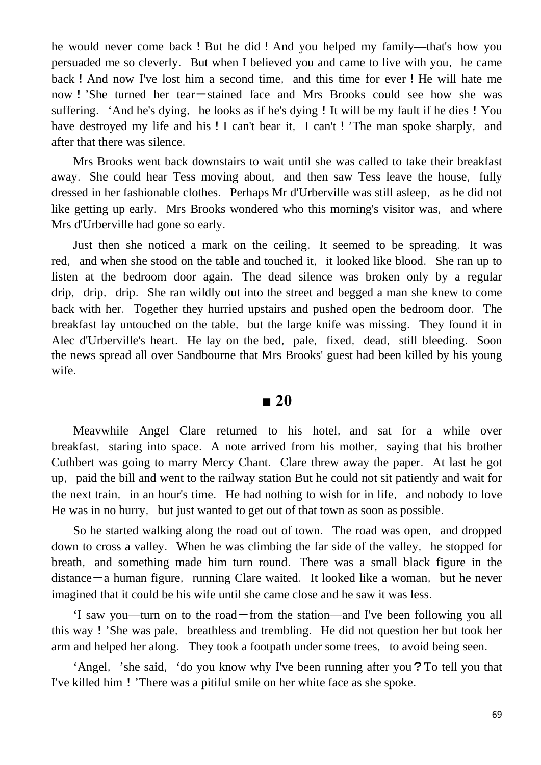he would never come back！But he did！And you helped my family—that's how you persuaded me so cleverly. But when I believed you and came to live with you, he came back！And now I've lost him a second time, and this time for ever！He will hate me now！'She turned her tear—stained face and Mrs Brooks could see how she was suffering. 'And he's dying, he looks as if he's dying！It will be my fault if he dies！You have destroyed my life and his！I can't bear it, I can't！'The man spoke sharply, and after that there was silence.

Mrs Brooks went back downstairs to wait until she was called to take their breakfast away. She could hear Tess moving about, and then saw Tess leave the house, fully dressed in her fashionable clothes. Perhaps Mr d'Urberville was still asleep, as he did not like getting up early. Mrs Brooks wondered who this morning's visitor was, and where Mrs d'Urberville had gone so early.

Just then she noticed a mark on the ceiling. It seemed to be spreading. It was red, and when she stood on the table and touched it, it looked like blood. She ran up to listen at the bedroom door again. The dead silence was broken only by a regular drip, drip, drip. She ran wildly out into the street and begged a man she knew to come back with her. Together they hurried upstairs and pushed open the bedroom door. The breakfast lay untouched on the table, but the large knife was missing. They found it in Alec d'Urberville's heart. He lay on the bed, pale, fixed, dead, still bleeding. Soon the news spread all over Sandbourne that Mrs Brooks' guest had been killed by his young wife.

## ■ 20

Meavwhile Angel Clare returned to his hotel, and sat for a while over breakfast, staring into space. A note arrived from his mother, saying that his brother Cuthbert was going to marry Mercy Chant. Clare threw away the paper. At last he got up, paid the bill and went to the railway station But he could not sit patiently and wait for the next train, in an hour's time. He had nothing to wish for in life, and nobody to love He was in no hurry, but just wanted to get out of that town as soon as possible.

So he started walking along the road out of town. The road was open, and dropped down to cross a valley. When he was climbing the far side of the valley, he stopped for breath, and something made him turn round. There was a small black figure in the distance—a human figure, running Clare waited. It looked like a woman, but he never imagined that it could be his wife until she came close and he saw it was less.

'I saw you—turn on to the road—from the station—and I've been following you all this way！'She was pale, breathless and trembling. He did not question her but took her arm and helped her along. They took a footpath under some trees, to avoid being seen.

'Angel, 'she said, 'do you know why I've been running after you？To tell you that I've killed him！'There was a pitiful smile on her white face as she spoke.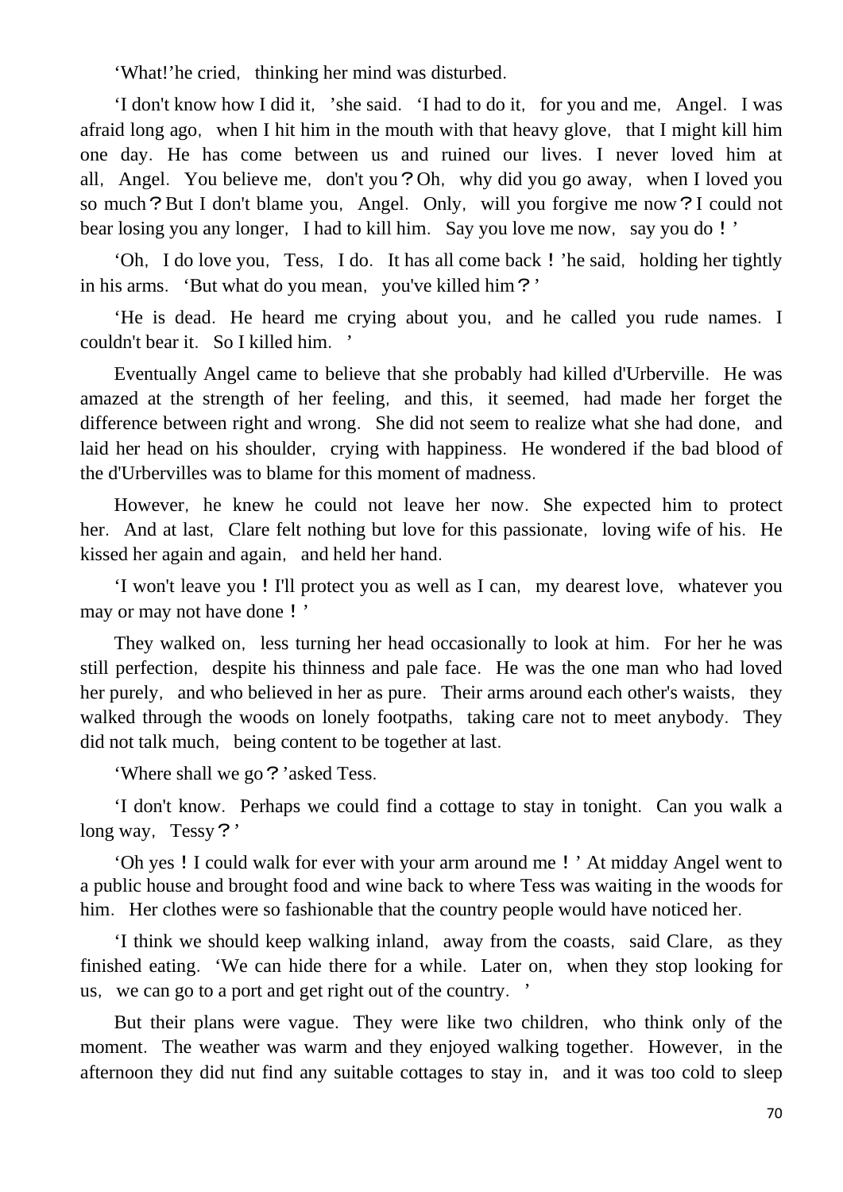'What!'he cried, thinking her mind was disturbed.

'I don't know how I did it, 'she said. 'I had to do it, for you and me, Angel. I was afraid long ago, when I hit him in the mouth with that heavy glove, that I might kill him one day. He has come between us and ruined our lives. I never loved him at all, Angel. You believe me, don't you？Oh, why did you go away, when I loved you so much？But I don't blame you, Angel. Only, will you forgive me now？I could not bear losing you any longer, I had to kill him. Say you love me now, say you do！'

'Oh, I do love you, Tess, I do. It has all come back！'he said, holding her tightly in his arms. 'But what do you mean, you've killed him？'

'He is dead. He heard me crying about you, and he called you rude names. I couldn't bear it. So I killed him. '

Eventually Angel came to believe that she probably had killed d'Urberville. He was amazed at the strength of her feeling, and this, it seemed, had made her forget the difference between right and wrong. She did not seem to realize what she had done, and laid her head on his shoulder, crying with happiness. He wondered if the bad blood of the d'Urbervilles was to blame for this moment of madness.

However, he knew he could not leave her now. She expected him to protect her. And at last, Clare felt nothing but love for this passionate, loving wife of his. He kissed her again and again, and held her hand.

'I won't leave you！I'll protect you as well as I can, my dearest love, whatever you may or may not have done！'

They walked on, less turning her head occasionally to look at him. For her he was still perfection, despite his thinness and pale face. He was the one man who had loved her purely, and who believed in her as pure. Their arms around each other's waists, they walked through the woods on lonely footpaths, taking care not to meet anybody. They did not talk much, being content to be together at last.

'Where shall we go？'asked Tess.

'I don't know. Perhaps we could find a cottage to stay in tonight. Can you walk a long way, Tessy？'

'Oh yes！I could walk for ever with your arm around me！' At midday Angel went to a public house and brought food and wine back to where Tess was waiting in the woods for him. Her clothes were so fashionable that the country people would have noticed her.

'I think we should keep walking inland, away from the coasts, said Clare, as they finished eating. 'We can hide there for a while. Later on, when they stop looking for us, we can go to a port and get right out of the country. '

But their plans were vague. They were like two children, who think only of the moment. The weather was warm and they enjoyed walking together. However, in the afternoon they did nut find any suitable cottages to stay in, and it was too cold to sleep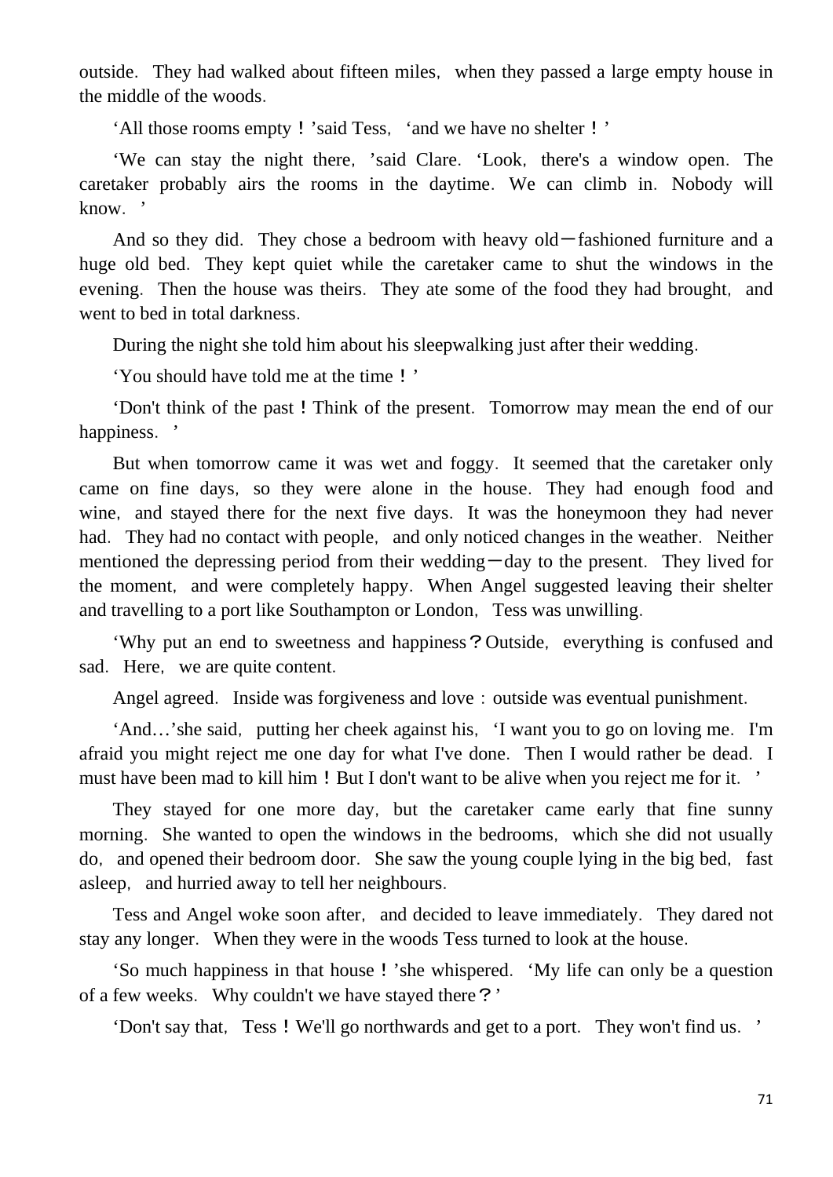outside. They had walked about fifteen miles, when they passed a large empty house in the middle of the woods.

'All those rooms empty！'said Tess, 'and we have no shelter！'

'We can stay the night there, 'said Clare. 'Look, there's a window open. The caretaker probably airs the rooms in the daytime. We can climb in. Nobody will know. '

And so they did. They chose a bedroom with heavy old－fashioned furniture and a huge old bed. They kept quiet while the caretaker came to shut the windows in the evening. Then the house was theirs. They ate some of the food they had brought, and went to bed in total darkness.

During the night she told him about his sleepwalking just after their wedding.

'You should have told me at the time！'

'Don't think of the past！Think of the present. Tomorrow may mean the end of our happiness. '

But when tomorrow came it was wet and foggy. It seemed that the caretaker only came on fine days, so they were alone in the house. They had enough food and wine, and stayed there for the next five days. It was the honeymoon they had never had. They had no contact with people, and only noticed changes in the weather. Neither mentioned the depressing period from their wedding－day to the present. They lived for the moment, and were completely happy. When Angel suggested leaving their shelter and travelling to a port like Southampton or London, Tess was unwilling.

'Why put an end to sweetness and happiness？Outside, everything is confused and sad. Here, we are quite content.

Angel agreed. Inside was forgiveness and love：outside was eventual punishment.

'And…'she said, putting her cheek against his, 'I want you to go on loving me. I'm afraid you might reject me one day for what I've done. Then I would rather be dead. I must have been mad to kill him！But I don't want to be alive when you reject me for it. '

They stayed for one more day, but the caretaker came early that fine sunny morning. She wanted to open the windows in the bedrooms, which she did not usually do, and opened their bedroom door. She saw the young couple lying in the big bed, fast asleep, and hurried away to tell her neighbours.

Tess and Angel woke soon after, and decided to leave immediately. They dared not stay any longer. When they were in the woods Tess turned to look at the house.

'So much happiness in that house！'she whispered. 'My life can only be a question of a few weeks. Why couldn't we have stayed there？'

'Don't say that, Tess！We'll go northwards and get to a port. They won't find us. '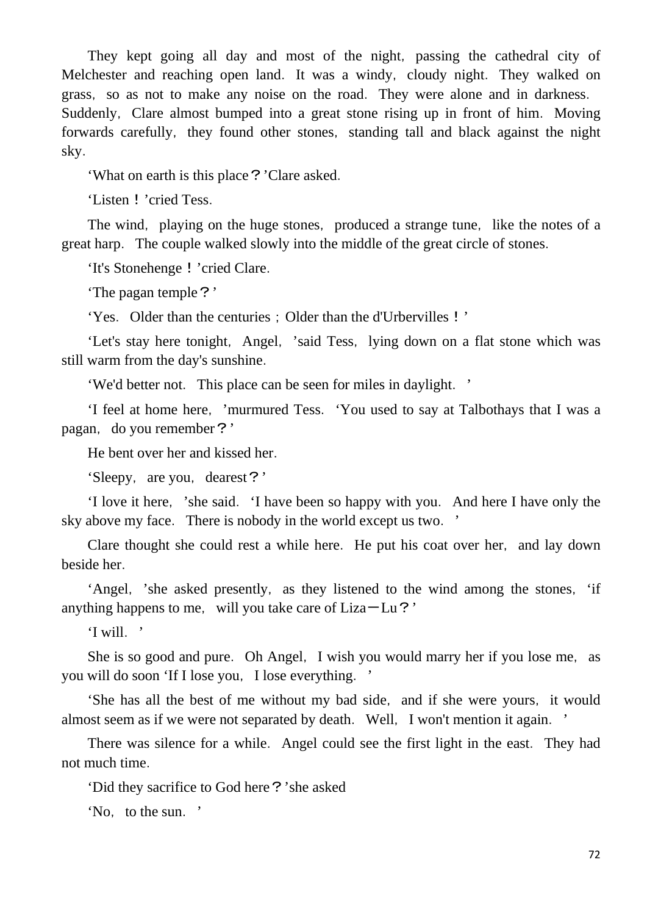They kept going all day and most of the night, passing the cathedral city of Melchester and reaching open land. It was a windy, cloudy night. They walked on grass, so as not to make any noise on the road. They were alone and in darkness. Suddenly, Clare almost bumped into a great stone rising up in front of him. Moving forwards carefully, they found other stones, standing tall and black against the night sky.

'What on earth is this place？'Clare asked.

'Listen！'cried Tess.

The wind, playing on the huge stones, produced a strange tune, like the notes of a great harp. The couple walked slowly into the middle of the great circle of stones.

'It's Stonehenge！'cried Clare.

'The pagan temple？'

'Yes. Older than the centuries；Older than the d'Urbervilles！'

'Let's stay here tonight, Angel, 'said Tess, lying down on a flat stone which was still warm from the day's sunshine.

'We'd better not. This place can be seen for miles in daylight. '

'I feel at home here, 'murmured Tess. 'You used to say at Talbothays that I was a pagan, do you remember？'

He bent over her and kissed her.

'Sleepy, are you, dearest？'

'I love it here, 'she said. 'I have been so happy with you. And here I have only the sky above my face. There is nobody in the world except us two. '

Clare thought she could rest a while here. He put his coat over her, and lay down beside her.

'Angel, 'she asked presently, as they listened to the wind among the stones, 'if anything happens to me, will you take care of Liza－Lu？'

'I will. '

She is so good and pure. Oh Angel, I wish you would marry her if you lose me, as you will do soon 'If I lose you, I lose everything. '

'She has all the best of me without my bad side, and if she were yours, it would almost seem as if we were not separated by death. Well, I won't mention it again. '

There was silence for a while. Angel could see the first light in the east. They had not much time.

'Did they sacrifice to God here？'she asked

'No, to the sun. '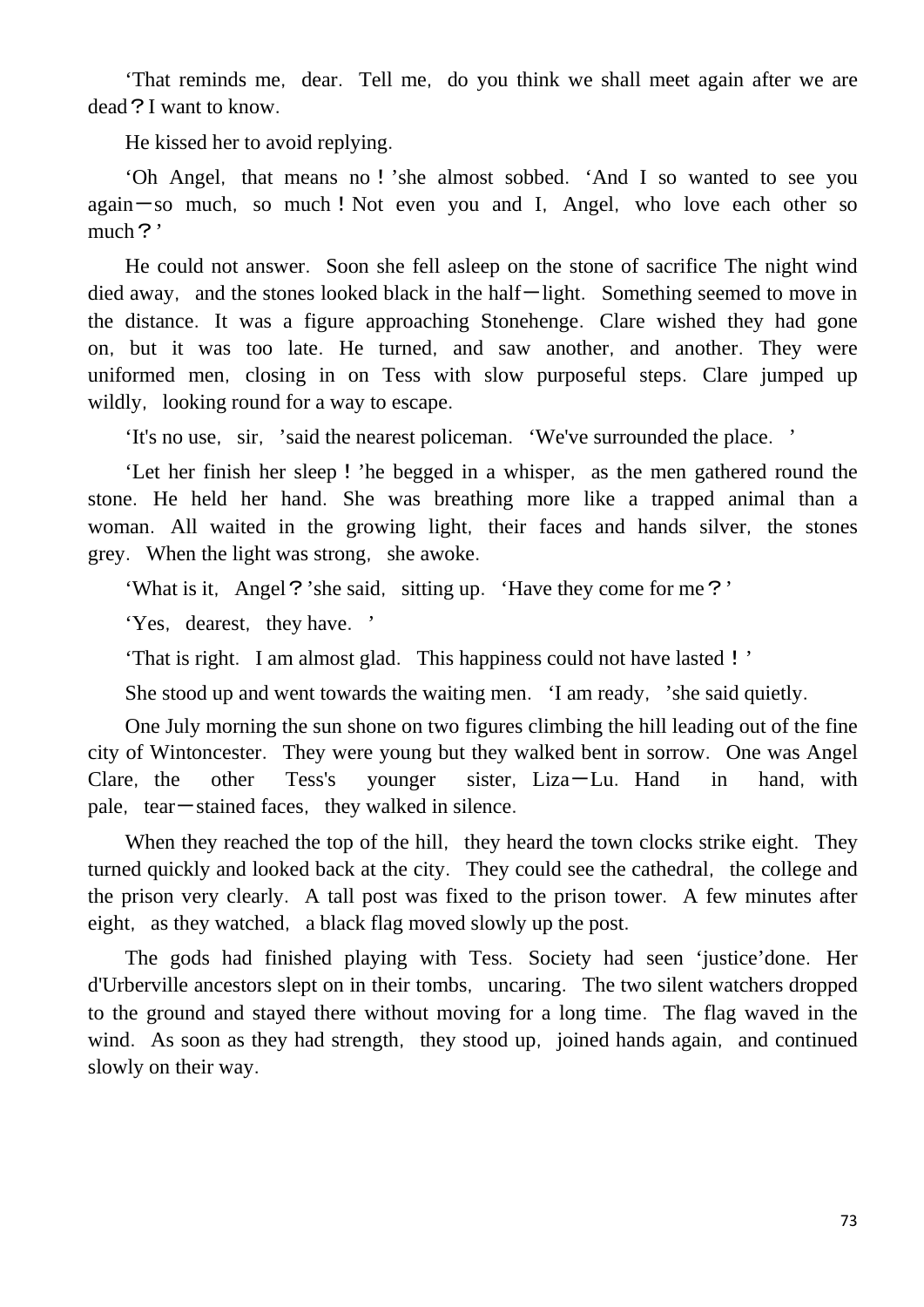'That reminds me, dear. Tell me, do you think we shall meet again after we are dead？I want to know.

He kissed her to avoid replying.

'Oh Angel, that means no！'she almost sobbed. 'And I so wanted to see you again—so much, so much！Not even you and I, Angel, who love each other so much？'

He could not answer. Soon she fell asleep on the stone of sacrifice The night wind died away, and the stones looked black in the half—light. Something seemed to move in the distance. It was a figure approaching Stonehenge. Clare wished they had gone on, but it was too late. He turned, and saw another, and another. They were uniformed men, closing in on Tess with slow purposeful steps. Clare jumped up wildly, looking round for a way to escape.

'It's no use, sir, 'said the nearest policeman. 'We've surrounded the place. '

'Let her finish her sleep！'he begged in a whisper, as the men gathered round the stone. He held her hand. She was breathing more like a trapped animal than a woman. All waited in the growing light, their faces and hands silver, the stones grey. When the light was strong, she awoke.

'What is it, Angel？'she said, sitting up. 'Have they come for me？'

'Yes, dearest, they have. '

'That is right. I am almost glad. This happiness could not have lasted！'

She stood up and went towards the waiting men. 'I am ready, 'she said quietly.

One July morning the sun shone on two figures climbing the hill leading out of the fine city of Wintoncester. They were young but they walked bent in sorrow. One was Angel Clare, the other Tess's younger sister, Liza—Lu. Hand in hand, with pale, tear—stained faces, they walked in silence.

When they reached the top of the hill, they heard the town clocks strike eight. They turned quickly and looked back at the city. They could see the cathedral, the college and the prison very clearly. A tall post was fixed to the prison tower. A few minutes after eight, as they watched, a black flag moved slowly up the post.

The gods had finished playing with Tess. Society had seen 'justice'done. Her d'Urberville ancestors slept on in their tombs, uncaring. The two silent watchers dropped to the ground and stayed there without moving for a long time. The flag waved in the wind. As soon as they had strength, they stood up, joined hands again, and continued slowly on their way.